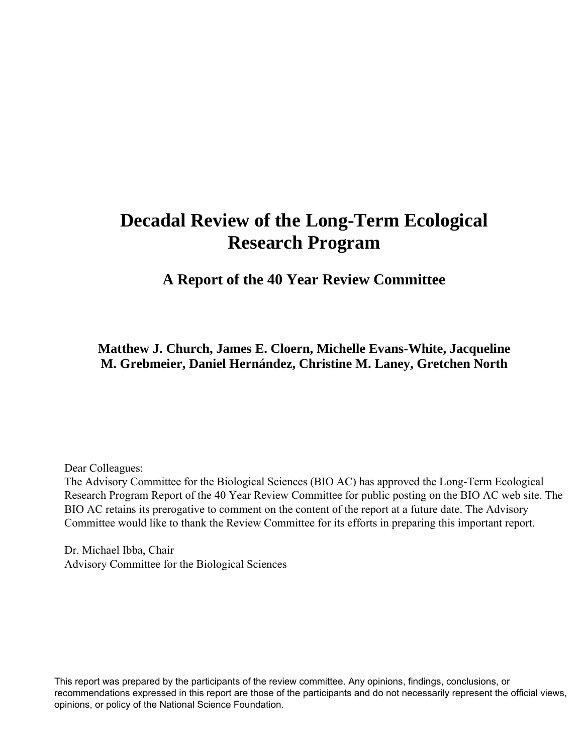# Decadal Review of the Long-Term Ecological Research Program

## A Report of the 40 Year Review Committee

**Matthew J. Church, James E. Cloern, Michelle Evans-White, Jacqueline M. Grebmeier, Daniel Hernández, Christine M. Laney, Gretchen North**

Dear Colleagues:
The Advisory Committee for the Biological Sciences (BIO AC) has approved the Long-Term Ecological Research Program Report of the 40 Year Review Committee for public posting on the BIO AC web site. The BIO AC retains its prerogative to comment on the content of the report at a future date. The Advisory Committee would like to thank the Review Committee for its efforts in preparing this important report.

Dr. Michael Ibba, Chair
Advisory Committee for the Biological Sciences

This report was prepared by the participants of the review committee. Any opinions, findings, conclusions, or recommendations expressed in this report are those of the participants and do not necessarily represent the official views, opinions, or policy of the National Science Foundation.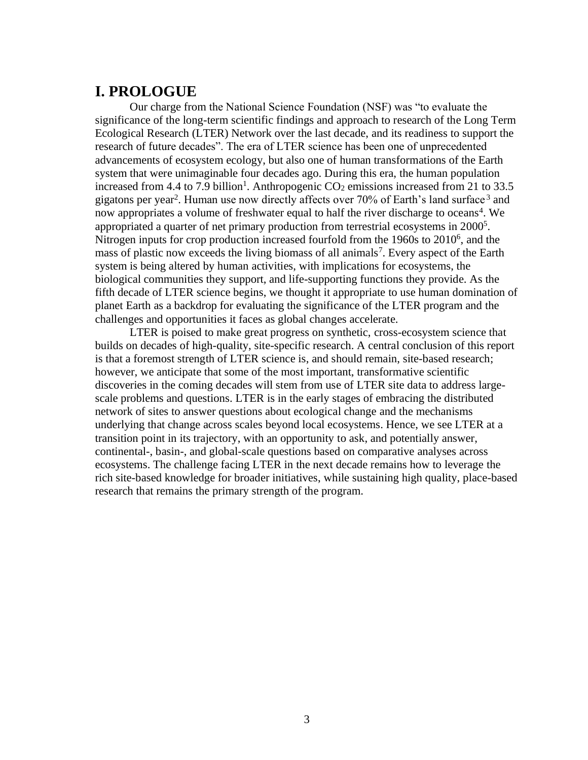# I. PROLOGUE

Our charge from the National Science Foundation (NSF) was "to evaluate the significance of the long-term scientific findings and approach to research of the Long Term Ecological Research (LTER) Network over the last decade, and its readiness to support the research of future decades". The era of LTER science has been one of unprecedented advancements of ecosystem ecology, but also one of human transformations of the Earth system that were unimaginable four decades ago. During this era, the human population increased from 4.4 to 7.9 billion[1]. Anthropogenic $CO_2$ emissions increased from 21 to 33.5 gigatons per year[2]. Human use now directly affects over 70% of Earth's land surface[3] and now appropriates a volume of freshwater equal to half the river discharge to oceans[4]. We appropriated a quarter of net primary production from terrestrial ecosystems in 2000[5]. Nitrogen inputs for crop production increased fourfold from the 1960s to 2010[6], and the mass of plastic now exceeds the living biomass of all animals[7]. Every aspect of the Earth system is being altered by human activities, with implications for ecosystems, the biological communities they support, and life-supporting functions they provide. As the fifth decade of LTER science begins, we thought it appropriate to use human domination of planet Earth as a backdrop for evaluating the significance of the LTER program and the challenges and opportunities it faces as global changes accelerate.

LTER is poised to make great progress on synthetic, cross-ecosystem science that builds on decades of high-quality, site-specific research. A central conclusion of this report is that a foremost strength of LTER science is, and should remain, site-based research; however, we anticipate that some of the most important, transformative scientific discoveries in the coming decades will stem from use of LTER site data to address large-scale problems and questions. LTER is in the early stages of embracing the distributed network of sites to answer questions about ecological change and the mechanisms underlying that change across scales beyond local ecosystems. Hence, we see LTER at a transition point in its trajectory, with an opportunity to ask, and potentially answer, continental-, basin-, and global-scale questions based on comparative analyses across ecosystems. The challenge facing LTER in the next decade remains how to leverage the rich site-based knowledge for broader initiatives, while sustaining high quality, place-based research that remains the primary strength of the program.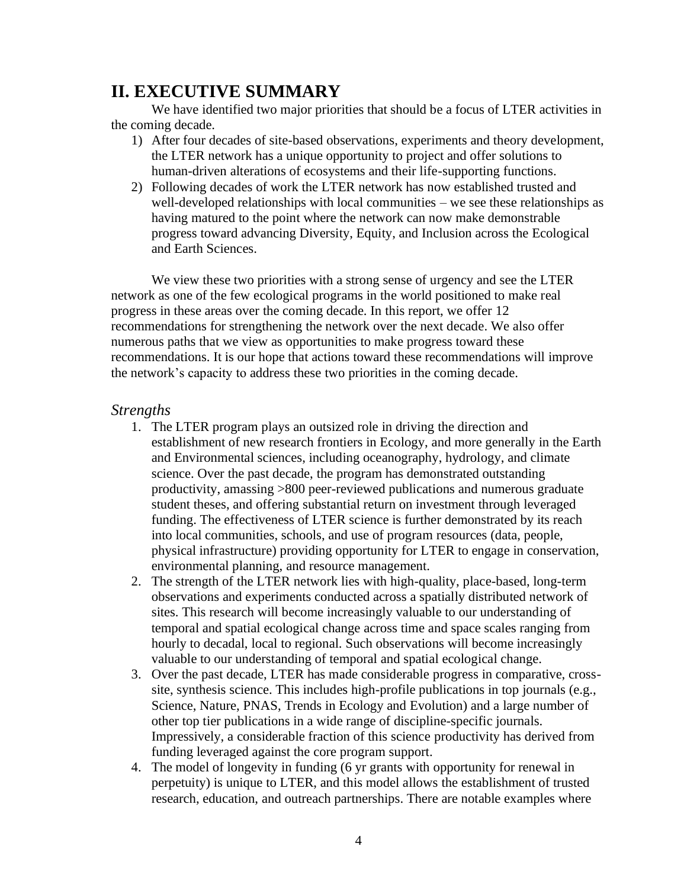## II. EXECUTIVE SUMMARY

We have identified two major priorities that should be a focus of LTER activities in the coming decade.

1) After four decades of site-based observations, experiments and theory development, the LTER network has a unique opportunity to project and offer solutions to human-driven alterations of ecosystems and their life-supporting functions.
2) Following decades of work the LTER network has now established trusted and well-developed relationships with local communities – we see these relationships as having matured to the point where the network can now make demonstrable progress toward advancing Diversity, Equity, and Inclusion across the Ecological and Earth Sciences.

We view these two priorities with a strong sense of urgency and see the LTER network as one of the few ecological programs in the world positioned to make real progress in these areas over the coming decade. In this report, we offer 12 recommendations for strengthening the network over the next decade. We also offer numerous paths that we view as opportunities to make progress toward these recommendations. It is our hope that actions toward these recommendations will improve the network's capacity to address these two priorities in the coming decade.

### *Strengths*

1. The LTER program plays an outsized role in driving the direction and establishment of new research frontiers in Ecology, and more generally in the Earth and Environmental sciences, including oceanography, hydrology, and climate science. Over the past decade, the program has demonstrated outstanding productivity, amassing >800 peer-reviewed publications and numerous graduate student theses, and offering substantial return on investment through leveraged funding. The effectiveness of LTER science is further demonstrated by its reach into local communities, schools, and use of program resources (data, people, physical infrastructure) providing opportunity for LTER to engage in conservation, environmental planning, and resource management.
2. The strength of the LTER network lies with high-quality, place-based, long-term observations and experiments conducted across a spatially distributed network of sites. This research will become increasingly valuable to our understanding of temporal and spatial ecological change across time and space scales ranging from hourly to decadal, local to regional. Such observations will become increasingly valuable to our understanding of temporal and spatial ecological change.
3. Over the past decade, LTER has made considerable progress in comparative, cross-site, synthesis science. This includes high-profile publications in top journals (e.g., Science, Nature, PNAS, Trends in Ecology and Evolution) and a large number of other top tier publications in a wide range of discipline-specific journals. Impressively, a considerable fraction of this science productivity has derived from funding leveraged against the core program support.
4. The model of longevity in funding (6 yr grants with opportunity for renewal in perpetuity) is unique to LTER, and this model allows the establishment of trusted research, education, and outreach partnerships. There are notable examples where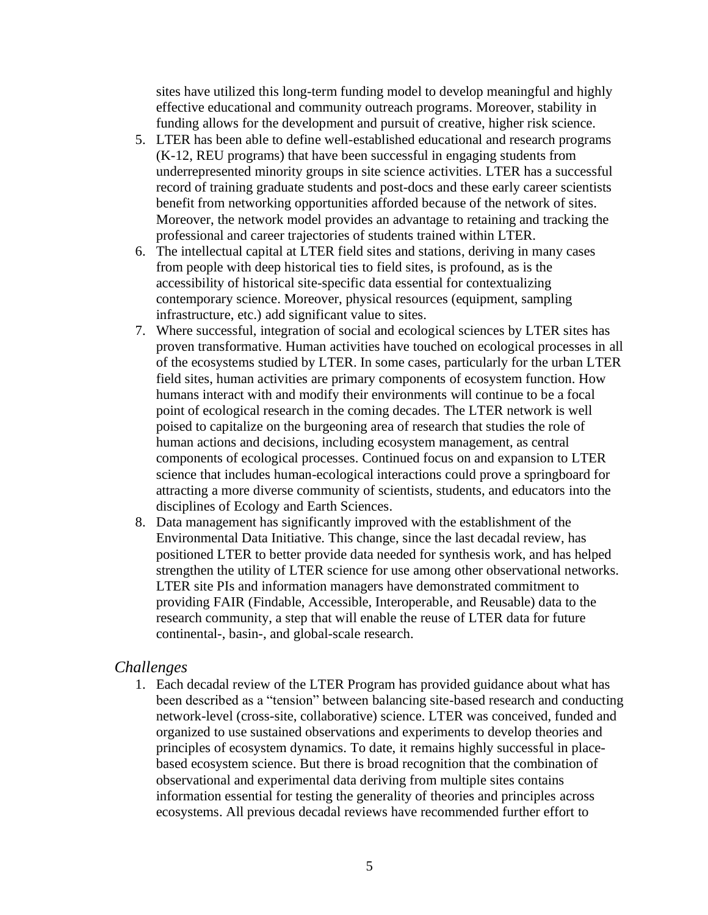sites have utilized this long-term funding model to develop meaningful and highly effective educational and community outreach programs. Moreover, stability in funding allows for the development and pursuit of creative, higher risk science.

5. LTER has been able to define well-established educational and research programs (K-12, REU programs) that have been successful in engaging students from underrepresented minority groups in site science activities. LTER has a successful record of training graduate students and post-docs and these early career scientists benefit from networking opportunities afforded because of the network of sites. Moreover, the network model provides an advantage to retaining and tracking the professional and career trajectories of students trained within LTER.
6. The intellectual capital at LTER field sites and stations, deriving in many cases from people with deep historical ties to field sites, is profound, as is the accessibility of historical site-specific data essential for contextualizing contemporary science. Moreover, physical resources (equipment, sampling infrastructure, etc.) add significant value to sites.
7. Where successful, integration of social and ecological sciences by LTER sites has proven transformative. Human activities have touched on ecological processes in all of the ecosystems studied by LTER. In some cases, particularly for the urban LTER field sites, human activities are primary components of ecosystem function. How humans interact with and modify their environments will continue to be a focal point of ecological research in the coming decades. The LTER network is well poised to capitalize on the burgeoning area of research that studies the role of human actions and decisions, including ecosystem management, as central components of ecological processes. Continued focus on and expansion to LTER science that includes human-ecological interactions could prove a springboard for attracting a more diverse community of scientists, students, and educators into the disciplines of Ecology and Earth Sciences.
8. Data management has significantly improved with the establishment of the Environmental Data Initiative. This change, since the last decadal review, has positioned LTER to better provide data needed for synthesis work, and has helped strengthen the utility of LTER science for use among other observational networks. LTER site PIs and information managers have demonstrated commitment to providing FAIR (Findable, Accessible, Interoperable, and Reusable) data to the research community, a step that will enable the reuse of LTER data for future continental-, basin-, and global-scale research.

### *Challenges*

1. Each decadal review of the LTER Program has provided guidance about what has been described as a "tension" between balancing site-based research and conducting network-level (cross-site, collaborative) science. LTER was conceived, funded and organized to use sustained observations and experiments to develop theories and principles of ecosystem dynamics. To date, it remains highly successful in place-based ecosystem science. But there is broad recognition that the combination of observational and experimental data deriving from multiple sites contains information essential for testing the generality of theories and principles across ecosystems. All previous decadal reviews have recommended further effort to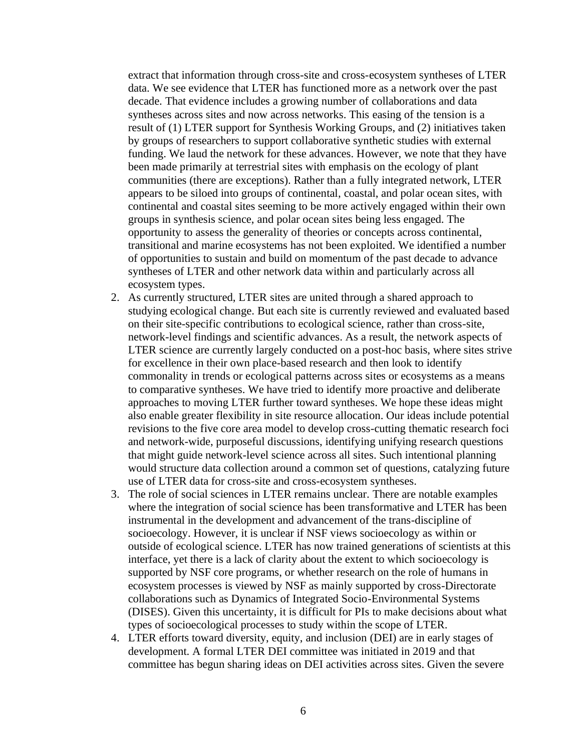extract that information through cross-site and cross-ecosystem syntheses of LTER data. We see evidence that LTER has functioned more as a network over the past decade. That evidence includes a growing number of collaborations and data syntheses across sites and now across networks. This easing of the tension is a result of (1) LTER support for Synthesis Working Groups, and (2) initiatives taken by groups of researchers to support collaborative synthetic studies with external funding. We laud the network for these advances. However, we note that they have been made primarily at terrestrial sites with emphasis on the ecology of plant communities (there are exceptions). Rather than a fully integrated network, LTER appears to be siloed into groups of continental, coastal, and polar ocean sites, with continental and coastal sites seeming to be more actively engaged within their own groups in synthesis science, and polar ocean sites being less engaged. The opportunity to assess the generality of theories or concepts across continental, transitional and marine ecosystems has not been exploited. We identified a number of opportunities to sustain and build on momentum of the past decade to advance syntheses of LTER and other network data within and particularly across all ecosystem types.

2. As currently structured, LTER sites are united through a shared approach to studying ecological change. But each site is currently reviewed and evaluated based on their site-specific contributions to ecological science, rather than cross-site, network-level findings and scientific advances. As a result, the network aspects of LTER science are currently largely conducted on a post-hoc basis, where sites strive for excellence in their own place-based research and then look to identify commonality in trends or ecological patterns across sites or ecosystems as a means to comparative syntheses. We have tried to identify more proactive and deliberate approaches to moving LTER further toward syntheses. We hope these ideas might also enable greater flexibility in site resource allocation. Our ideas include potential revisions to the five core area model to develop cross-cutting thematic research foci and network-wide, purposeful discussions, identifying unifying research questions that might guide network-level science across all sites. Such intentional planning would structure data collection around a common set of questions, catalyzing future use of LTER data for cross-site and cross-ecosystem syntheses.
3. The role of social sciences in LTER remains unclear. There are notable examples where the integration of social science has been transformative and LTER has been instrumental in the development and advancement of the trans-discipline of socioecology. However, it is unclear if NSF views socioecology as within or outside of ecological science. LTER has now trained generations of scientists at this interface, yet there is a lack of clarity about the extent to which socioecology is supported by NSF core programs, or whether research on the role of humans in ecosystem processes is viewed by NSF as mainly supported by cross-Directorate collaborations such as Dynamics of Integrated Socio-Environmental Systems (DISES). Given this uncertainty, it is difficult for PIs to make decisions about what types of socioecological processes to study within the scope of LTER.
4. LTER efforts toward diversity, equity, and inclusion (DEI) are in early stages of development. A formal LTER DEI committee was initiated in 2019 and that committee has begun sharing ideas on DEI activities across sites. Given the severe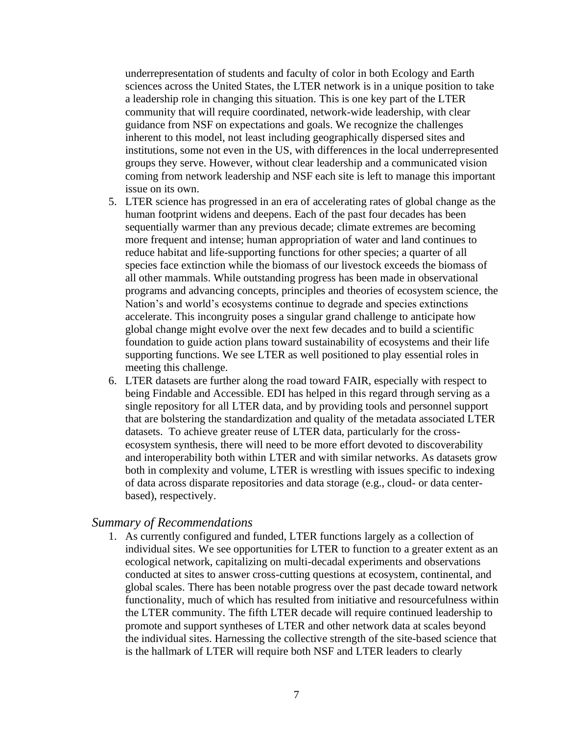underrepresentation of students and faculty of color in both Ecology and Earth sciences across the United States, the LTER network is in a unique position to take a leadership role in changing this situation. This is one key part of the LTER community that will require coordinated, network-wide leadership, with clear guidance from NSF on expectations and goals. We recognize the challenges inherent to this model, not least including geographically dispersed sites and institutions, some not even in the US, with differences in the local underrepresented groups they serve. However, without clear leadership and a communicated vision coming from network leadership and NSF each site is left to manage this important issue on its own.

5. LTER science has progressed in an era of accelerating rates of global change as the human footprint widens and deepens. Each of the past four decades has been sequentially warmer than any previous decade; climate extremes are becoming more frequent and intense; human appropriation of water and land continues to reduce habitat and life-supporting functions for other species; a quarter of all species face extinction while the biomass of our livestock exceeds the biomass of all other mammals. While outstanding progress has been made in observational programs and advancing concepts, principles and theories of ecosystem science, the Nation's and world's ecosystems continue to degrade and species extinctions accelerate. This incongruity poses a singular grand challenge to anticipate how global change might evolve over the next few decades and to build a scientific foundation to guide action plans toward sustainability of ecosystems and their life supporting functions. We see LTER as well positioned to play essential roles in meeting this challenge.
6. LTER datasets are further along the road toward FAIR, especially with respect to being Findable and Accessible. EDI has helped in this regard through serving as a single repository for all LTER data, and by providing tools and personnel support that are bolstering the standardization and quality of the metadata associated LTER datasets. To achieve greater reuse of LTER data, particularly for the cross-ecosystem synthesis, there will need to be more effort devoted to discoverability and interoperability both within LTER and with similar networks. As datasets grow both in complexity and volume, LTER is wrestling with issues specific to indexing of data across disparate repositories and data storage (e.g., cloud- or data center-based), respectively.

### *Summary of Recommendations*

1. As currently configured and funded, LTER functions largely as a collection of individual sites. We see opportunities for LTER to function to a greater extent as an ecological network, capitalizing on multi-decadal experiments and observations conducted at sites to answer cross-cutting questions at ecosystem, continental, and global scales. There has been notable progress over the past decade toward network functionality, much of which has resulted from initiative and resourcefulness within the LTER community. The fifth LTER decade will require continued leadership to promote and support syntheses of LTER and other network data at scales beyond the individual sites. Harnessing the collective strength of the site-based science that is the hallmark of LTER will require both NSF and LTER leaders to clearly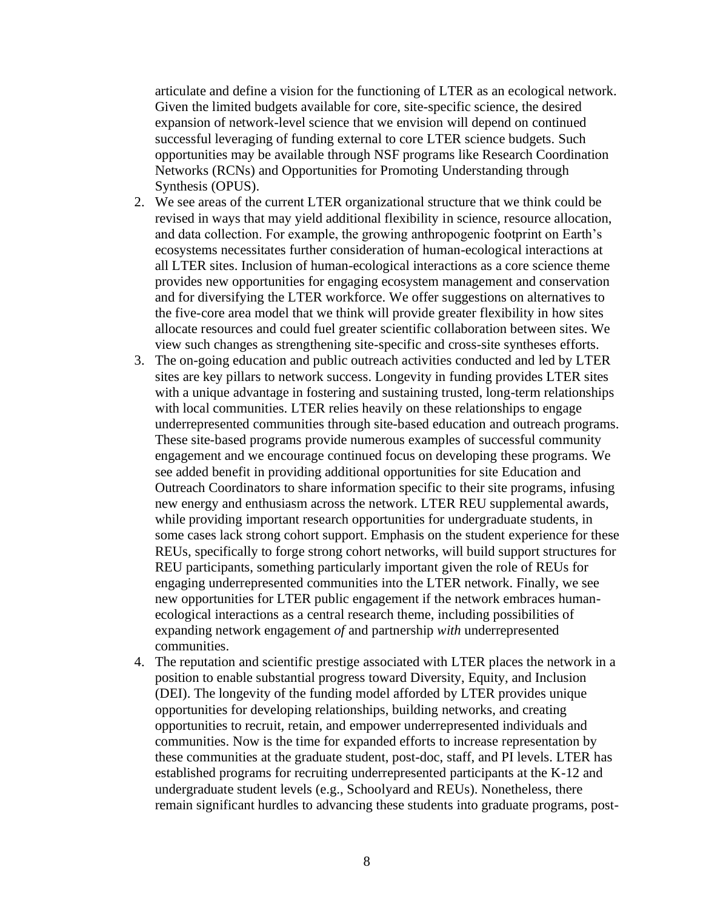articulate and define a vision for the functioning of LTER as an ecological network. Given the limited budgets available for core, site-specific science, the desired expansion of network-level science that we envision will depend on continued successful leveraging of funding external to core LTER science budgets. Such opportunities may be available through NSF programs like Research Coordination Networks (RCNs) and Opportunities for Promoting Understanding through Synthesis (OPUS).

2. We see areas of the current LTER organizational structure that we think could be revised in ways that may yield additional flexibility in science, resource allocation, and data collection. For example, the growing anthropogenic footprint on Earth's ecosystems necessitates further consideration of human-ecological interactions at all LTER sites. Inclusion of human-ecological interactions as a core science theme provides new opportunities for engaging ecosystem management and conservation and for diversifying the LTER workforce. We offer suggestions on alternatives to the five-core area model that we think will provide greater flexibility in how sites allocate resources and could fuel greater scientific collaboration between sites. We view such changes as strengthening site-specific and cross-site syntheses efforts.
3. The on-going education and public outreach activities conducted and led by LTER sites are key pillars to network success. Longevity in funding provides LTER sites with a unique advantage in fostering and sustaining trusted, long-term relationships with local communities. LTER relies heavily on these relationships to engage underrepresented communities through site-based education and outreach programs. These site-based programs provide numerous examples of successful community engagement and we encourage continued focus on developing these programs. We see added benefit in providing additional opportunities for site Education and Outreach Coordinators to share information specific to their site programs, infusing new energy and enthusiasm across the network. LTER REU supplemental awards, while providing important research opportunities for undergraduate students, in some cases lack strong cohort support. Emphasis on the student experience for these REUs, specifically to forge strong cohort networks, will build support structures for REU participants, something particularly important given the role of REUs for engaging underrepresented communities into the LTER network. Finally, we see new opportunities for LTER public engagement if the network embraces human-ecological interactions as a central research theme, including possibilities of expanding network engagement *of* and partnership *with* underrepresented communities.
4. The reputation and scientific prestige associated with LTER places the network in a position to enable substantial progress toward Diversity, Equity, and Inclusion (DEI). The longevity of the funding model afforded by LTER provides unique opportunities for developing relationships, building networks, and creating opportunities to recruit, retain, and empower underrepresented individuals and communities. Now is the time for expanded efforts to increase representation by these communities at the graduate student, post-doc, staff, and PI levels. LTER has established programs for recruiting underrepresented participants at the K-12 and undergraduate student levels (e.g., Schoolyard and REUs). Nonetheless, there remain significant hurdles to advancing these students into graduate programs, post-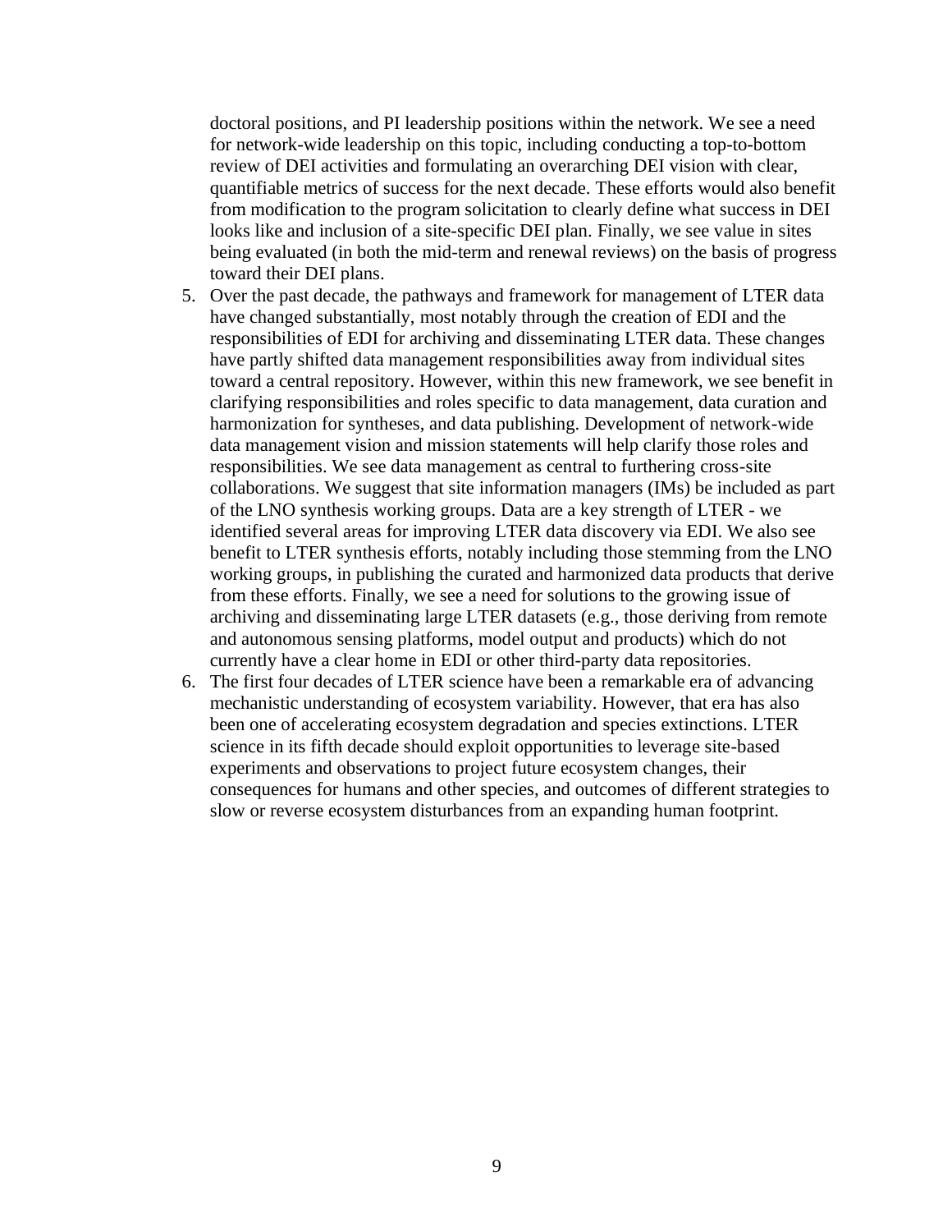doctoral positions, and PI leadership positions within the network. We see a need for network-wide leadership on this topic, including conducting a top-to-bottom review of DEI activities and formulating an overarching DEI vision with clear, quantifiable metrics of success for the next decade. These efforts would also benefit from modification to the program solicitation to clearly define what success in DEI looks like and inclusion of a site-specific DEI plan. Finally, we see value in sites being evaluated (in both the mid-term and renewal reviews) on the basis of progress toward their DEI plans.

5. Over the past decade, the pathways and framework for management of LTER data have changed substantially, most notably through the creation of EDI and the responsibilities of EDI for archiving and disseminating LTER data. These changes have partly shifted data management responsibilities away from individual sites toward a central repository. However, within this new framework, we see benefit in clarifying responsibilities and roles specific to data management, data curation and harmonization for syntheses, and data publishing. Development of network-wide data management vision and mission statements will help clarify those roles and responsibilities. We see data management as central to furthering cross-site collaborations. We suggest that site information managers (IMs) be included as part of the LNO synthesis working groups. Data are a key strength of LTER - we identified several areas for improving LTER data discovery via EDI. We also see benefit to LTER synthesis efforts, notably including those stemming from the LNO working groups, in publishing the curated and harmonized data products that derive from these efforts. Finally, we see a need for solutions to the growing issue of archiving and disseminating large LTER datasets (e.g., those deriving from remote and autonomous sensing platforms, model output and products) which do not currently have a clear home in EDI or other third-party data repositories.
6. The first four decades of LTER science have been a remarkable era of advancing mechanistic understanding of ecosystem variability. However, that era has also been one of accelerating ecosystem degradation and species extinctions. LTER science in its fifth decade should exploit opportunities to leverage site-based experiments and observations to project future ecosystem changes, their consequences for humans and other species, and outcomes of different strategies to slow or reverse ecosystem disturbances from an expanding human footprint.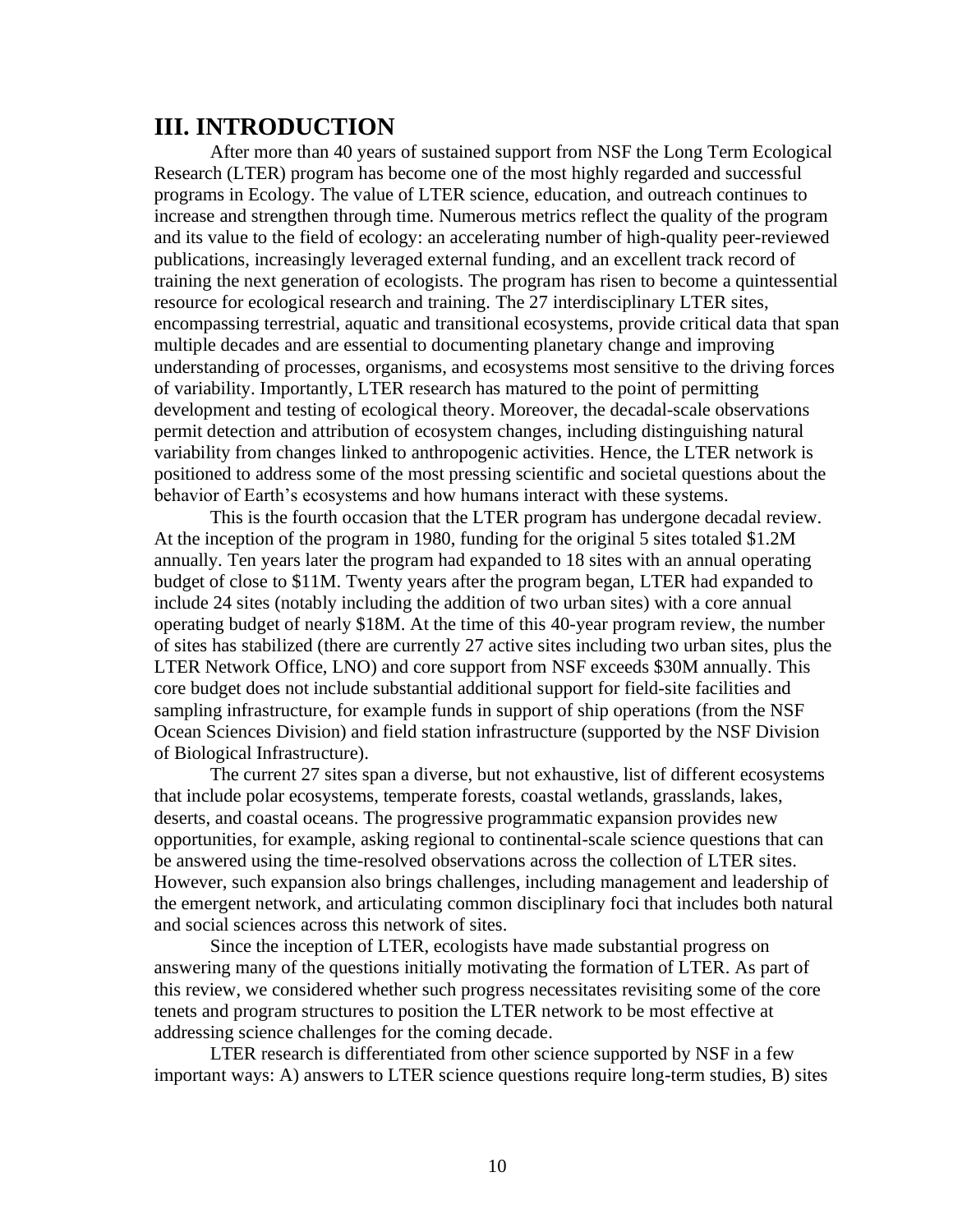## III. INTRODUCTION

After more than 40 years of sustained support from NSF the Long Term Ecological Research (LTER) program has become one of the most highly regarded and successful programs in Ecology. The value of LTER science, education, and outreach continues to increase and strengthen through time. Numerous metrics reflect the quality of the program and its value to the field of ecology: an accelerating number of high-quality peer-reviewed publications, increasingly leveraged external funding, and an excellent track record of training the next generation of ecologists. The program has risen to become a quintessential resource for ecological research and training. The 27 interdisciplinary LTER sites, encompassing terrestrial, aquatic and transitional ecosystems, provide critical data that span multiple decades and are essential to documenting planetary change and improving understanding of processes, organisms, and ecosystems most sensitive to the driving forces of variability. Importantly, LTER research has matured to the point of permitting development and testing of ecological theory. Moreover, the decadal-scale observations permit detection and attribution of ecosystem changes, including distinguishing natural variability from changes linked to anthropogenic activities. Hence, the LTER network is positioned to address some of the most pressing scientific and societal questions about the behavior of Earth's ecosystems and how humans interact with these systems.

This is the fourth occasion that the LTER program has undergone decadal review. At the inception of the program in 1980, funding for the original 5 sites totaled $1.2M annually. Ten years later the program had expanded to 18 sites with an annual operating budget of close to $11M. Twenty years after the program began, LTER had expanded to include 24 sites (notably including the addition of two urban sites) with a core annual operating budget of nearly $18M. At the time of this 40-year program review, the number of sites has stabilized (there are currently 27 active sites including two urban sites, plus the LTER Network Office, LNO) and core support from NSF exceeds $30M annually. This core budget does not include substantial additional support for field-site facilities and sampling infrastructure, for example funds in support of ship operations (from the NSF Ocean Sciences Division) and field station infrastructure (supported by the NSF Division of Biological Infrastructure).

The current 27 sites span a diverse, but not exhaustive, list of different ecosystems that include polar ecosystems, temperate forests, coastal wetlands, grasslands, lakes, deserts, and coastal oceans. The progressive programmatic expansion provides new opportunities, for example, asking regional to continental-scale science questions that can be answered using the time-resolved observations across the collection of LTER sites. However, such expansion also brings challenges, including management and leadership of the emergent network, and articulating common disciplinary foci that includes both natural and social sciences across this network of sites.

Since the inception of LTER, ecologists have made substantial progress on answering many of the questions initially motivating the formation of LTER. As part of this review, we considered whether such progress necessitates revisiting some of the core tenets and program structures to position the LTER network to be most effective at addressing science challenges for the coming decade.

LTER research is differentiated from other science supported by NSF in a few important ways: A) answers to LTER science questions require long-term studies, B) sites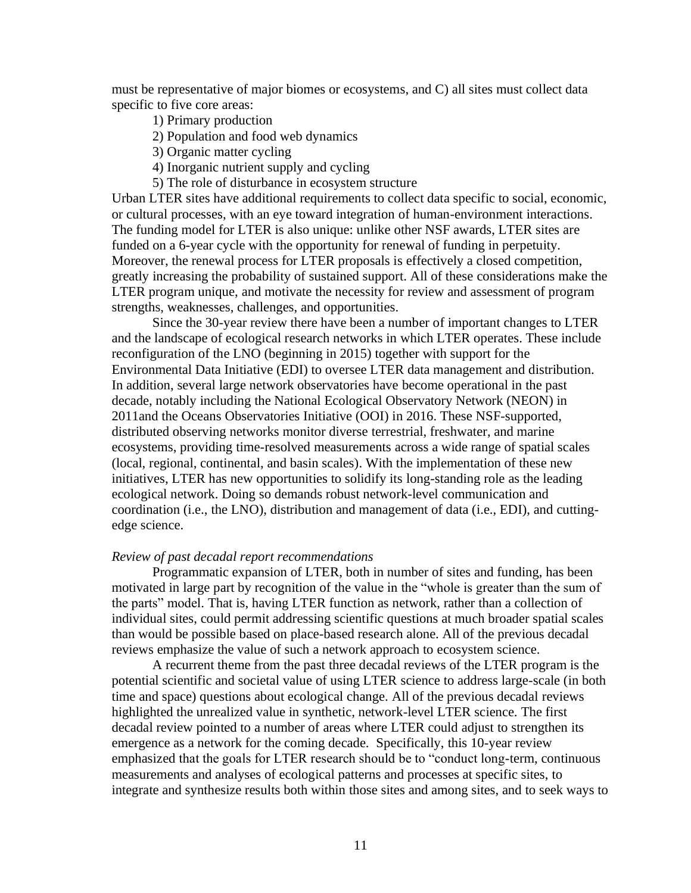must be representative of major biomes or ecosystems, and C) all sites must collect data specific to five core areas:

1) Primary production
2) Population and food web dynamics
3) Organic matter cycling
4) Inorganic nutrient supply and cycling
5) The role of disturbance in ecosystem structure

Urban LTER sites have additional requirements to collect data specific to social, economic, or cultural processes, with an eye toward integration of human-environment interactions. The funding model for LTER is also unique: unlike other NSF awards, LTER sites are funded on a 6-year cycle with the opportunity for renewal of funding in perpetuity. Moreover, the renewal process for LTER proposals is effectively a closed competition, greatly increasing the probability of sustained support. All of these considerations make the LTER program unique, and motivate the necessity for review and assessment of program strengths, weaknesses, challenges, and opportunities.

Since the 30-year review there have been a number of important changes to LTER and the landscape of ecological research networks in which LTER operates. These include reconfiguration of the LNO (beginning in 2015) together with support for the Environmental Data Initiative (EDI) to oversee LTER data management and distribution. In addition, several large network observatories have become operational in the past decade, notably including the National Ecological Observatory Network (NEON) in 2011and the Oceans Observatories Initiative (OOI) in 2016. These NSF-supported, distributed observing networks monitor diverse terrestrial, freshwater, and marine ecosystems, providing time-resolved measurements across a wide range of spatial scales (local, regional, continental, and basin scales). With the implementation of these new initiatives, LTER has new opportunities to solidify its long-standing role as the leading ecological network. Doing so demands robust network-level communication and coordination (i.e., the LNO), distribution and management of data (i.e., EDI), and cutting-edge science.

*Review of past decadal report recommendations*

Programmatic expansion of LTER, both in number of sites and funding, has been motivated in large part by recognition of the value in the "whole is greater than the sum of the parts" model. That is, having LTER function as network, rather than a collection of individual sites, could permit addressing scientific questions at much broader spatial scales than would be possible based on place-based research alone. All of the previous decadal reviews emphasize the value of such a network approach to ecosystem science.

A recurrent theme from the past three decadal reviews of the LTER program is the potential scientific and societal value of using LTER science to address large-scale (in both time and space) questions about ecological change. All of the previous decadal reviews highlighted the unrealized value in synthetic, network-level LTER science. The first decadal review pointed to a number of areas where LTER could adjust to strengthen its emergence as a network for the coming decade. Specifically, this 10-year review emphasized that the goals for LTER research should be to "conduct long-term, continuous measurements and analyses of ecological patterns and processes at specific sites, to integrate and synthesize results both within those sites and among sites, and to seek ways to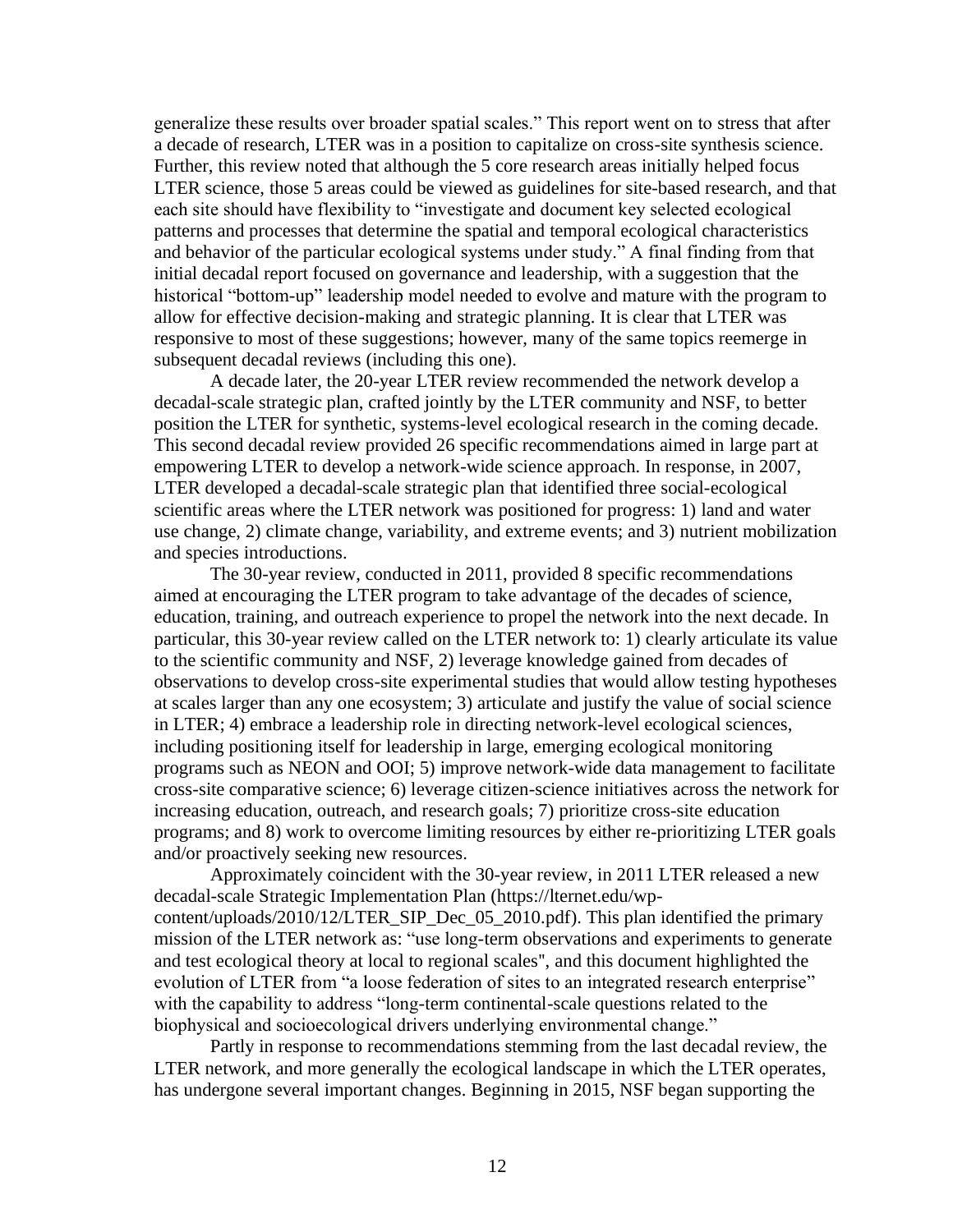generalize these results over broader spatial scales." This report went on to stress that after a decade of research, LTER was in a position to capitalize on cross-site synthesis science. Further, this review noted that although the 5 core research areas initially helped focus LTER science, those 5 areas could be viewed as guidelines for site-based research, and that each site should have flexibility to "investigate and document key selected ecological patterns and processes that determine the spatial and temporal ecological characteristics and behavior of the particular ecological systems under study." A final finding from that initial decadal report focused on governance and leadership, with a suggestion that the historical "bottom-up" leadership model needed to evolve and mature with the program to allow for effective decision-making and strategic planning. It is clear that LTER was responsive to most of these suggestions; however, many of the same topics reemerge in subsequent decadal reviews (including this one).

A decade later, the 20-year LTER review recommended the network develop a decadal-scale strategic plan, crafted jointly by the LTER community and NSF, to better position the LTER for synthetic, systems-level ecological research in the coming decade. This second decadal review provided 26 specific recommendations aimed in large part at empowering LTER to develop a network-wide science approach. In response, in 2007, LTER developed a decadal-scale strategic plan that identified three social-ecological scientific areas where the LTER network was positioned for progress: 1) land and water use change, 2) climate change, variability, and extreme events; and 3) nutrient mobilization and species introductions.

The 30-year review, conducted in 2011, provided 8 specific recommendations aimed at encouraging the LTER program to take advantage of the decades of science, education, training, and outreach experience to propel the network into the next decade. In particular, this 30-year review called on the LTER network to: 1) clearly articulate its value to the scientific community and NSF, 2) leverage knowledge gained from decades of observations to develop cross-site experimental studies that would allow testing hypotheses at scales larger than any one ecosystem; 3) articulate and justify the value of social science in LTER; 4) embrace a leadership role in directing network-level ecological sciences, including positioning itself for leadership in large, emerging ecological monitoring programs such as NEON and OOI; 5) improve network-wide data management to facilitate cross-site comparative science; 6) leverage citizen-science initiatives across the network for increasing education, outreach, and research goals; 7) prioritize cross-site education programs; and 8) work to overcome limiting resources by either re-prioritizing LTER goals and/or proactively seeking new resources.

Approximately coincident with the 30-year review, in 2011 LTER released a new decadal-scale Strategic Implementation Plan (https://lternet.edu/wp-content/uploads/2010/12/LTER_SIP_Dec_05_2010.pdf). This plan identified the primary mission of the LTER network as: "use long-term observations and experiments to generate and test ecological theory at local to regional scales", and this document highlighted the evolution of LTER from "a loose federation of sites to an integrated research enterprise" with the capability to address "long-term continental-scale questions related to the biophysical and socioecological drivers underlying environmental change."

Partly in response to recommendations stemming from the last decadal review, the LTER network, and more generally the ecological landscape in which the LTER operates, has undergone several important changes. Beginning in 2015, NSF began supporting the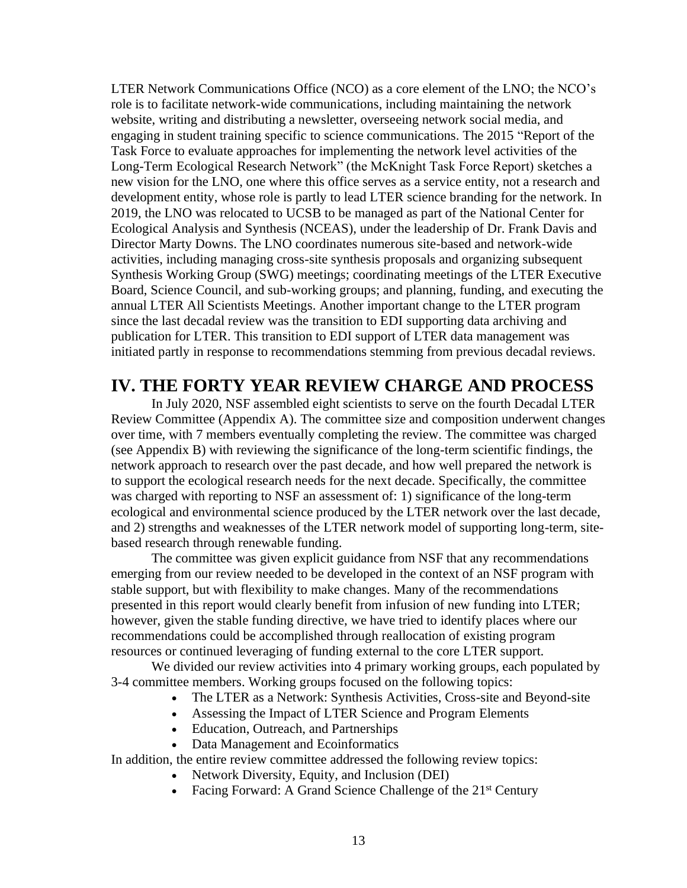LTER Network Communications Office (NCO) as a core element of the LNO; the NCO's role is to facilitate network-wide communications, including maintaining the network website, writing and distributing a newsletter, overseeing network social media, and engaging in student training specific to science communications. The 2015 "Report of the Task Force to evaluate approaches for implementing the network level activities of the Long-Term Ecological Research Network" (the McKnight Task Force Report) sketches a new vision for the LNO, one where this office serves as a service entity, not a research and development entity, whose role is partly to lead LTER science branding for the network. In 2019, the LNO was relocated to UCSB to be managed as part of the National Center for Ecological Analysis and Synthesis (NCEAS), under the leadership of Dr. Frank Davis and Director Marty Downs. The LNO coordinates numerous site-based and network-wide activities, including managing cross-site synthesis proposals and organizing subsequent Synthesis Working Group (SWG) meetings; coordinating meetings of the LTER Executive Board, Science Council, and sub-working groups; and planning, funding, and executing the annual LTER All Scientists Meetings. Another important change to the LTER program since the last decadal review was the transition to EDI supporting data archiving and publication for LTER. This transition to EDI support of LTER data management was initiated partly in response to recommendations stemming from previous decadal reviews.

# IV. THE FORTY YEAR REVIEW CHARGE AND PROCESS

In July 2020, NSF assembled eight scientists to serve on the fourth Decadal LTER Review Committee (Appendix A). The committee size and composition underwent changes over time, with 7 members eventually completing the review. The committee was charged (see Appendix B) with reviewing the significance of the long-term scientific findings, the network approach to research over the past decade, and how well prepared the network is to support the ecological research needs for the next decade. Specifically, the committee was charged with reporting to NSF an assessment of: 1) significance of the long-term ecological and environmental science produced by the LTER network over the last decade, and 2) strengths and weaknesses of the LTER network model of supporting long-term, site-based research through renewable funding.

The committee was given explicit guidance from NSF that any recommendations emerging from our review needed to be developed in the context of an NSF program with stable support, but with flexibility to make changes. Many of the recommendations presented in this report would clearly benefit from infusion of new funding into LTER; however, given the stable funding directive, we have tried to identify places where our recommendations could be accomplished through reallocation of existing program resources or continued leveraging of funding external to the core LTER support.

We divided our review activities into 4 primary working groups, each populated by 3-4 committee members. Working groups focused on the following topics:

- The LTER as a Network: Synthesis Activities, Cross-site and Beyond-site
- Assessing the Impact of LTER Science and Program Elements
- Education, Outreach, and Partnerships
- Data Management and Ecoinformatics

In addition, the entire review committee addressed the following review topics:

- Network Diversity, Equity, and Inclusion (DEI)
- Facing Forward: A Grand Science Challenge of the 21st Century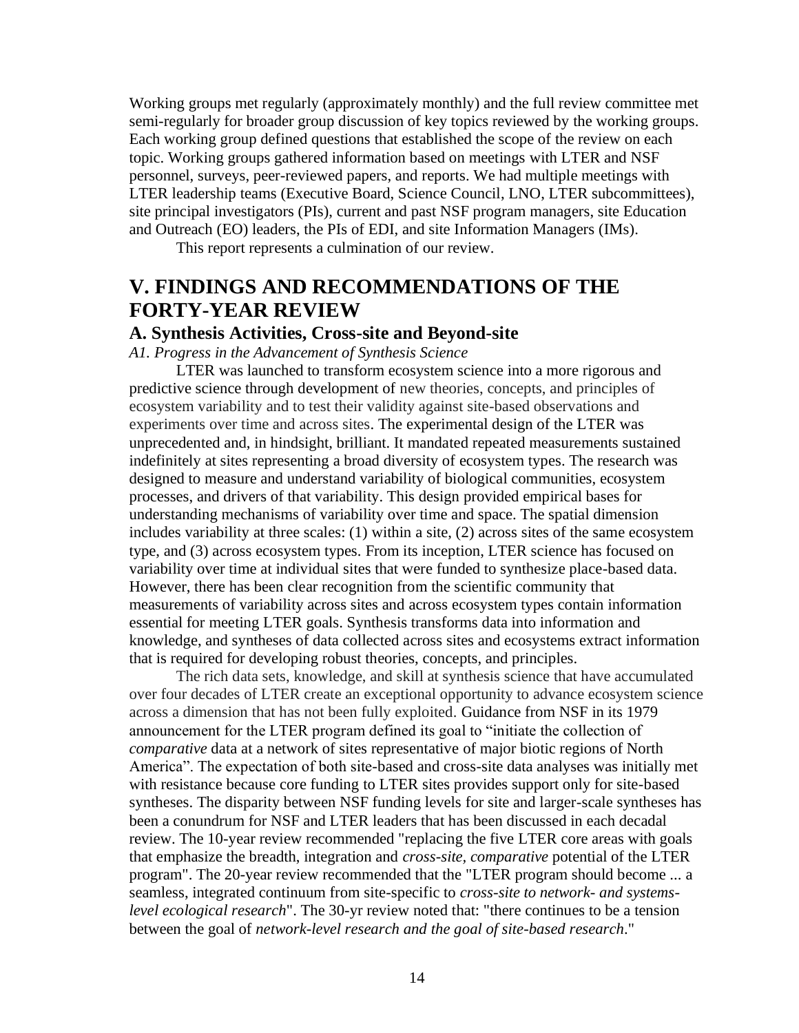Working groups met regularly (approximately monthly) and the full review committee met semi-regularly for broader group discussion of key topics reviewed by the working groups. Each working group defined questions that established the scope of the review on each topic. Working groups gathered information based on meetings with LTER and NSF personnel, surveys, peer-reviewed papers, and reports. We had multiple meetings with LTER leadership teams (Executive Board, Science Council, LNO, LTER subcommittees), site principal investigators (PIs), current and past NSF program managers, site Education and Outreach (EO) leaders, the PIs of EDI, and site Information Managers (IMs).

This report represents a culmination of our review.

# V. FINDINGS AND RECOMMENDATIONS OF THE FORTY-YEAR REVIEW

## A. Synthesis Activities, Cross-site and Beyond-site

*A1. Progress in the Advancement of Synthesis Science*

LTER was launched to transform ecosystem science into a more rigorous and predictive science through development of new theories, concepts, and principles of ecosystem variability and to test their validity against site-based observations and experiments over time and across sites. The experimental design of the LTER was unprecedented and, in hindsight, brilliant. It mandated repeated measurements sustained indefinitely at sites representing a broad diversity of ecosystem types. The research was designed to measure and understand variability of biological communities, ecosystem processes, and drivers of that variability. This design provided empirical bases for understanding mechanisms of variability over time and space. The spatial dimension includes variability at three scales: (1) within a site, (2) across sites of the same ecosystem type, and (3) across ecosystem types. From its inception, LTER science has focused on variability over time at individual sites that were funded to synthesize place-based data. However, there has been clear recognition from the scientific community that measurements of variability across sites and across ecosystem types contain information essential for meeting LTER goals. Synthesis transforms data into information and knowledge, and syntheses of data collected across sites and ecosystems extract information that is required for developing robust theories, concepts, and principles.

The rich data sets, knowledge, and skill at synthesis science that have accumulated over four decades of LTER create an exceptional opportunity to advance ecosystem science across a dimension that has not been fully exploited. Guidance from NSF in its 1979 announcement for the LTER program defined its goal to "initiate the collection of *comparative* data at a network of sites representative of major biotic regions of North America". The expectation of both site-based and cross-site data analyses was initially met with resistance because core funding to LTER sites provides support only for site-based syntheses. The disparity between NSF funding levels for site and larger-scale syntheses has been a conundrum for NSF and LTER leaders that has been discussed in each decadal review. The 10-year review recommended "replacing the five LTER core areas with goals that emphasize the breadth, integration and *cross-site, comparative* potential of the LTER program". The 20-year review recommended that the "LTER program should become ... a seamless, integrated continuum from site-specific to *cross-site to network- and systems-level ecological research*". The 30-yr review noted that: "there continues to be a tension between the goal of *network-level research and the goal of site-based research*."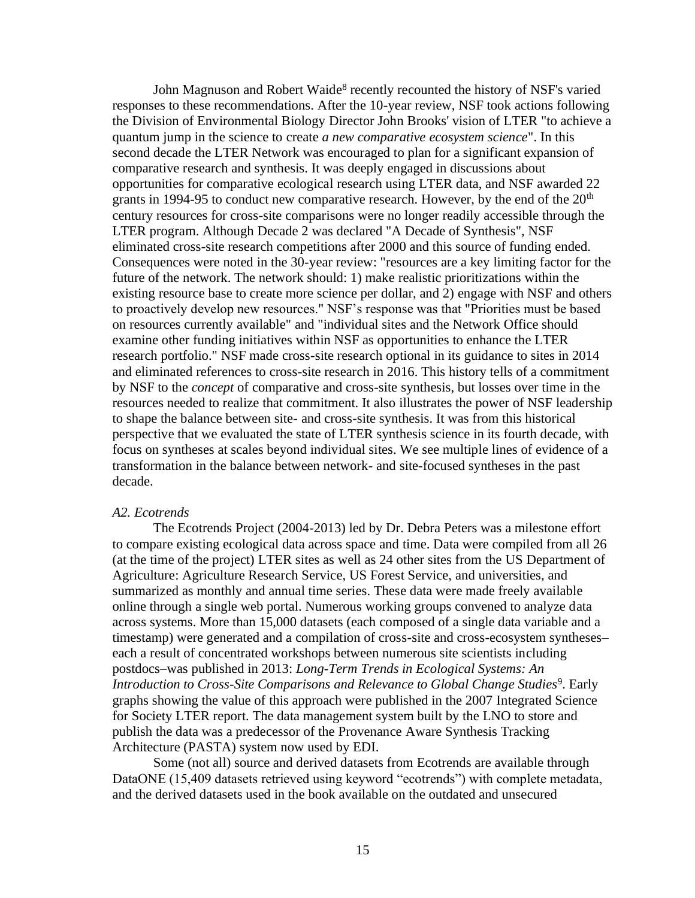John Magnuson and Robert Waide[8] recently recounted the history of NSF's varied responses to these recommendations. After the 10-year review, NSF took actions following the Division of Environmental Biology Director John Brooks' vision of LTER "to achieve a quantum jump in the science to create *a new comparative ecosystem science*". In this second decade the LTER Network was encouraged to plan for a significant expansion of comparative research and synthesis. It was deeply engaged in discussions about opportunities for comparative ecological research using LTER data, and NSF awarded 22 grants in 1994-95 to conduct new comparative research. However, by the end of the 20th century resources for cross-site comparisons were no longer readily accessible through the LTER program. Although Decade 2 was declared "A Decade of Synthesis", NSF eliminated cross-site research competitions after 2000 and this source of funding ended. Consequences were noted in the 30-year review: "resources are a key limiting factor for the future of the network. The network should: 1) make realistic prioritizations within the existing resource base to create more science per dollar, and 2) engage with NSF and others to proactively develop new resources." NSF's response was that "Priorities must be based on resources currently available" and "individual sites and the Network Office should examine other funding initiatives within NSF as opportunities to enhance the LTER research portfolio." NSF made cross-site research optional in its guidance to sites in 2014 and eliminated references to cross-site research in 2016. This history tells of a commitment by NSF to the *concept* of comparative and cross-site synthesis, but losses over time in the resources needed to realize that commitment. It also illustrates the power of NSF leadership to shape the balance between site- and cross-site synthesis. It was from this historical perspective that we evaluated the state of LTER synthesis science in its fourth decade, with focus on syntheses at scales beyond individual sites. We see multiple lines of evidence of a transformation in the balance between network- and site-focused syntheses in the past decade.

*A2. Ecotrends*

The Ecotrends Project (2004-2013) led by Dr. Debra Peters was a milestone effort to compare existing ecological data across space and time. Data were compiled from all 26 (at the time of the project) LTER sites as well as 24 other sites from the US Department of Agriculture: Agriculture Research Service, US Forest Service, and universities, and summarized as monthly and annual time series. These data were made freely available online through a single web portal. Numerous working groups convened to analyze data across systems. More than 15,000 datasets (each composed of a single data variable and a timestamp) were generated and a compilation of cross-site and cross-ecosystem syntheses–each a result of concentrated workshops between numerous site scientists including postdocs–was published in 2013: *Long-Term Trends in Ecological Systems: An Introduction to Cross-Site Comparisons and Relevance to Global Change Studies*[9]. Early graphs showing the value of this approach were published in the 2007 Integrated Science for Society LTER report. The data management system built by the LNO to store and publish the data was a predecessor of the Provenance Aware Synthesis Tracking Architecture (PASTA) system now used by EDI.

Some (not all) source and derived datasets from Ecotrends are available through DataONE (15,409 datasets retrieved using keyword "ecotrends") with complete metadata, and the derived datasets used in the book available on the outdated and unsecured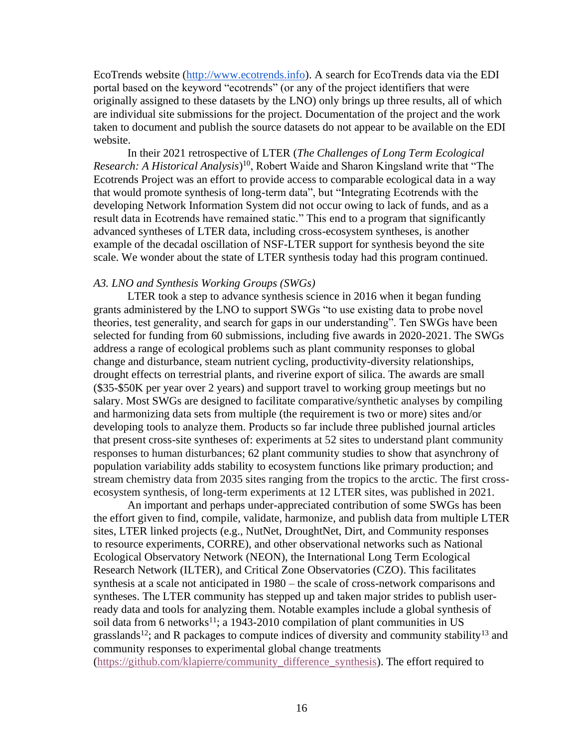EcoTrends website (http://www.ecotrends.info). A search for EcoTrends data via the EDI portal based on the keyword "ecotrends" (or any of the project identifiers that were originally assigned to these datasets by the LNO) only brings up three results, all of which are individual site submissions for the project. Documentation of the project and the work taken to document and publish the source datasets do not appear to be available on the EDI website.

In their 2021 retrospective of LTER (*The Challenges of Long Term Ecological Research: A Historical Analysis*)[10], Robert Waide and Sharon Kingsland write that "The Ecotrends Project was an effort to provide access to comparable ecological data in a way that would promote synthesis of long-term data", but "Integrating Ecotrends with the developing Network Information System did not occur owing to lack of funds, and as a result data in Ecotrends have remained static." This end to a program that significantly advanced syntheses of LTER data, including cross-ecosystem syntheses, is another example of the decadal oscillation of NSF-LTER support for synthesis beyond the site scale. We wonder about the state of LTER synthesis today had this program continued.

*A3. LNO and Synthesis Working Groups (SWGs)*

LTER took a step to advance synthesis science in 2016 when it began funding grants administered by the LNO to support SWGs "to use existing data to probe novel theories, test generality, and search for gaps in our understanding". Ten SWGs have been selected for funding from 60 submissions, including five awards in 2020-2021. The SWGs address a range of ecological problems such as plant community responses to global change and disturbance, steam nutrient cycling, productivity-diversity relationships, drought effects on terrestrial plants, and riverine export of silica. The awards are small ($35-$50K per year over 2 years) and support travel to working group meetings but no salary. Most SWGs are designed to facilitate comparative/synthetic analyses by compiling and harmonizing data sets from multiple (the requirement is two or more) sites and/or developing tools to analyze them. Products so far include three published journal articles that present cross-site syntheses of: experiments at 52 sites to understand plant community responses to human disturbances; 62 plant community studies to show that asynchrony of population variability adds stability to ecosystem functions like primary production; and stream chemistry data from 2035 sites ranging from the tropics to the arctic. The first cross-ecosystem synthesis, of long-term experiments at 12 LTER sites, was published in 2021.

An important and perhaps under-appreciated contribution of some SWGs has been the effort given to find, compile, validate, harmonize, and publish data from multiple LTER sites, LTER linked projects (e.g., NutNet, DroughtNet, Dirt, and Community responses to resource experiments, CORRE), and other observational networks such as National Ecological Observatory Network (NEON), the International Long Term Ecological Research Network (ILTER), and Critical Zone Observatories (CZO). This facilitates synthesis at a scale not anticipated in 1980 – the scale of cross-network comparisons and syntheses. The LTER community has stepped up and taken major strides to publish user-ready data and tools for analyzing them. Notable examples include a global synthesis of soil data from 6 networks[11]; a 1943-2010 compilation of plant communities in US grasslands[12]; and R packages to compute indices of diversity and community stability[13] and community responses to experimental global change treatments (https://github.com/klapierre/community_difference_synthesis). The effort required to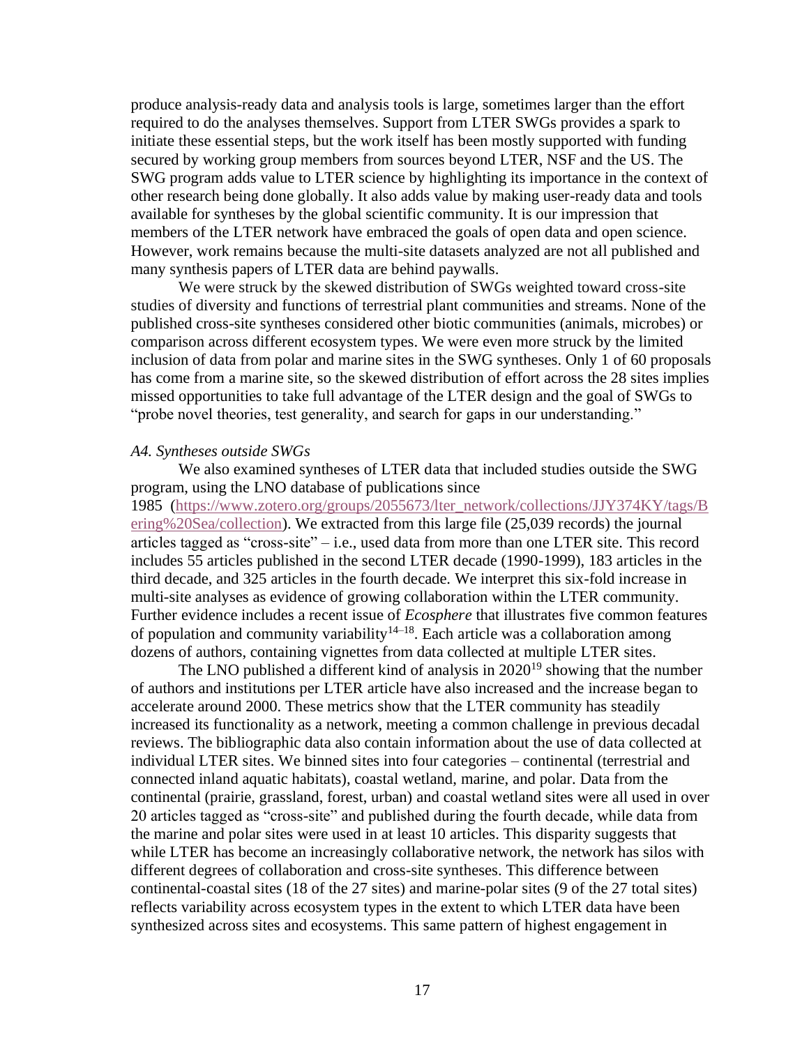produce analysis-ready data and analysis tools is large, sometimes larger than the effort required to do the analyses themselves. Support from LTER SWGs provides a spark to initiate these essential steps, but the work itself has been mostly supported with funding secured by working group members from sources beyond LTER, NSF and the US. The SWG program adds value to LTER science by highlighting its importance in the context of other research being done globally. It also adds value by making user-ready data and tools available for syntheses by the global scientific community. It is our impression that members of the LTER network have embraced the goals of open data and open science. However, work remains because the multi-site datasets analyzed are not all published and many synthesis papers of LTER data are behind paywalls.

We were struck by the skewed distribution of SWGs weighted toward cross-site studies of diversity and functions of terrestrial plant communities and streams. None of the published cross-site syntheses considered other biotic communities (animals, microbes) or comparison across different ecosystem types. We were even more struck by the limited inclusion of data from polar and marine sites in the SWG syntheses. Only 1 of 60 proposals has come from a marine site, so the skewed distribution of effort across the 28 sites implies missed opportunities to take full advantage of the LTER design and the goal of SWGs to "probe novel theories, test generality, and search for gaps in our understanding."

*A4. Syntheses outside SWGs*

We also examined syntheses of LTER data that included studies outside the SWG program, using the LNO database of publications since 1985 (https://www.zotero.org/groups/2055673/lter_network/collections/JJY374KY/tags/Bering%20Sea/collection). We extracted from this large file (25,039 records) the journal articles tagged as "cross-site" – i.e., used data from more than one LTER site. This record includes 55 articles published in the second LTER decade (1990-1999), 183 articles in the third decade, and 325 articles in the fourth decade. We interpret this six-fold increase in multi-site analyses as evidence of growing collaboration within the LTER community. Further evidence includes a recent issue of *Ecosphere* that illustrates five common features of population and community variability[14–18]. Each article was a collaboration among dozens of authors, containing vignettes from data collected at multiple LTER sites.

The LNO published a different kind of analysis in 2020[19] showing that the number of authors and institutions per LTER article have also increased and the increase began to accelerate around 2000. These metrics show that the LTER community has steadily increased its functionality as a network, meeting a common challenge in previous decadal reviews. The bibliographic data also contain information about the use of data collected at individual LTER sites. We binned sites into four categories – continental (terrestrial and connected inland aquatic habitats), coastal wetland, marine, and polar. Data from the continental (prairie, grassland, forest, urban) and coastal wetland sites were all used in over 20 articles tagged as "cross-site" and published during the fourth decade, while data from the marine and polar sites were used in at least 10 articles. This disparity suggests that while LTER has become an increasingly collaborative network, the network has silos with different degrees of collaboration and cross-site syntheses. This difference between continental-coastal sites (18 of the 27 sites) and marine-polar sites (9 of the 27 total sites) reflects variability across ecosystem types in the extent to which LTER data have been synthesized across sites and ecosystems. This same pattern of highest engagement in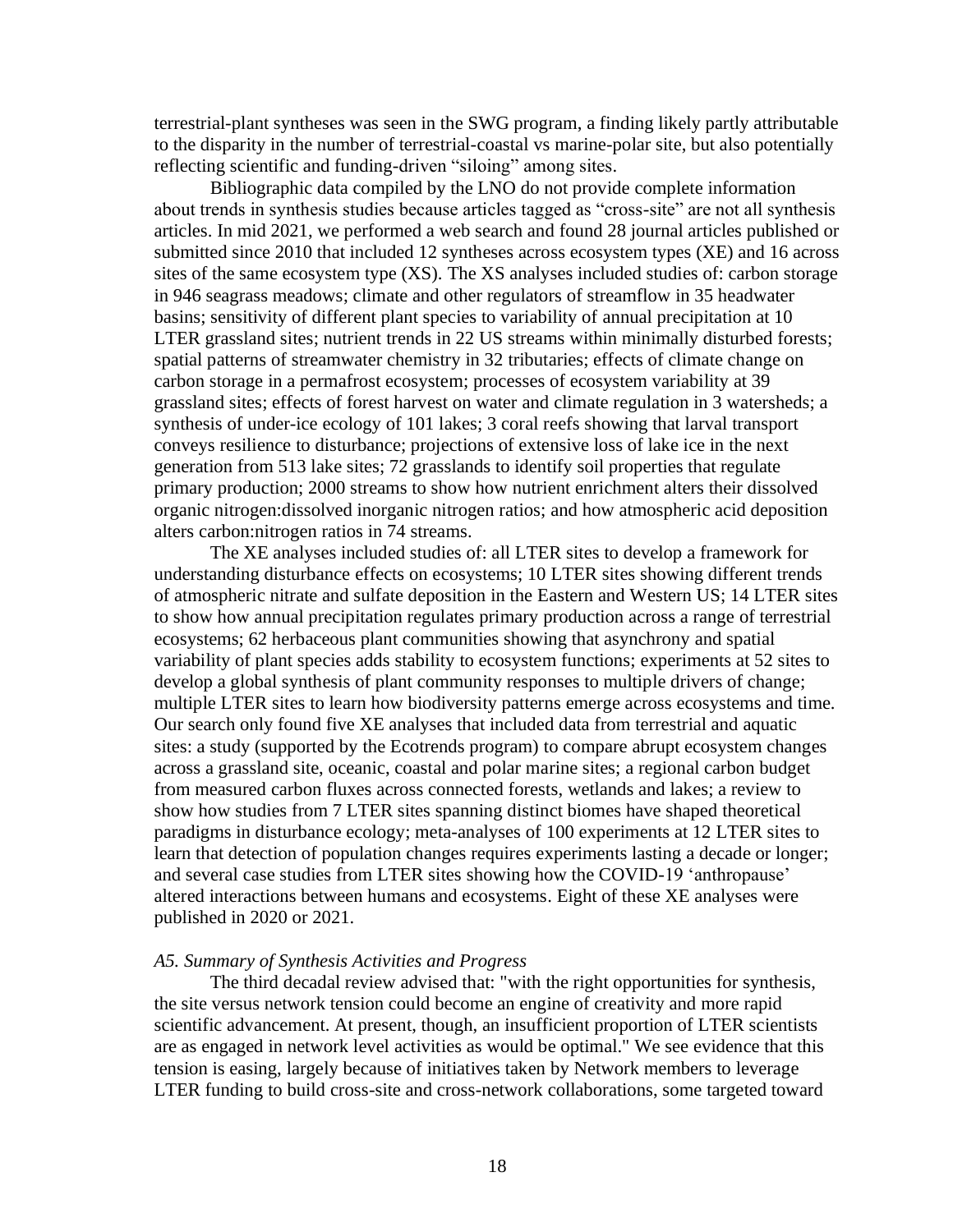terrestrial-plant syntheses was seen in the SWG program, a finding likely partly attributable to the disparity in the number of terrestrial-coastal vs marine-polar site, but also potentially reflecting scientific and funding-driven "siloing" among sites.

Bibliographic data compiled by the LNO do not provide complete information about trends in synthesis studies because articles tagged as "cross-site" are not all synthesis articles. In mid 2021, we performed a web search and found 28 journal articles published or submitted since 2010 that included 12 syntheses across ecosystem types (XE) and 16 across sites of the same ecosystem type (XS). The XS analyses included studies of: carbon storage in 946 seagrass meadows; climate and other regulators of streamflow in 35 headwater basins; sensitivity of different plant species to variability of annual precipitation at 10 LTER grassland sites; nutrient trends in 22 US streams within minimally disturbed forests; spatial patterns of streamwater chemistry in 32 tributaries; effects of climate change on carbon storage in a permafrost ecosystem; processes of ecosystem variability at 39 grassland sites; effects of forest harvest on water and climate regulation in 3 watersheds; a synthesis of under-ice ecology of 101 lakes; 3 coral reefs showing that larval transport conveys resilience to disturbance; projections of extensive loss of lake ice in the next generation from 513 lake sites; 72 grasslands to identify soil properties that regulate primary production; 2000 streams to show how nutrient enrichment alters their dissolved organic nitrogen:dissolved inorganic nitrogen ratios; and how atmospheric acid deposition alters carbon:nitrogen ratios in 74 streams.

The XE analyses included studies of: all LTER sites to develop a framework for understanding disturbance effects on ecosystems; 10 LTER sites showing different trends of atmospheric nitrate and sulfate deposition in the Eastern and Western US; 14 LTER sites to show how annual precipitation regulates primary production across a range of terrestrial ecosystems; 62 herbaceous plant communities showing that asynchrony and spatial variability of plant species adds stability to ecosystem functions; experiments at 52 sites to develop a global synthesis of plant community responses to multiple drivers of change; multiple LTER sites to learn how biodiversity patterns emerge across ecosystems and time. Our search only found five XE analyses that included data from terrestrial and aquatic sites: a study (supported by the Ecotrends program) to compare abrupt ecosystem changes across a grassland site, oceanic, coastal and polar marine sites; a regional carbon budget from measured carbon fluxes across connected forests, wetlands and lakes; a review to show how studies from 7 LTER sites spanning distinct biomes have shaped theoretical paradigms in disturbance ecology; meta-analyses of 100 experiments at 12 LTER sites to learn that detection of population changes requires experiments lasting a decade or longer; and several case studies from LTER sites showing how the COVID-19 'anthropause' altered interactions between humans and ecosystems. Eight of these XE analyses were published in 2020 or 2021.

*A5. Summary of Synthesis Activities and Progress*

The third decadal review advised that: "with the right opportunities for synthesis, the site versus network tension could become an engine of creativity and more rapid scientific advancement. At present, though, an insufficient proportion of LTER scientists are as engaged in network level activities as would be optimal." We see evidence that this tension is easing, largely because of initiatives taken by Network members to leverage LTER funding to build cross-site and cross-network collaborations, some targeted toward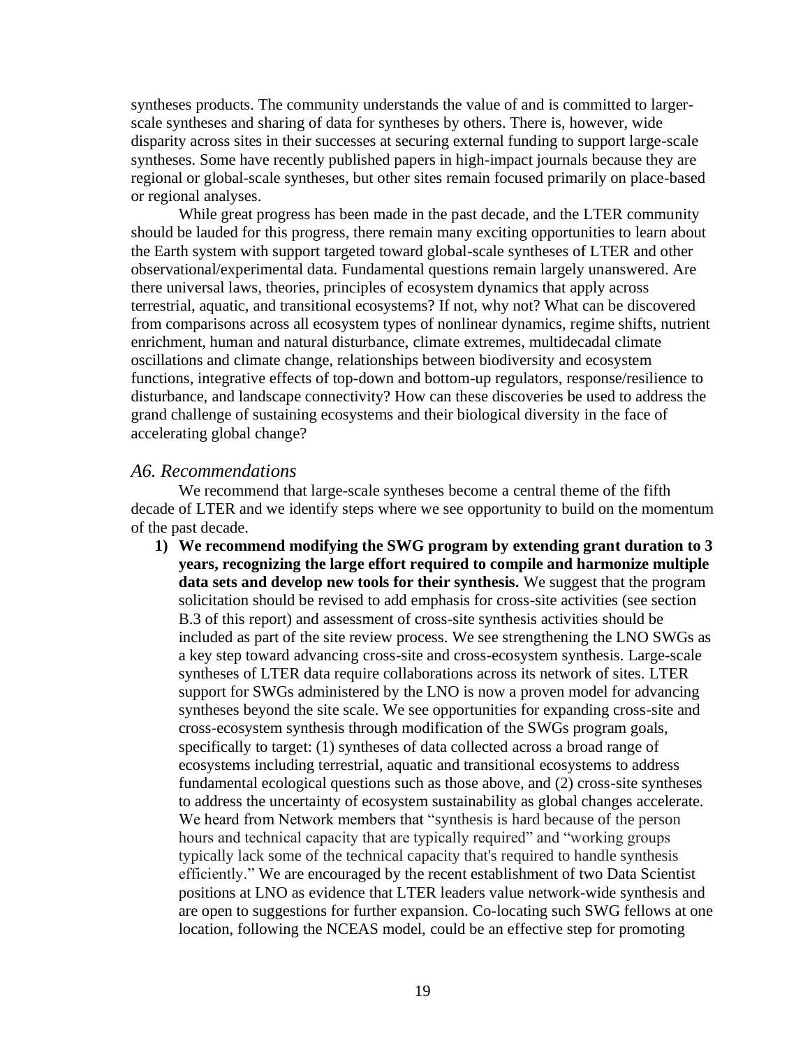syntheses products. The community understands the value of and is committed to larger-scale syntheses and sharing of data for syntheses by others. There is, however, wide disparity across sites in their successes at securing external funding to support large-scale syntheses. Some have recently published papers in high-impact journals because they are regional or global-scale syntheses, but other sites remain focused primarily on place-based or regional analyses.

While great progress has been made in the past decade, and the LTER community should be lauded for this progress, there remain many exciting opportunities to learn about the Earth system with support targeted toward global-scale syntheses of LTER and other observational/experimental data. Fundamental questions remain largely unanswered. Are there universal laws, theories, principles of ecosystem dynamics that apply across terrestrial, aquatic, and transitional ecosystems? If not, why not? What can be discovered from comparisons across all ecosystem types of nonlinear dynamics, regime shifts, nutrient enrichment, human and natural disturbance, climate extremes, multidecadal climate oscillations and climate change, relationships between biodiversity and ecosystem functions, integrative effects of top-down and bottom-up regulators, response/resilience to disturbance, and landscape connectivity? How can these discoveries be used to address the grand challenge of sustaining ecosystems and their biological diversity in the face of accelerating global change?

### *A6. Recommendations*

We recommend that large-scale syntheses become a central theme of the fifth decade of LTER and we identify steps where we see opportunity to build on the momentum of the past decade.

1) **We recommend modifying the SWG program by extending grant duration to 3 years, recognizing the large effort required to compile and harmonize multiple data sets and develop new tools for their synthesis.** We suggest that the program solicitation should be revised to add emphasis for cross-site activities (see section B.3 of this report) and assessment of cross-site synthesis activities should be included as part of the site review process. We see strengthening the LNO SWGs as a key step toward advancing cross-site and cross-ecosystem synthesis. Large-scale syntheses of LTER data require collaborations across its network of sites. LTER support for SWGs administered by the LNO is now a proven model for advancing syntheses beyond the site scale. We see opportunities for expanding cross-site and cross-ecosystem synthesis through modification of the SWGs program goals, specifically to target: (1) syntheses of data collected across a broad range of ecosystems including terrestrial, aquatic and transitional ecosystems to address fundamental ecological questions such as those above, and (2) cross-site syntheses to address the uncertainty of ecosystem sustainability as global changes accelerate. We heard from Network members that "synthesis is hard because of the person hours and technical capacity that are typically required" and "working groups typically lack some of the technical capacity that's required to handle synthesis efficiently." We are encouraged by the recent establishment of two Data Scientist positions at LNO as evidence that LTER leaders value network-wide synthesis and are open to suggestions for further expansion. Co-locating such SWG fellows at one location, following the NCEAS model, could be an effective step for promoting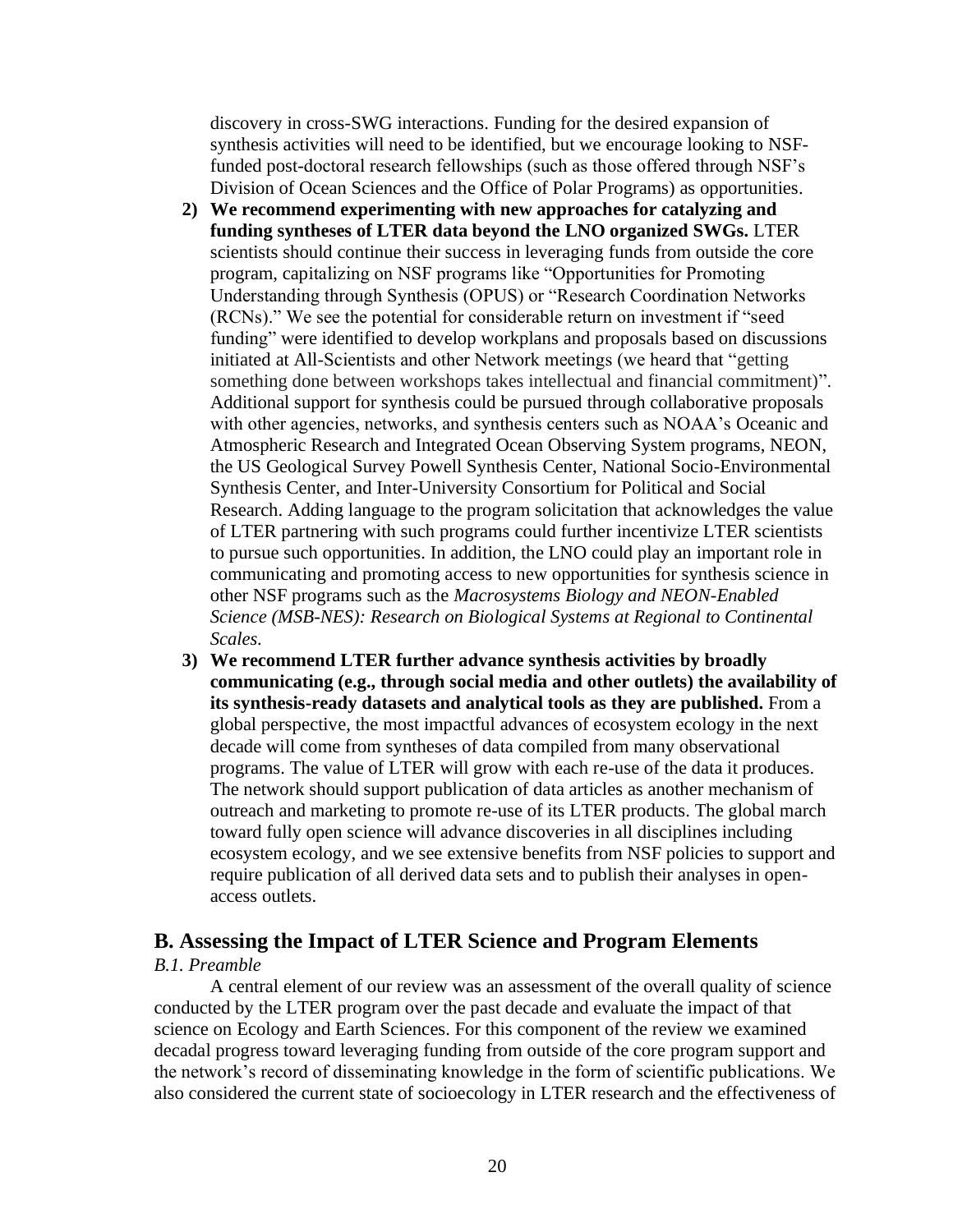discovery in cross-SWG interactions. Funding for the desired expansion of synthesis activities will need to be identified, but we encourage looking to NSF-funded post-doctoral research fellowships (such as those offered through NSF's Division of Ocean Sciences and the Office of Polar Programs) as opportunities.

2) **We recommend experimenting with new approaches for catalyzing and funding syntheses of LTER data beyond the LNO organized SWGs.** LTER scientists should continue their success in leveraging funds from outside the core program, capitalizing on NSF programs like "Opportunities for Promoting Understanding through Synthesis (OPUS) or "Research Coordination Networks (RCNs)." We see the potential for considerable return on investment if "seed funding" were identified to develop workplans and proposals based on discussions initiated at All-Scientists and other Network meetings (we heard that "getting something done between workshops takes intellectual and financial commitment)". Additional support for synthesis could be pursued through collaborative proposals with other agencies, networks, and synthesis centers such as NOAA's Oceanic and Atmospheric Research and Integrated Ocean Observing System programs, NEON, the US Geological Survey Powell Synthesis Center, National Socio-Environmental Synthesis Center, and Inter-University Consortium for Political and Social Research. Adding language to the program solicitation that acknowledges the value of LTER partnering with such programs could further incentivize LTER scientists to pursue such opportunities. In addition, the LNO could play an important role in communicating and promoting access to new opportunities for synthesis science in other NSF programs such as the *Macrosystems Biology and NEON-Enabled Science (MSB-NES): Research on Biological Systems at Regional to Continental Scales.*

3) **We recommend LTER further advance synthesis activities by broadly communicating (e.g., through social media and other outlets) the availability of its synthesis-ready datasets and analytical tools as they are published.** From a global perspective, the most impactful advances of ecosystem ecology in the next decade will come from syntheses of data compiled from many observational programs. The value of LTER will grow with each re-use of the data it produces. The network should support publication of data articles as another mechanism of outreach and marketing to promote re-use of its LTER products. The global march toward fully open science will advance discoveries in all disciplines including ecosystem ecology, and we see extensive benefits from NSF policies to support and require publication of all derived data sets and to publish their analyses in open-access outlets.

## B. Assessing the Impact of LTER Science and Program Elements

*B.1. Preamble*

A central element of our review was an assessment of the overall quality of science conducted by the LTER program over the past decade and evaluate the impact of that science on Ecology and Earth Sciences. For this component of the review we examined decadal progress toward leveraging funding from outside of the core program support and the network's record of disseminating knowledge in the form of scientific publications. We also considered the current state of socioecology in LTER research and the effectiveness of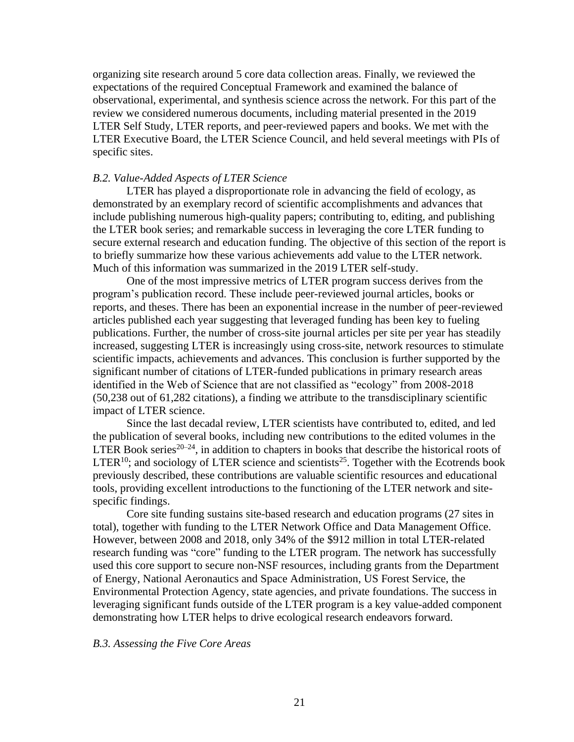organizing site research around 5 core data collection areas. Finally, we reviewed the expectations of the required Conceptual Framework and examined the balance of observational, experimental, and synthesis science across the network. For this part of the review we considered numerous documents, including material presented in the 2019 LTER Self Study, LTER reports, and peer-reviewed papers and books. We met with the LTER Executive Board, the LTER Science Council, and held several meetings with PIs of specific sites.

### *B.2. Value-Added Aspects of LTER Science*

LTER has played a disproportionate role in advancing the field of ecology, as demonstrated by an exemplary record of scientific accomplishments and advances that include publishing numerous high-quality papers; contributing to, editing, and publishing the LTER book series; and remarkable success in leveraging the core LTER funding to secure external research and education funding. The objective of this section of the report is to briefly summarize how these various achievements add value to the LTER network. Much of this information was summarized in the 2019 LTER self-study.

One of the most impressive metrics of LTER program success derives from the program's publication record. These include peer-reviewed journal articles, books or reports, and theses. There has been an exponential increase in the number of peer-reviewed articles published each year suggesting that leveraged funding has been key to fueling publications. Further, the number of cross-site journal articles per site per year has steadily increased, suggesting LTER is increasingly using cross-site, network resources to stimulate scientific impacts, achievements and advances. This conclusion is further supported by the significant number of citations of LTER-funded publications in primary research areas identified in the Web of Science that are not classified as "ecology" from 2008-2018 (50,238 out of 61,282 citations), a finding we attribute to the transdisciplinary scientific impact of LTER science.

Since the last decadal review, LTER scientists have contributed to, edited, and led the publication of several books, including new contributions to the edited volumes in the LTER Book series[20–24], in addition to chapters in books that describe the historical roots of LTER[10]; and sociology of LTER science and scientists[25]. Together with the Ecotrends book previously described, these contributions are valuable scientific resources and educational tools, providing excellent introductions to the functioning of the LTER network and site-specific findings.

Core site funding sustains site-based research and education programs (27 sites in total), together with funding to the LTER Network Office and Data Management Office. However, between 2008 and 2018, only 34% of the $912 million in total LTER-related research funding was "core" funding to the LTER program. The network has successfully used this core support to secure non-NSF resources, including grants from the Department of Energy, National Aeronautics and Space Administration, US Forest Service, the Environmental Protection Agency, state agencies, and private foundations. The success in leveraging significant funds outside of the LTER program is a key value-added component demonstrating how LTER helps to drive ecological research endeavors forward.

### *B.3. Assessing the Five Core Areas*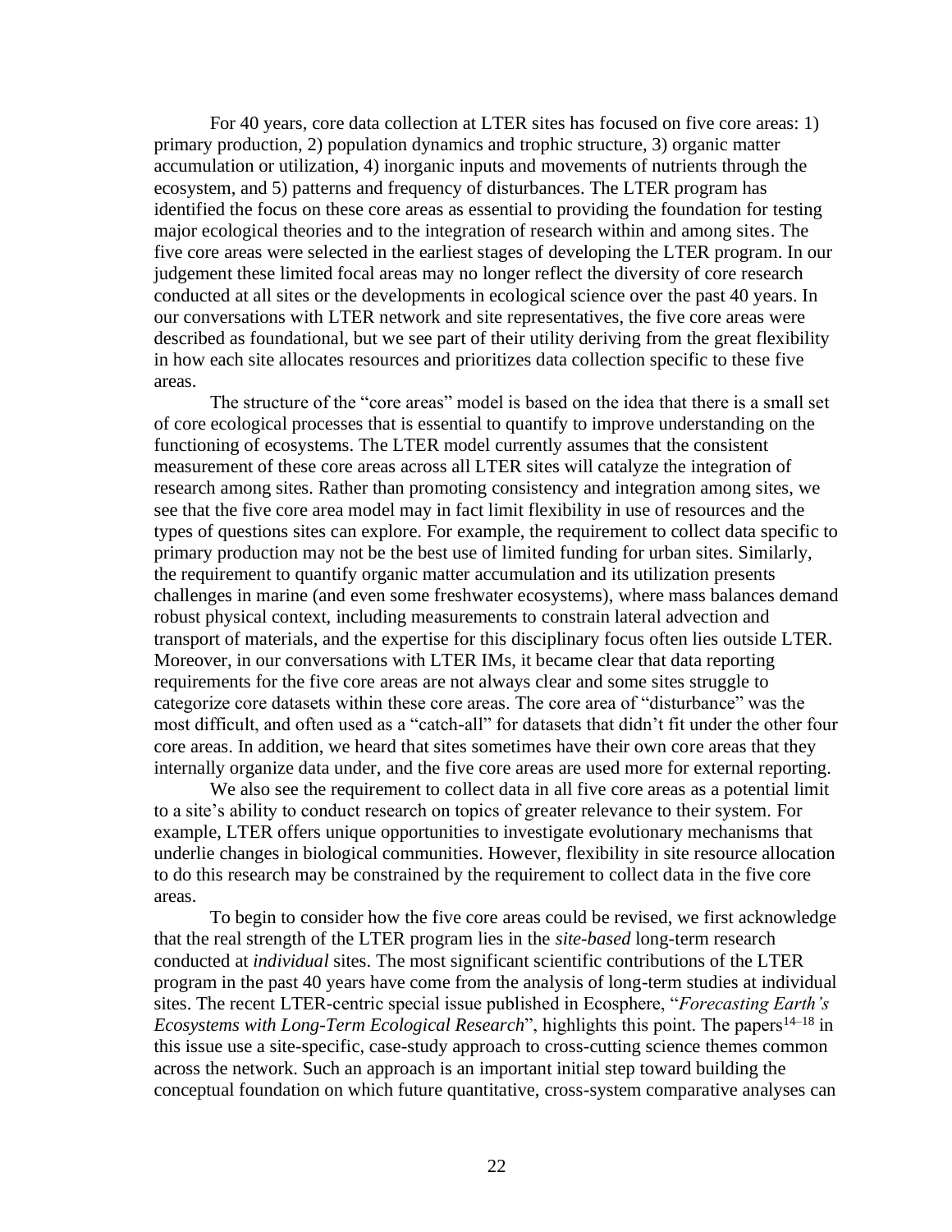For 40 years, core data collection at LTER sites has focused on five core areas: 1) primary production, 2) population dynamics and trophic structure, 3) organic matter accumulation or utilization, 4) inorganic inputs and movements of nutrients through the ecosystem, and 5) patterns and frequency of disturbances. The LTER program has identified the focus on these core areas as essential to providing the foundation for testing major ecological theories and to the integration of research within and among sites. The five core areas were selected in the earliest stages of developing the LTER program. In our judgement these limited focal areas may no longer reflect the diversity of core research conducted at all sites or the developments in ecological science over the past 40 years. In our conversations with LTER network and site representatives, the five core areas were described as foundational, but we see part of their utility deriving from the great flexibility in how each site allocates resources and prioritizes data collection specific to these five areas.

The structure of the "core areas" model is based on the idea that there is a small set of core ecological processes that is essential to quantify to improve understanding on the functioning of ecosystems. The LTER model currently assumes that the consistent measurement of these core areas across all LTER sites will catalyze the integration of research among sites. Rather than promoting consistency and integration among sites, we see that the five core area model may in fact limit flexibility in use of resources and the types of questions sites can explore. For example, the requirement to collect data specific to primary production may not be the best use of limited funding for urban sites. Similarly, the requirement to quantify organic matter accumulation and its utilization presents challenges in marine (and even some freshwater ecosystems), where mass balances demand robust physical context, including measurements to constrain lateral advection and transport of materials, and the expertise for this disciplinary focus often lies outside LTER. Moreover, in our conversations with LTER IMs, it became clear that data reporting requirements for the five core areas are not always clear and some sites struggle to categorize core datasets within these core areas. The core area of "disturbance" was the most difficult, and often used as a "catch-all" for datasets that didn't fit under the other four core areas. In addition, we heard that sites sometimes have their own core areas that they internally organize data under, and the five core areas are used more for external reporting.

We also see the requirement to collect data in all five core areas as a potential limit to a site's ability to conduct research on topics of greater relevance to their system. For example, LTER offers unique opportunities to investigate evolutionary mechanisms that underlie changes in biological communities. However, flexibility in site resource allocation to do this research may be constrained by the requirement to collect data in the five core areas.

To begin to consider how the five core areas could be revised, we first acknowledge that the real strength of the LTER program lies in the *site-based* long-term research conducted at *individual* sites. The most significant scientific contributions of the LTER program in the past 40 years have come from the analysis of long-term studies at individual sites. The recent LTER-centric special issue published in Ecosphere, "*Forecasting Earth's Ecosystems with Long-Term Ecological Research*", highlights this point. The papers[14–18] in this issue use a site-specific, case-study approach to cross-cutting science themes common across the network. Such an approach is an important initial step toward building the conceptual foundation on which future quantitative, cross-system comparative analyses can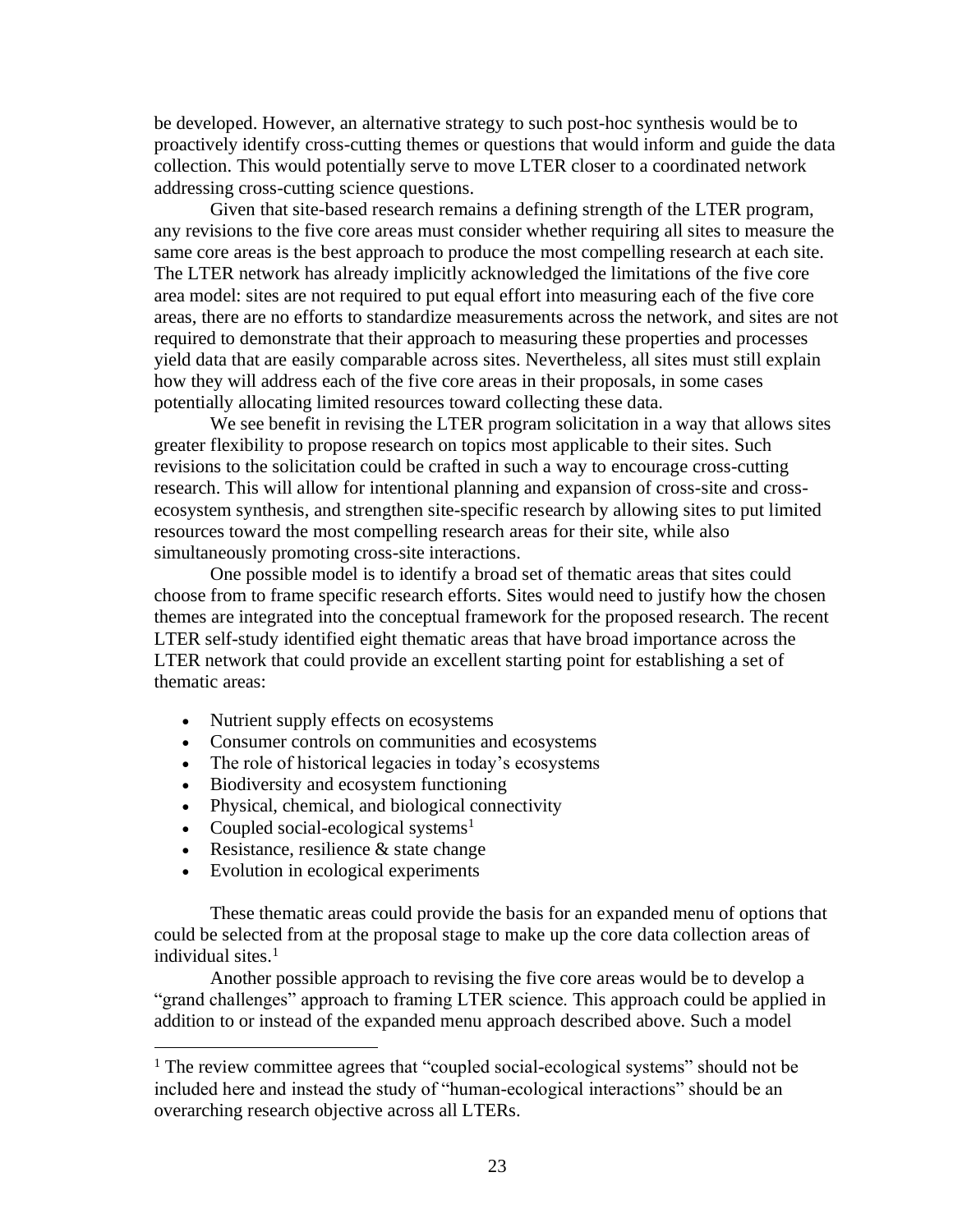be developed. However, an alternative strategy to such post-hoc synthesis would be to proactively identify cross-cutting themes or questions that would inform and guide the data collection. This would potentially serve to move LTER closer to a coordinated network addressing cross-cutting science questions.

Given that site-based research remains a defining strength of the LTER program, any revisions to the five core areas must consider whether requiring all sites to measure the same core areas is the best approach to produce the most compelling research at each site. The LTER network has already implicitly acknowledged the limitations of the five core area model: sites are not required to put equal effort into measuring each of the five core areas, there are no efforts to standardize measurements across the network, and sites are not required to demonstrate that their approach to measuring these properties and processes yield data that are easily comparable across sites. Nevertheless, all sites must still explain how they will address each of the five core areas in their proposals, in some cases potentially allocating limited resources toward collecting these data.

We see benefit in revising the LTER program solicitation in a way that allows sites greater flexibility to propose research on topics most applicable to their sites. Such revisions to the solicitation could be crafted in such a way to encourage cross-cutting research. This will allow for intentional planning and expansion of cross-site and cross-ecosystem synthesis, and strengthen site-specific research by allowing sites to put limited resources toward the most compelling research areas for their site, while also simultaneously promoting cross-site interactions.

One possible model is to identify a broad set of thematic areas that sites could choose from to frame specific research efforts. Sites would need to justify how the chosen themes are integrated into the conceptual framework for the proposed research. The recent LTER self-study identified eight thematic areas that have broad importance across the LTER network that could provide an excellent starting point for establishing a set of thematic areas:

- Nutrient supply effects on ecosystems
- Consumer controls on communities and ecosystems
- The role of historical legacies in today's ecosystems
- Biodiversity and ecosystem functioning
- Physical, chemical, and biological connectivity
- Coupled social-ecological systems[1]
- Resistance, resilience & state change
- Evolution in ecological experiments

These thematic areas could provide the basis for an expanded menu of options that could be selected from at the proposal stage to make up the core data collection areas of individual sites.[1]

Another possible approach to revising the five core areas would be to develop a "grand challenges" approach to framing LTER science. This approach could be applied in addition to or instead of the expanded menu approach described above. Such a model

[1] The review committee agrees that "coupled social-ecological systems" should not be included here and instead the study of "human-ecological interactions" should be an overarching research objective across all LTERs.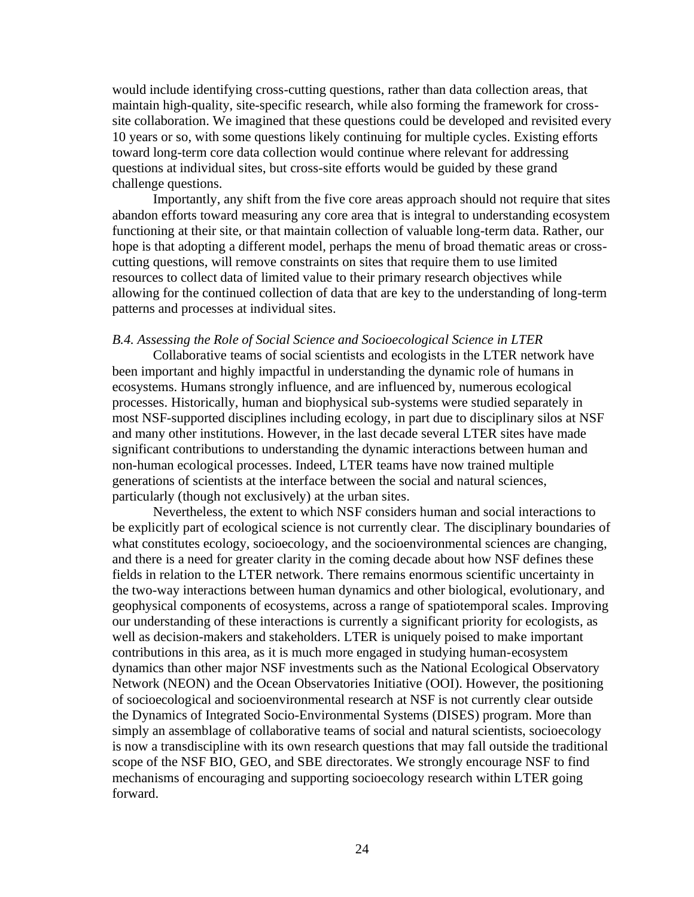would include identifying cross-cutting questions, rather than data collection areas, that maintain high-quality, site-specific research, while also forming the framework for cross-site collaboration. We imagined that these questions could be developed and revisited every 10 years or so, with some questions likely continuing for multiple cycles. Existing efforts toward long-term core data collection would continue where relevant for addressing questions at individual sites, but cross-site efforts would be guided by these grand challenge questions.

Importantly, any shift from the five core areas approach should not require that sites abandon efforts toward measuring any core area that is integral to understanding ecosystem functioning at their site, or that maintain collection of valuable long-term data. Rather, our hope is that adopting a different model, perhaps the menu of broad thematic areas or cross-cutting questions, will remove constraints on sites that require them to use limited resources to collect data of limited value to their primary research objectives while allowing for the continued collection of data that are key to the understanding of long-term patterns and processes at individual sites.

*B.4. Assessing the Role of Social Science and Socioecological Science in LTER*

Collaborative teams of social scientists and ecologists in the LTER network have been important and highly impactful in understanding the dynamic role of humans in ecosystems. Humans strongly influence, and are influenced by, numerous ecological processes. Historically, human and biophysical sub-systems were studied separately in most NSF-supported disciplines including ecology, in part due to disciplinary silos at NSF and many other institutions. However, in the last decade several LTER sites have made significant contributions to understanding the dynamic interactions between human and non-human ecological processes. Indeed, LTER teams have now trained multiple generations of scientists at the interface between the social and natural sciences, particularly (though not exclusively) at the urban sites.

Nevertheless, the extent to which NSF considers human and social interactions to be explicitly part of ecological science is not currently clear. The disciplinary boundaries of what constitutes ecology, socioecology, and the socioenvironmental sciences are changing, and there is a need for greater clarity in the coming decade about how NSF defines these fields in relation to the LTER network. There remains enormous scientific uncertainty in the two-way interactions between human dynamics and other biological, evolutionary, and geophysical components of ecosystems, across a range of spatiotemporal scales. Improving our understanding of these interactions is currently a significant priority for ecologists, as well as decision-makers and stakeholders. LTER is uniquely poised to make important contributions in this area, as it is much more engaged in studying human-ecosystem dynamics than other major NSF investments such as the National Ecological Observatory Network (NEON) and the Ocean Observatories Initiative (OOI). However, the positioning of socioecological and socioenvironmental research at NSF is not currently clear outside the Dynamics of Integrated Socio-Environmental Systems (DISES) program. More than simply an assemblage of collaborative teams of social and natural scientists, socioecology is now a transdiscipline with its own research questions that may fall outside the traditional scope of the NSF BIO, GEO, and SBE directorates. We strongly encourage NSF to find mechanisms of encouraging and supporting socioecology research within LTER going forward.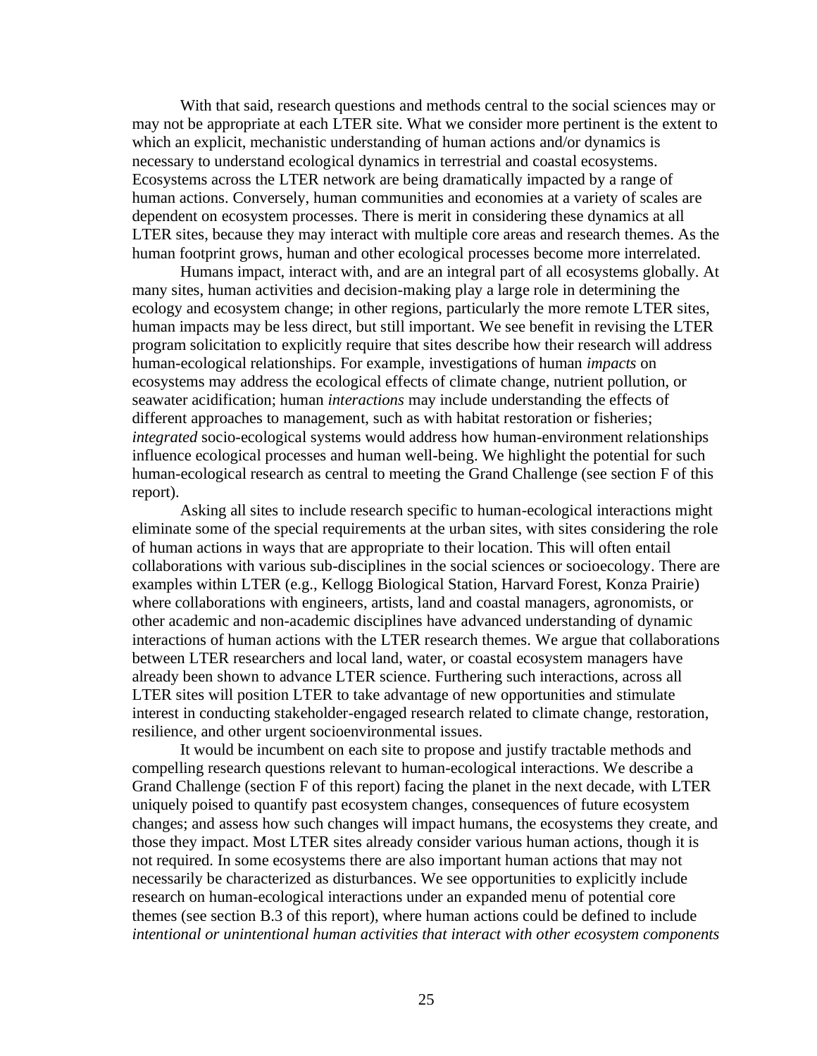With that said, research questions and methods central to the social sciences may or may not be appropriate at each LTER site. What we consider more pertinent is the extent to which an explicit, mechanistic understanding of human actions and/or dynamics is necessary to understand ecological dynamics in terrestrial and coastal ecosystems. Ecosystems across the LTER network are being dramatically impacted by a range of human actions. Conversely, human communities and economies at a variety of scales are dependent on ecosystem processes. There is merit in considering these dynamics at all LTER sites, because they may interact with multiple core areas and research themes. As the human footprint grows, human and other ecological processes become more interrelated.

Humans impact, interact with, and are an integral part of all ecosystems globally. At many sites, human activities and decision-making play a large role in determining the ecology and ecosystem change; in other regions, particularly the more remote LTER sites, human impacts may be less direct, but still important. We see benefit in revising the LTER program solicitation to explicitly require that sites describe how their research will address human-ecological relationships. For example, investigations of human *impacts* on ecosystems may address the ecological effects of climate change, nutrient pollution, or seawater acidification; human *interactions* may include understanding the effects of different approaches to management, such as with habitat restoration or fisheries; *integrated* socio-ecological systems would address how human-environment relationships influence ecological processes and human well-being. We highlight the potential for such human-ecological research as central to meeting the Grand Challenge (see section F of this report).

Asking all sites to include research specific to human-ecological interactions might eliminate some of the special requirements at the urban sites, with sites considering the role of human actions in ways that are appropriate to their location. This will often entail collaborations with various sub-disciplines in the social sciences or socioecology. There are examples within LTER (e.g., Kellogg Biological Station, Harvard Forest, Konza Prairie) where collaborations with engineers, artists, land and coastal managers, agronomists, or other academic and non-academic disciplines have advanced understanding of dynamic interactions of human actions with the LTER research themes. We argue that collaborations between LTER researchers and local land, water, or coastal ecosystem managers have already been shown to advance LTER science. Furthering such interactions, across all LTER sites will position LTER to take advantage of new opportunities and stimulate interest in conducting stakeholder-engaged research related to climate change, restoration, resilience, and other urgent socioenvironmental issues.

It would be incumbent on each site to propose and justify tractable methods and compelling research questions relevant to human-ecological interactions. We describe a Grand Challenge (section F of this report) facing the planet in the next decade, with LTER uniquely poised to quantify past ecosystem changes, consequences of future ecosystem changes; and assess how such changes will impact humans, the ecosystems they create, and those they impact. Most LTER sites already consider various human actions, though it is not required. In some ecosystems there are also important human actions that may not necessarily be characterized as disturbances. We see opportunities to explicitly include research on human-ecological interactions under an expanded menu of potential core themes (see section B.3 of this report), where human actions could be defined to include *intentional or unintentional human activities that interact with other ecosystem components*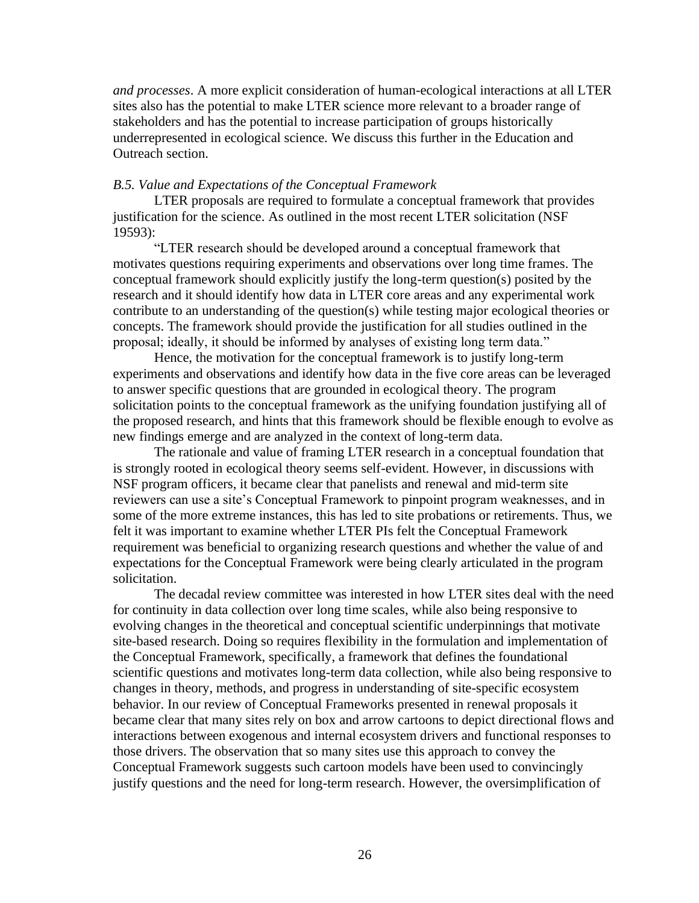*and processes*. A more explicit consideration of human-ecological interactions at all LTER sites also has the potential to make LTER science more relevant to a broader range of stakeholders and has the potential to increase participation of groups historically underrepresented in ecological science. We discuss this further in the Education and Outreach section.

### *B.5. Value and Expectations of the Conceptual Framework*

LTER proposals are required to formulate a conceptual framework that provides justification for the science. As outlined in the most recent LTER solicitation (NSF 19593):

"LTER research should be developed around a conceptual framework that motivates questions requiring experiments and observations over long time frames. The conceptual framework should explicitly justify the long-term question(s) posited by the research and it should identify how data in LTER core areas and any experimental work contribute to an understanding of the question(s) while testing major ecological theories or concepts. The framework should provide the justification for all studies outlined in the proposal; ideally, it should be informed by analyses of existing long term data."

Hence, the motivation for the conceptual framework is to justify long-term experiments and observations and identify how data in the five core areas can be leveraged to answer specific questions that are grounded in ecological theory. The program solicitation points to the conceptual framework as the unifying foundation justifying all of the proposed research, and hints that this framework should be flexible enough to evolve as new findings emerge and are analyzed in the context of long-term data.

The rationale and value of framing LTER research in a conceptual foundation that is strongly rooted in ecological theory seems self-evident. However, in discussions with NSF program officers, it became clear that panelists and renewal and mid-term site reviewers can use a site's Conceptual Framework to pinpoint program weaknesses, and in some of the more extreme instances, this has led to site probations or retirements. Thus, we felt it was important to examine whether LTER PIs felt the Conceptual Framework requirement was beneficial to organizing research questions and whether the value of and expectations for the Conceptual Framework were being clearly articulated in the program solicitation.

The decadal review committee was interested in how LTER sites deal with the need for continuity in data collection over long time scales, while also being responsive to evolving changes in the theoretical and conceptual scientific underpinnings that motivate site-based research. Doing so requires flexibility in the formulation and implementation of the Conceptual Framework, specifically, a framework that defines the foundational scientific questions and motivates long-term data collection, while also being responsive to changes in theory, methods, and progress in understanding of site-specific ecosystem behavior. In our review of Conceptual Frameworks presented in renewal proposals it became clear that many sites rely on box and arrow cartoons to depict directional flows and interactions between exogenous and internal ecosystem drivers and functional responses to those drivers. The observation that so many sites use this approach to convey the Conceptual Framework suggests such cartoon models have been used to convincingly justify questions and the need for long-term research. However, the oversimplification of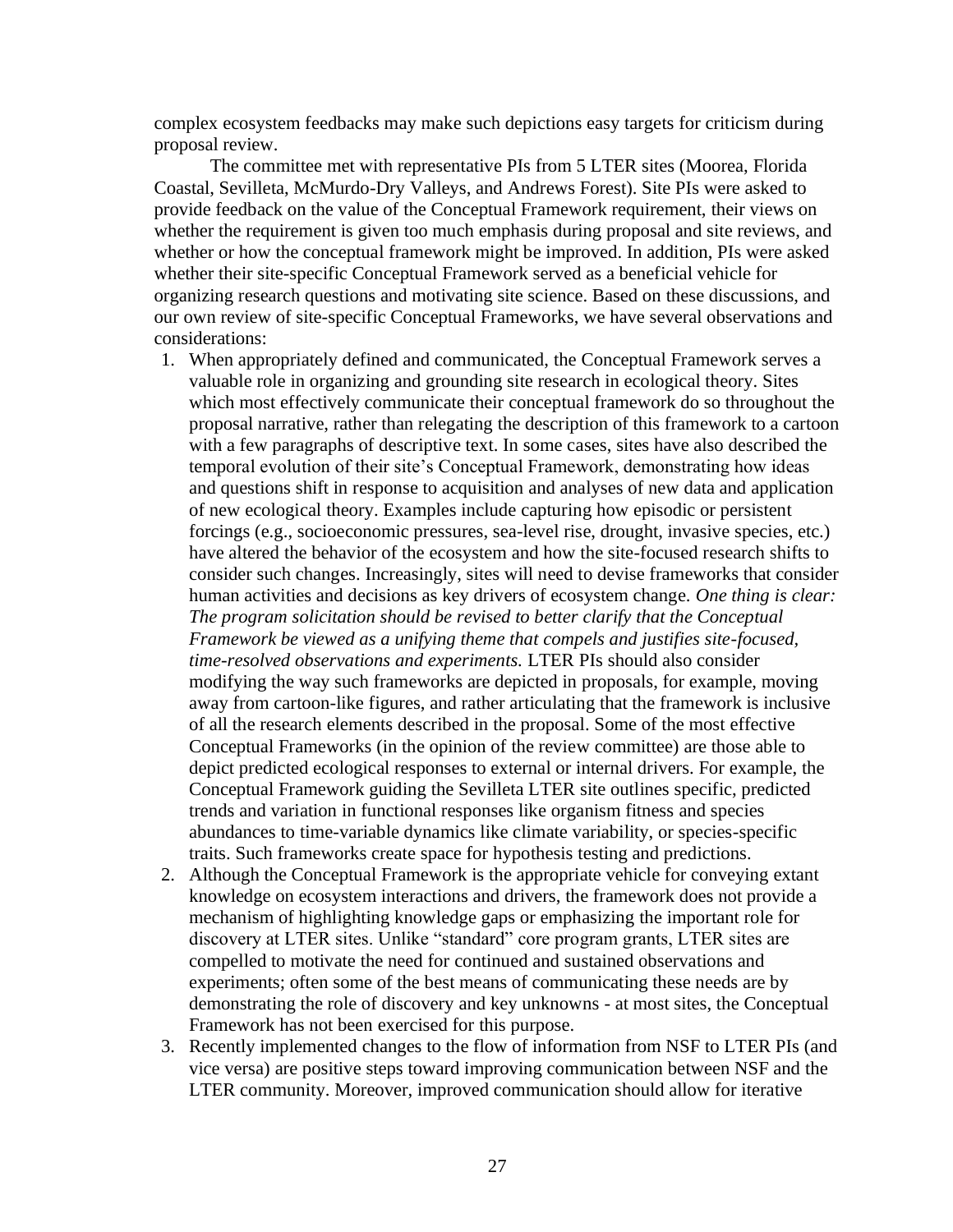complex ecosystem feedbacks may make such depictions easy targets for criticism during proposal review.

The committee met with representative PIs from 5 LTER sites (Moorea, Florida Coastal, Sevilleta, McMurdo-Dry Valleys, and Andrews Forest). Site PIs were asked to provide feedback on the value of the Conceptual Framework requirement, their views on whether the requirement is given too much emphasis during proposal and site reviews, and whether or how the conceptual framework might be improved. In addition, PIs were asked whether their site-specific Conceptual Framework served as a beneficial vehicle for organizing research questions and motivating site science. Based on these discussions, and our own review of site-specific Conceptual Frameworks, we have several observations and considerations:

1. When appropriately defined and communicated, the Conceptual Framework serves a valuable role in organizing and grounding site research in ecological theory. Sites which most effectively communicate their conceptual framework do so throughout the proposal narrative, rather than relegating the description of this framework to a cartoon with a few paragraphs of descriptive text. In some cases, sites have also described the temporal evolution of their site's Conceptual Framework, demonstrating how ideas and questions shift in response to acquisition and analyses of new data and application of new ecological theory. Examples include capturing how episodic or persistent forcings (e.g., socioeconomic pressures, sea-level rise, drought, invasive species, etc.) have altered the behavior of the ecosystem and how the site-focused research shifts to consider such changes. Increasingly, sites will need to devise frameworks that consider human activities and decisions as key drivers of ecosystem change. *One thing is clear: The program solicitation should be revised to better clarify that the Conceptual Framework be viewed as a unifying theme that compels and justifies site-focused, time-resolved observations and experiments.* LTER PIs should also consider modifying the way such frameworks are depicted in proposals, for example, moving away from cartoon-like figures, and rather articulating that the framework is inclusive of all the research elements described in the proposal. Some of the most effective Conceptual Frameworks (in the opinion of the review committee) are those able to depict predicted ecological responses to external or internal drivers. For example, the Conceptual Framework guiding the Sevilleta LTER site outlines specific, predicted trends and variation in functional responses like organism fitness and species abundances to time-variable dynamics like climate variability, or species-specific traits. Such frameworks create space for hypothesis testing and predictions.
2. Although the Conceptual Framework is the appropriate vehicle for conveying extant knowledge on ecosystem interactions and drivers, the framework does not provide a mechanism of highlighting knowledge gaps or emphasizing the important role for discovery at LTER sites. Unlike "standard" core program grants, LTER sites are compelled to motivate the need for continued and sustained observations and experiments; often some of the best means of communicating these needs are by demonstrating the role of discovery and key unknowns - at most sites, the Conceptual Framework has not been exercised for this purpose.
3. Recently implemented changes to the flow of information from NSF to LTER PIs (and vice versa) are positive steps toward improving communication between NSF and the LTER community. Moreover, improved communication should allow for iterative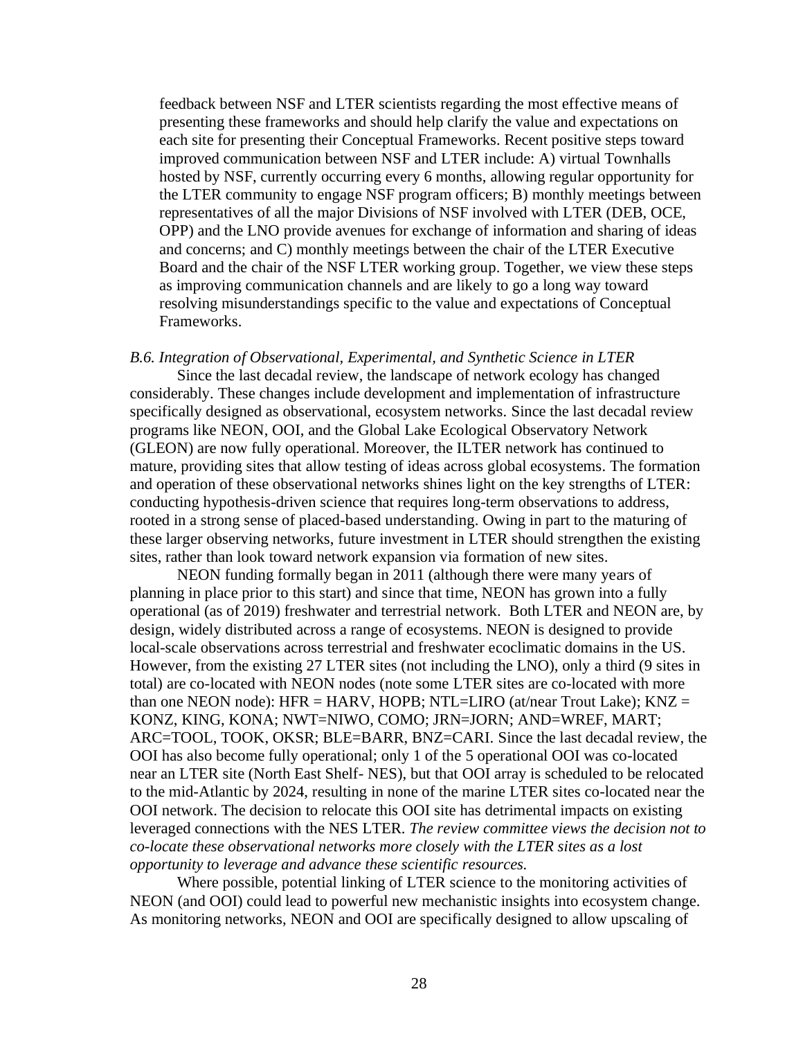feedback between NSF and LTER scientists regarding the most effective means of presenting these frameworks and should help clarify the value and expectations on each site for presenting their Conceptual Frameworks. Recent positive steps toward improved communication between NSF and LTER include: A) virtual Townhalls hosted by NSF, currently occurring every 6 months, allowing regular opportunity for the LTER community to engage NSF program officers; B) monthly meetings between representatives of all the major Divisions of NSF involved with LTER (DEB, OCE, OPP) and the LNO provide avenues for exchange of information and sharing of ideas and concerns; and C) monthly meetings between the chair of the LTER Executive Board and the chair of the NSF LTER working group. Together, we view these steps as improving communication channels and are likely to go a long way toward resolving misunderstandings specific to the value and expectations of Conceptual Frameworks.

*B.6. Integration of Observational, Experimental, and Synthetic Science in LTER*

Since the last decadal review, the landscape of network ecology has changed considerably. These changes include development and implementation of infrastructure specifically designed as observational, ecosystem networks. Since the last decadal review programs like NEON, OOI, and the Global Lake Ecological Observatory Network (GLEON) are now fully operational. Moreover, the ILTER network has continued to mature, providing sites that allow testing of ideas across global ecosystems. The formation and operation of these observational networks shines light on the key strengths of LTER: conducting hypothesis-driven science that requires long-term observations to address, rooted in a strong sense of placed-based understanding. Owing in part to the maturing of these larger observing networks, future investment in LTER should strengthen the existing sites, rather than look toward network expansion via formation of new sites.

NEON funding formally began in 2011 (although there were many years of planning in place prior to this start) and since that time, NEON has grown into a fully operational (as of 2019) freshwater and terrestrial network. Both LTER and NEON are, by design, widely distributed across a range of ecosystems. NEON is designed to provide local-scale observations across terrestrial and freshwater ecoclimatic domains in the US. However, from the existing 27 LTER sites (not including the LNO), only a third (9 sites in total) are co-located with NEON nodes (note some LTER sites are co-located with more than one NEON node): HFR = HARV, HOPB; NTL=LIRO (at/near Trout Lake); KNZ = KONZ, KING, KONA; NWT=NIWO, COMO; JRN=JORN; AND=WREF, MART; ARC=TOOL, TOOK, OKSR; BLE=BARR, BNZ=CARI. Since the last decadal review, the OOI has also become fully operational; only 1 of the 5 operational OOI was co-located near an LTER site (North East Shelf- NES), but that OOI array is scheduled to be relocated to the mid-Atlantic by 2024, resulting in none of the marine LTER sites co-located near the OOI network. The decision to relocate this OOI site has detrimental impacts on existing leveraged connections with the NES LTER. *The review committee views the decision not to co-locate these observational networks more closely with the LTER sites as a lost opportunity to leverage and advance these scientific resources.*

Where possible, potential linking of LTER science to the monitoring activities of NEON (and OOI) could lead to powerful new mechanistic insights into ecosystem change. As monitoring networks, NEON and OOI are specifically designed to allow upscaling of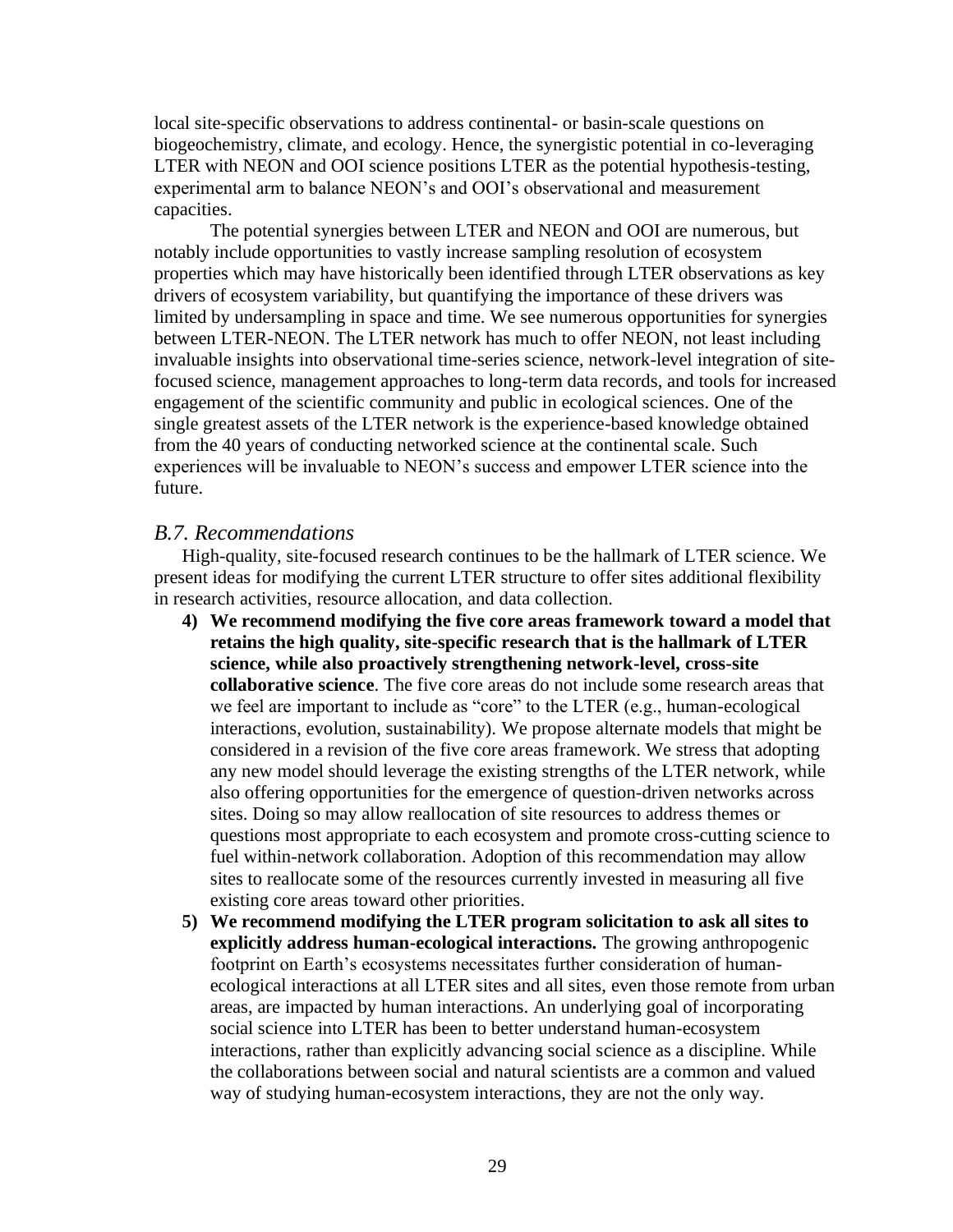local site-specific observations to address continental- or basin-scale questions on biogeochemistry, climate, and ecology. Hence, the synergistic potential in co-leveraging LTER with NEON and OOI science positions LTER as the potential hypothesis-testing, experimental arm to balance NEON's and OOI's observational and measurement capacities.

The potential synergies between LTER and NEON and OOI are numerous, but notably include opportunities to vastly increase sampling resolution of ecosystem properties which may have historically been identified through LTER observations as key drivers of ecosystem variability, but quantifying the importance of these drivers was limited by undersampling in space and time. We see numerous opportunities for synergies between LTER-NEON. The LTER network has much to offer NEON, not least including invaluable insights into observational time-series science, network-level integration of site-focused science, management approaches to long-term data records, and tools for increased engagement of the scientific community and public in ecological sciences. One of the single greatest assets of the LTER network is the experience-based knowledge obtained from the 40 years of conducting networked science at the continental scale. Such experiences will be invaluable to NEON's success and empower LTER science into the future.

### *B.7. Recommendations*

High-quality, site-focused research continues to be the hallmark of LTER science. We present ideas for modifying the current LTER structure to offer sites additional flexibility in research activities, resource allocation, and data collection.

4) **We recommend modifying the five core areas framework toward a model that retains the high quality, site-specific research that is the hallmark of LTER science, while also proactively strengthening network-level, cross-site collaborative science**. The five core areas do not include some research areas that we feel are important to include as "core" to the LTER (e.g., human-ecological interactions, evolution, sustainability). We propose alternate models that might be considered in a revision of the five core areas framework. We stress that adopting any new model should leverage the existing strengths of the LTER network, while also offering opportunities for the emergence of question-driven networks across sites. Doing so may allow reallocation of site resources to address themes or questions most appropriate to each ecosystem and promote cross-cutting science to fuel within-network collaboration. Adoption of this recommendation may allow sites to reallocate some of the resources currently invested in measuring all five existing core areas toward other priorities.
5) **We recommend modifying the LTER program solicitation to ask all sites to explicitly address human-ecological interactions.** The growing anthropogenic footprint on Earth's ecosystems necessitates further consideration of human-ecological interactions at all LTER sites and all sites, even those remote from urban areas, are impacted by human interactions. An underlying goal of incorporating social science into LTER has been to better understand human-ecosystem interactions, rather than explicitly advancing social science as a discipline. While the collaborations between social and natural scientists are a common and valued way of studying human-ecosystem interactions, they are not the only way.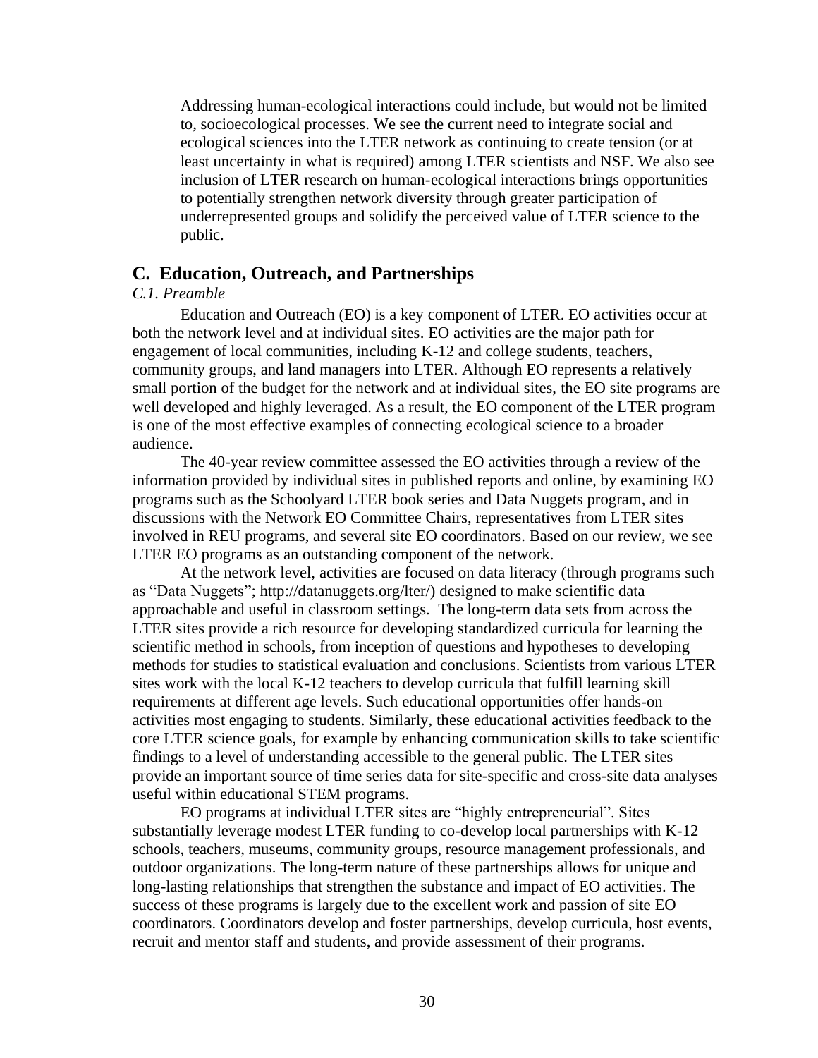Addressing human-ecological interactions could include, but would not be limited to, socioecological processes. We see the current need to integrate social and ecological sciences into the LTER network as continuing to create tension (or at least uncertainty in what is required) among LTER scientists and NSF. We also see inclusion of LTER research on human-ecological interactions brings opportunities to potentially strengthen network diversity through greater participation of underrepresented groups and solidify the perceived value of LTER science to the public.

## C. Education, Outreach, and Partnerships

*C.1. Preamble*

Education and Outreach (EO) is a key component of LTER. EO activities occur at both the network level and at individual sites. EO activities are the major path for engagement of local communities, including K-12 and college students, teachers, community groups, and land managers into LTER. Although EO represents a relatively small portion of the budget for the network and at individual sites, the EO site programs are well developed and highly leveraged. As a result, the EO component of the LTER program is one of the most effective examples of connecting ecological science to a broader audience.

The 40-year review committee assessed the EO activities through a review of the information provided by individual sites in published reports and online, by examining EO programs such as the Schoolyard LTER book series and Data Nuggets program, and in discussions with the Network EO Committee Chairs, representatives from LTER sites involved in REU programs, and several site EO coordinators. Based on our review, we see LTER EO programs as an outstanding component of the network.

At the network level, activities are focused on data literacy (through programs such as "Data Nuggets"; http://datanuggets.org/lter/) designed to make scientific data approachable and useful in classroom settings. The long-term data sets from across the LTER sites provide a rich resource for developing standardized curricula for learning the scientific method in schools, from inception of questions and hypotheses to developing methods for studies to statistical evaluation and conclusions. Scientists from various LTER sites work with the local K-12 teachers to develop curricula that fulfill learning skill requirements at different age levels. Such educational opportunities offer hands-on activities most engaging to students. Similarly, these educational activities feedback to the core LTER science goals, for example by enhancing communication skills to take scientific findings to a level of understanding accessible to the general public. The LTER sites provide an important source of time series data for site-specific and cross-site data analyses useful within educational STEM programs.

EO programs at individual LTER sites are "highly entrepreneurial". Sites substantially leverage modest LTER funding to co-develop local partnerships with K-12 schools, teachers, museums, community groups, resource management professionals, and outdoor organizations. The long-term nature of these partnerships allows for unique and long-lasting relationships that strengthen the substance and impact of EO activities. The success of these programs is largely due to the excellent work and passion of site EO coordinators. Coordinators develop and foster partnerships, develop curricula, host events, recruit and mentor staff and students, and provide assessment of their programs.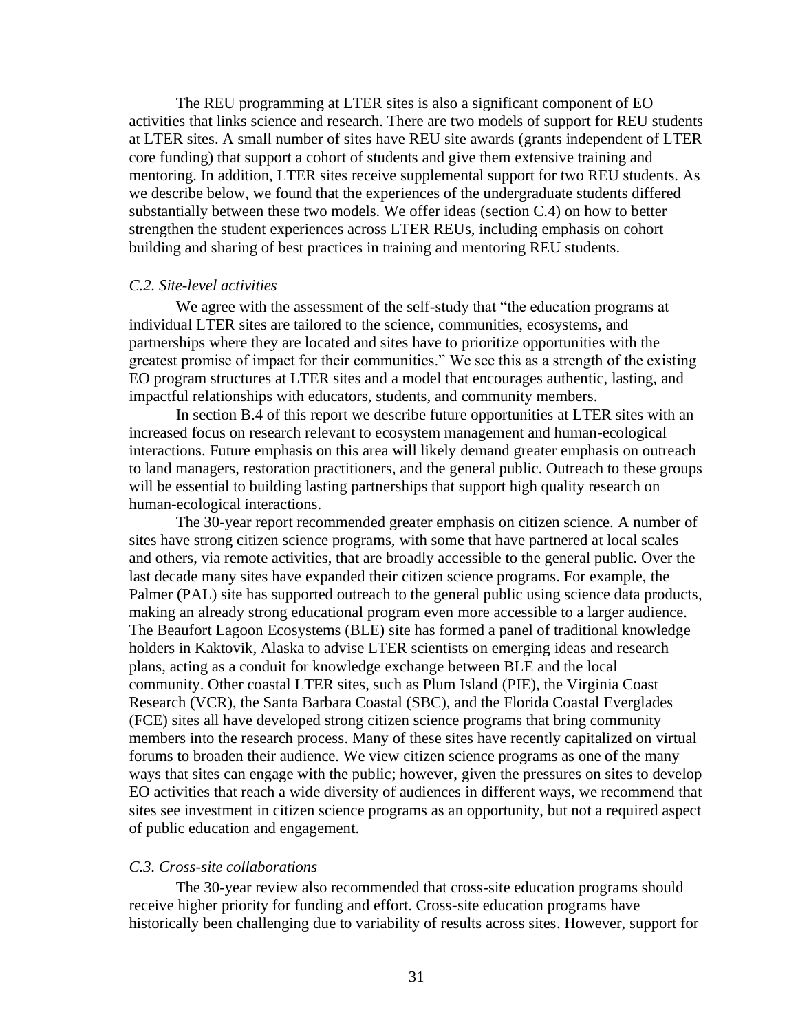The REU programming at LTER sites is also a significant component of EO activities that links science and research. There are two models of support for REU students at LTER sites. A small number of sites have REU site awards (grants independent of LTER core funding) that support a cohort of students and give them extensive training and mentoring. In addition, LTER sites receive supplemental support for two REU students. As we describe below, we found that the experiences of the undergraduate students differed substantially between these two models. We offer ideas (section C.4) on how to better strengthen the student experiences across LTER REUs, including emphasis on cohort building and sharing of best practices in training and mentoring REU students.

### *C.2. Site-level activities*

We agree with the assessment of the self-study that "the education programs at individual LTER sites are tailored to the science, communities, ecosystems, and partnerships where they are located and sites have to prioritize opportunities with the greatest promise of impact for their communities." We see this as a strength of the existing EO program structures at LTER sites and a model that encourages authentic, lasting, and impactful relationships with educators, students, and community members.

In section B.4 of this report we describe future opportunities at LTER sites with an increased focus on research relevant to ecosystem management and human-ecological interactions. Future emphasis on this area will likely demand greater emphasis on outreach to land managers, restoration practitioners, and the general public. Outreach to these groups will be essential to building lasting partnerships that support high quality research on human-ecological interactions.

The 30-year report recommended greater emphasis on citizen science. A number of sites have strong citizen science programs, with some that have partnered at local scales and others, via remote activities, that are broadly accessible to the general public. Over the last decade many sites have expanded their citizen science programs. For example, the Palmer (PAL) site has supported outreach to the general public using science data products, making an already strong educational program even more accessible to a larger audience. The Beaufort Lagoon Ecosystems (BLE) site has formed a panel of traditional knowledge holders in Kaktovik, Alaska to advise LTER scientists on emerging ideas and research plans, acting as a conduit for knowledge exchange between BLE and the local community. Other coastal LTER sites, such as Plum Island (PIE), the Virginia Coast Research (VCR), the Santa Barbara Coastal (SBC), and the Florida Coastal Everglades (FCE) sites all have developed strong citizen science programs that bring community members into the research process. Many of these sites have recently capitalized on virtual forums to broaden their audience. We view citizen science programs as one of the many ways that sites can engage with the public; however, given the pressures on sites to develop EO activities that reach a wide diversity of audiences in different ways, we recommend that sites see investment in citizen science programs as an opportunity, but not a required aspect of public education and engagement.

### *C.3. Cross-site collaborations*

The 30-year review also recommended that cross-site education programs should receive higher priority for funding and effort. Cross-site education programs have historically been challenging due to variability of results across sites. However, support for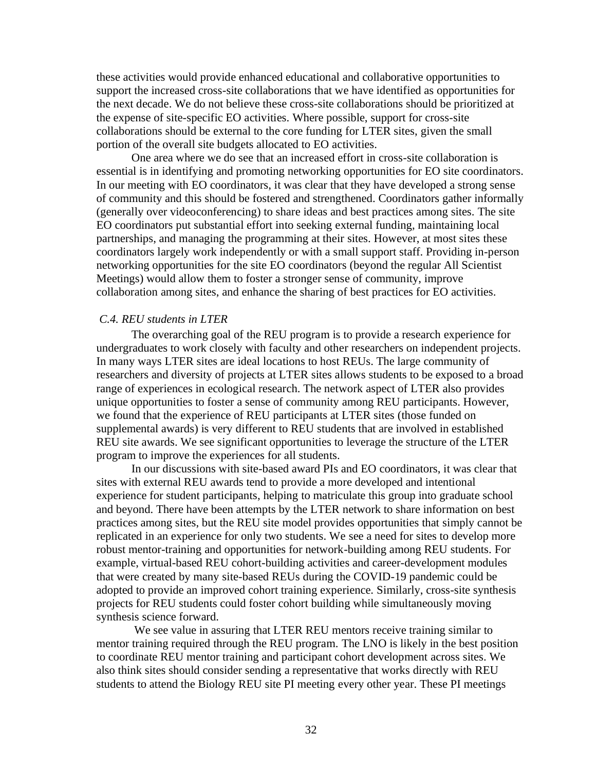these activities would provide enhanced educational and collaborative opportunities to support the increased cross-site collaborations that we have identified as opportunities for the next decade. We do not believe these cross-site collaborations should be prioritized at the expense of site-specific EO activities. Where possible, support for cross-site collaborations should be external to the core funding for LTER sites, given the small portion of the overall site budgets allocated to EO activities.

One area where we do see that an increased effort in cross-site collaboration is essential is in identifying and promoting networking opportunities for EO site coordinators. In our meeting with EO coordinators, it was clear that they have developed a strong sense of community and this should be fostered and strengthened. Coordinators gather informally (generally over videoconferencing) to share ideas and best practices among sites. The site EO coordinators put substantial effort into seeking external funding, maintaining local partnerships, and managing the programming at their sites. However, at most sites these coordinators largely work independently or with a small support staff. Providing in-person networking opportunities for the site EO coordinators (beyond the regular All Scientist Meetings) would allow them to foster a stronger sense of community, improve collaboration among sites, and enhance the sharing of best practices for EO activities.

### *C.4. REU students in LTER*

The overarching goal of the REU program is to provide a research experience for undergraduates to work closely with faculty and other researchers on independent projects. In many ways LTER sites are ideal locations to host REUs. The large community of researchers and diversity of projects at LTER sites allows students to be exposed to a broad range of experiences in ecological research. The network aspect of LTER also provides unique opportunities to foster a sense of community among REU participants. However, we found that the experience of REU participants at LTER sites (those funded on supplemental awards) is very different to REU students that are involved in established REU site awards. We see significant opportunities to leverage the structure of the LTER program to improve the experiences for all students.

In our discussions with site-based award PIs and EO coordinators, it was clear that sites with external REU awards tend to provide a more developed and intentional experience for student participants, helping to matriculate this group into graduate school and beyond. There have been attempts by the LTER network to share information on best practices among sites, but the REU site model provides opportunities that simply cannot be replicated in an experience for only two students. We see a need for sites to develop more robust mentor-training and opportunities for network-building among REU students. For example, virtual-based REU cohort-building activities and career-development modules that were created by many site-based REUs during the COVID-19 pandemic could be adopted to provide an improved cohort training experience. Similarly, cross-site synthesis projects for REU students could foster cohort building while simultaneously moving synthesis science forward.

We see value in assuring that LTER REU mentors receive training similar to mentor training required through the REU program. The LNO is likely in the best position to coordinate REU mentor training and participant cohort development across sites. We also think sites should consider sending a representative that works directly with REU students to attend the Biology REU site PI meeting every other year. These PI meetings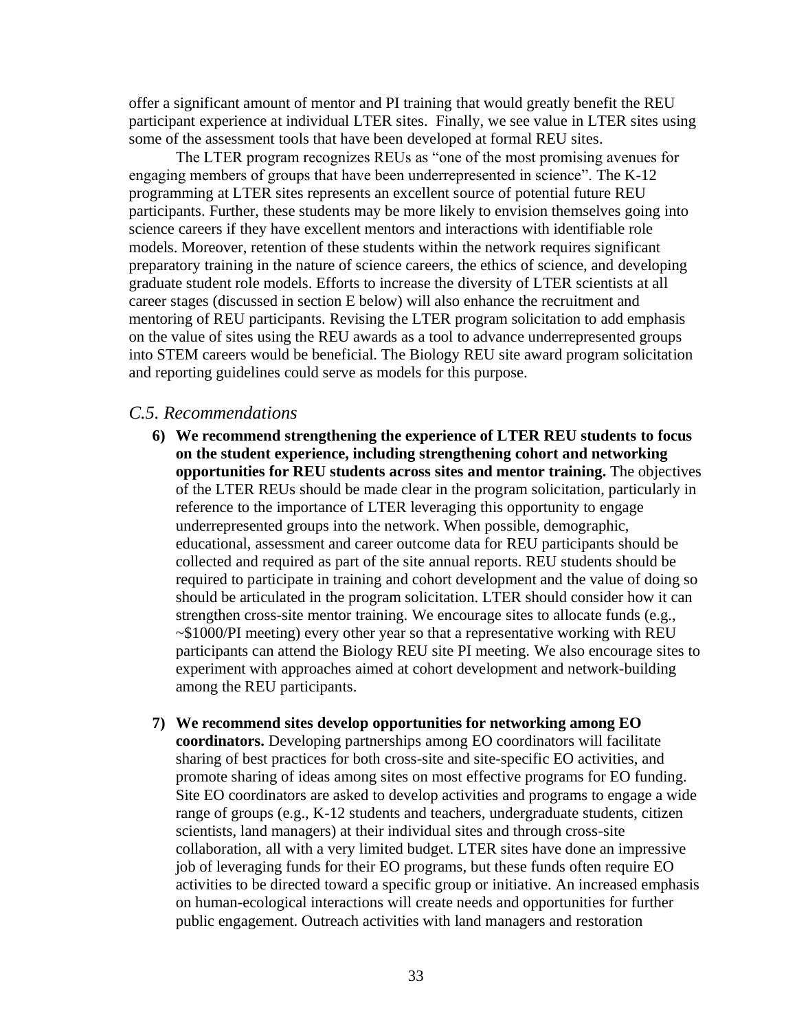offer a significant amount of mentor and PI training that would greatly benefit the REU participant experience at individual LTER sites. Finally, we see value in LTER sites using some of the assessment tools that have been developed at formal REU sites.

The LTER program recognizes REUs as "one of the most promising avenues for engaging members of groups that have been underrepresented in science". The K-12 programming at LTER sites represents an excellent source of potential future REU participants. Further, these students may be more likely to envision themselves going into science careers if they have excellent mentors and interactions with identifiable role models. Moreover, retention of these students within the network requires significant preparatory training in the nature of science careers, the ethics of science, and developing graduate student role models. Efforts to increase the diversity of LTER scientists at all career stages (discussed in section E below) will also enhance the recruitment and mentoring of REU participants. Revising the LTER program solicitation to add emphasis on the value of sites using the REU awards as a tool to advance underrepresented groups into STEM careers would be beneficial. The Biology REU site award program solicitation and reporting guidelines could serve as models for this purpose.

## *C.5. Recommendations*

6) **We recommend strengthening the experience of LTER REU students to focus on the student experience, including strengthening cohort and networking opportunities for REU students across sites and mentor training.** The objectives of the LTER REUs should be made clear in the program solicitation, particularly in reference to the importance of LTER leveraging this opportunity to engage underrepresented groups into the network. When possible, demographic, educational, assessment and career outcome data for REU participants should be collected and required as part of the site annual reports. REU students should be required to participate in training and cohort development and the value of doing so should be articulated in the program solicitation. LTER should consider how it can strengthen cross-site mentor training. We encourage sites to allocate funds (e.g., ~$1000/PI meeting) every other year so that a representative working with REU participants can attend the Biology REU site PI meeting. We also encourage sites to experiment with approaches aimed at cohort development and network-building among the REU participants.

7) **We recommend sites develop opportunities for networking among EO coordinators.** Developing partnerships among EO coordinators will facilitate sharing of best practices for both cross-site and site-specific EO activities, and promote sharing of ideas among sites on most effective programs for EO funding. Site EO coordinators are asked to develop activities and programs to engage a wide range of groups (e.g., K-12 students and teachers, undergraduate students, citizen scientists, land managers) at their individual sites and through cross-site collaboration, all with a very limited budget. LTER sites have done an impressive job of leveraging funds for their EO programs, but these funds often require EO activities to be directed toward a specific group or initiative. An increased emphasis on human-ecological interactions will create needs and opportunities for further public engagement. Outreach activities with land managers and restoration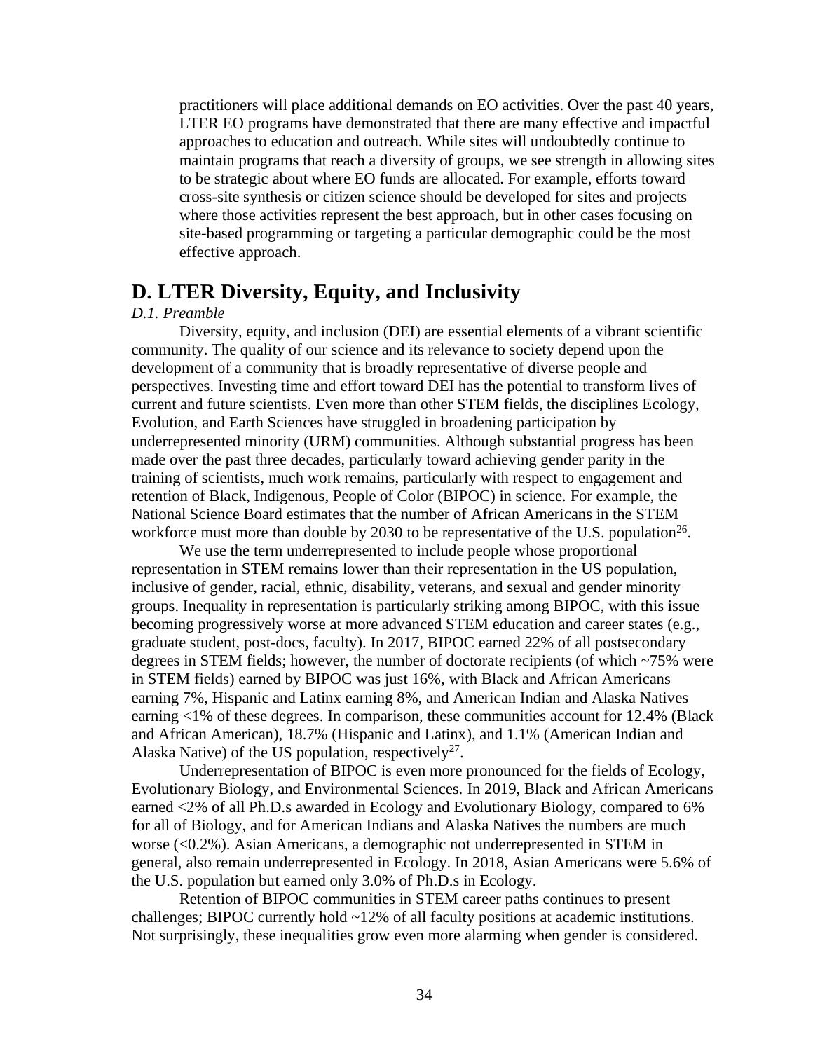practitioners will place additional demands on EO activities. Over the past 40 years, LTER EO programs have demonstrated that there are many effective and impactful approaches to education and outreach. While sites will undoubtedly continue to maintain programs that reach a diversity of groups, we see strength in allowing sites to be strategic about where EO funds are allocated. For example, efforts toward cross-site synthesis or citizen science should be developed for sites and projects where those activities represent the best approach, but in other cases focusing on site-based programming or targeting a particular demographic could be the most effective approach.

## D. LTER Diversity, Equity, and Inclusivity

*D.1. Preamble*

Diversity, equity, and inclusion (DEI) are essential elements of a vibrant scientific community. The quality of our science and its relevance to society depend upon the development of a community that is broadly representative of diverse people and perspectives. Investing time and effort toward DEI has the potential to transform lives of current and future scientists. Even more than other STEM fields, the disciplines Ecology, Evolution, and Earth Sciences have struggled in broadening participation by underrepresented minority (URM) communities. Although substantial progress has been made over the past three decades, particularly toward achieving gender parity in the training of scientists, much work remains, particularly with respect to engagement and retention of Black, Indigenous, People of Color (BIPOC) in science. For example, the National Science Board estimates that the number of African Americans in the STEM workforce must more than double by 2030 to be representative of the U.S. population[26].

We use the term underrepresented to include people whose proportional representation in STEM remains lower than their representation in the US population, inclusive of gender, racial, ethnic, disability, veterans, and sexual and gender minority groups. Inequality in representation is particularly striking among BIPOC, with this issue becoming progressively worse at more advanced STEM education and career states (e.g., graduate student, post-docs, faculty). In 2017, BIPOC earned 22% of all postsecondary degrees in STEM fields; however, the number of doctorate recipients (of which ~75% were in STEM fields) earned by BIPOC was just 16%, with Black and African Americans earning 7%, Hispanic and Latinx earning 8%, and American Indian and Alaska Natives earning <1% of these degrees. In comparison, these communities account for 12.4% (Black and African American), 18.7% (Hispanic and Latinx), and 1.1% (American Indian and Alaska Native) of the US population, respectively[27].

Underrepresentation of BIPOC is even more pronounced for the fields of Ecology, Evolutionary Biology, and Environmental Sciences. In 2019, Black and African Americans earned <2% of all Ph.D.s awarded in Ecology and Evolutionary Biology, compared to 6% for all of Biology, and for American Indians and Alaska Natives the numbers are much worse (<0.2%). Asian Americans, a demographic not underrepresented in STEM in general, also remain underrepresented in Ecology. In 2018, Asian Americans were 5.6% of the U.S. population but earned only 3.0% of Ph.D.s in Ecology.

Retention of BIPOC communities in STEM career paths continues to present challenges; BIPOC currently hold ~12% of all faculty positions at academic institutions. Not surprisingly, these inequalities grow even more alarming when gender is considered.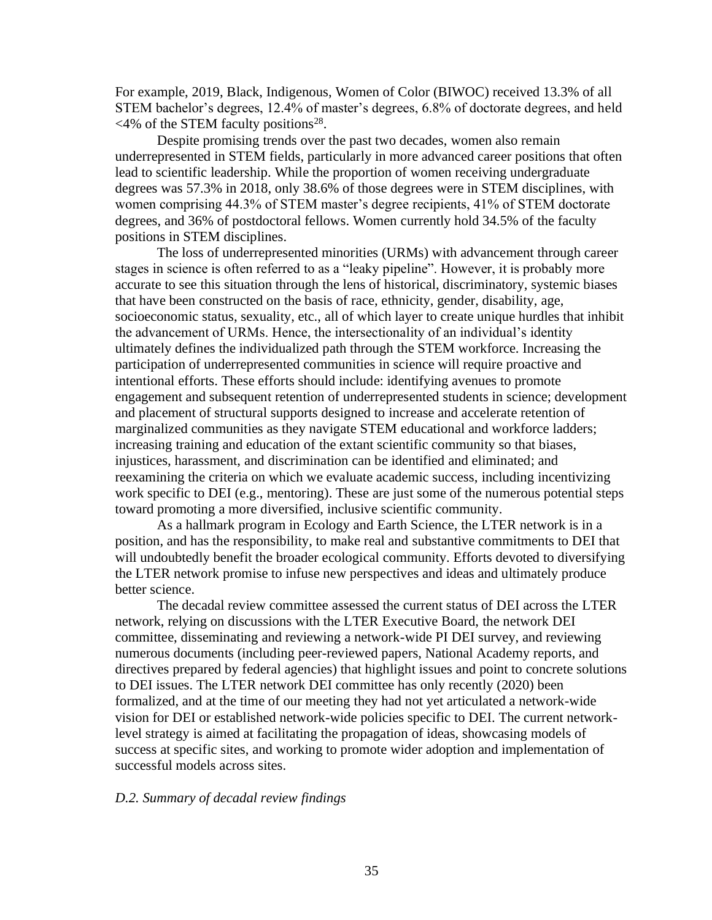For example, 2019, Black, Indigenous, Women of Color (BIWOC) received 13.3% of all STEM bachelor's degrees, 12.4% of master's degrees, 6.8% of doctorate degrees, and held <4% of the STEM faculty positions[28].

Despite promising trends over the past two decades, women also remain underrepresented in STEM fields, particularly in more advanced career positions that often lead to scientific leadership. While the proportion of women receiving undergraduate degrees was 57.3% in 2018, only 38.6% of those degrees were in STEM disciplines, with women comprising 44.3% of STEM master's degree recipients, 41% of STEM doctorate degrees, and 36% of postdoctoral fellows. Women currently hold 34.5% of the faculty positions in STEM disciplines.

The loss of underrepresented minorities (URMs) with advancement through career stages in science is often referred to as a "leaky pipeline". However, it is probably more accurate to see this situation through the lens of historical, discriminatory, systemic biases that have been constructed on the basis of race, ethnicity, gender, disability, age, socioeconomic status, sexuality, etc., all of which layer to create unique hurdles that inhibit the advancement of URMs. Hence, the intersectionality of an individual's identity ultimately defines the individualized path through the STEM workforce. Increasing the participation of underrepresented communities in science will require proactive and intentional efforts. These efforts should include: identifying avenues to promote engagement and subsequent retention of underrepresented students in science; development and placement of structural supports designed to increase and accelerate retention of marginalized communities as they navigate STEM educational and workforce ladders; increasing training and education of the extant scientific community so that biases, injustices, harassment, and discrimination can be identified and eliminated; and reexamining the criteria on which we evaluate academic success, including incentivizing work specific to DEI (e.g., mentoring). These are just some of the numerous potential steps toward promoting a more diversified, inclusive scientific community.

As a hallmark program in Ecology and Earth Science, the LTER network is in a position, and has the responsibility, to make real and substantive commitments to DEI that will undoubtedly benefit the broader ecological community. Efforts devoted to diversifying the LTER network promise to infuse new perspectives and ideas and ultimately produce better science.

The decadal review committee assessed the current status of DEI across the LTER network, relying on discussions with the LTER Executive Board, the network DEI committee, disseminating and reviewing a network-wide PI DEI survey, and reviewing numerous documents (including peer-reviewed papers, National Academy reports, and directives prepared by federal agencies) that highlight issues and point to concrete solutions to DEI issues. The LTER network DEI committee has only recently (2020) been formalized, and at the time of our meeting they had not yet articulated a network-wide vision for DEI or established network-wide policies specific to DEI. The current network-level strategy is aimed at facilitating the propagation of ideas, showcasing models of success at specific sites, and working to promote wider adoption and implementation of successful models across sites.

### *D.2. Summary of decadal review findings*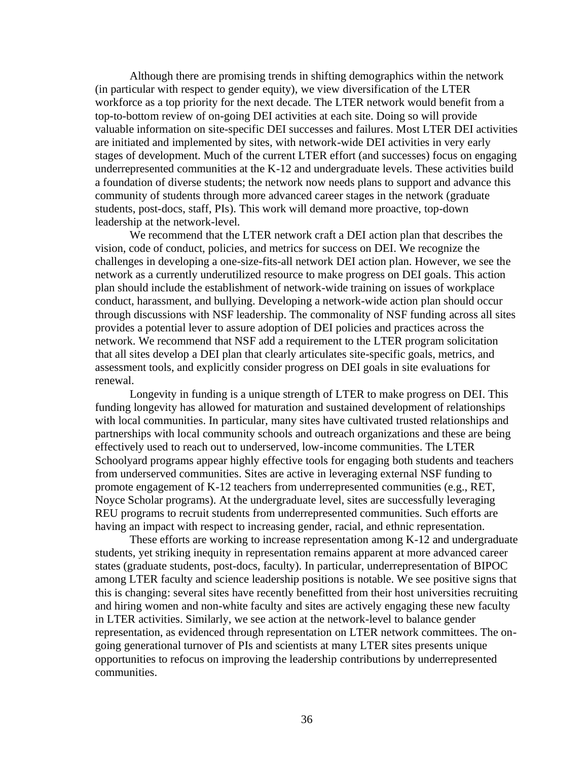Although there are promising trends in shifting demographics within the network (in particular with respect to gender equity), we view diversification of the LTER workforce as a top priority for the next decade. The LTER network would benefit from a top-to-bottom review of on-going DEI activities at each site. Doing so will provide valuable information on site-specific DEI successes and failures. Most LTER DEI activities are initiated and implemented by sites, with network-wide DEI activities in very early stages of development. Much of the current LTER effort (and successes) focus on engaging underrepresented communities at the K-12 and undergraduate levels. These activities build a foundation of diverse students; the network now needs plans to support and advance this community of students through more advanced career stages in the network (graduate students, post-docs, staff, PIs). This work will demand more proactive, top-down leadership at the network-level.

We recommend that the LTER network craft a DEI action plan that describes the vision, code of conduct, policies, and metrics for success on DEI. We recognize the challenges in developing a one-size-fits-all network DEI action plan. However, we see the network as a currently underutilized resource to make progress on DEI goals. This action plan should include the establishment of network-wide training on issues of workplace conduct, harassment, and bullying. Developing a network-wide action plan should occur through discussions with NSF leadership. The commonality of NSF funding across all sites provides a potential lever to assure adoption of DEI policies and practices across the network. We recommend that NSF add a requirement to the LTER program solicitation that all sites develop a DEI plan that clearly articulates site-specific goals, metrics, and assessment tools, and explicitly consider progress on DEI goals in site evaluations for renewal.

Longevity in funding is a unique strength of LTER to make progress on DEI. This funding longevity has allowed for maturation and sustained development of relationships with local communities. In particular, many sites have cultivated trusted relationships and partnerships with local community schools and outreach organizations and these are being effectively used to reach out to underserved, low-income communities. The LTER Schoolyard programs appear highly effective tools for engaging both students and teachers from underserved communities. Sites are active in leveraging external NSF funding to promote engagement of K-12 teachers from underrepresented communities (e.g., RET, Noyce Scholar programs). At the undergraduate level, sites are successfully leveraging REU programs to recruit students from underrepresented communities. Such efforts are having an impact with respect to increasing gender, racial, and ethnic representation.

These efforts are working to increase representation among K-12 and undergraduate students, yet striking inequity in representation remains apparent at more advanced career states (graduate students, post-docs, faculty). In particular, underrepresentation of BIPOC among LTER faculty and science leadership positions is notable. We see positive signs that this is changing: several sites have recently benefitted from their host universities recruiting and hiring women and non-white faculty and sites are actively engaging these new faculty in LTER activities. Similarly, we see action at the network-level to balance gender representation, as evidenced through representation on LTER network committees. The on-going generational turnover of PIs and scientists at many LTER sites presents unique opportunities to refocus on improving the leadership contributions by underrepresented communities.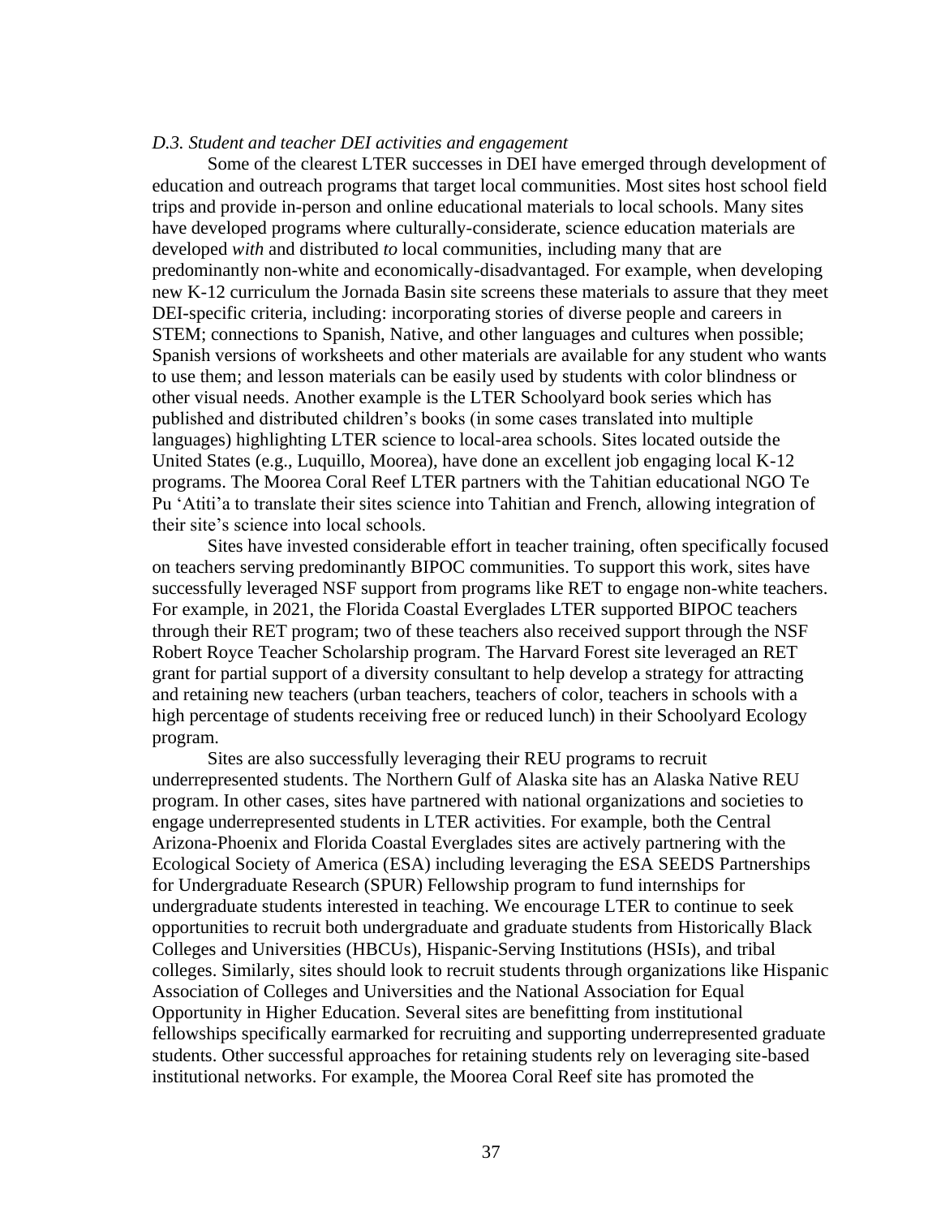*D.3. Student and teacher DEI activities and engagement*

Some of the clearest LTER successes in DEI have emerged through development of education and outreach programs that target local communities. Most sites host school field trips and provide in-person and online educational materials to local schools. Many sites have developed programs where culturally-considerate, science education materials are developed *with* and distributed *to* local communities, including many that are predominantly non-white and economically-disadvantaged. For example, when developing new K-12 curriculum the Jornada Basin site screens these materials to assure that they meet DEI-specific criteria, including: incorporating stories of diverse people and careers in STEM; connections to Spanish, Native, and other languages and cultures when possible; Spanish versions of worksheets and other materials are available for any student who wants to use them; and lesson materials can be easily used by students with color blindness or other visual needs. Another example is the LTER Schoolyard book series which has published and distributed children's books (in some cases translated into multiple languages) highlighting LTER science to local-area schools. Sites located outside the United States (e.g., Luquillo, Moorea), have done an excellent job engaging local K-12 programs. The Moorea Coral Reef LTER partners with the Tahitian educational NGO Te Pu 'Atiti'a to translate their sites science into Tahitian and French, allowing integration of their site's science into local schools.

Sites have invested considerable effort in teacher training, often specifically focused on teachers serving predominantly BIPOC communities. To support this work, sites have successfully leveraged NSF support from programs like RET to engage non-white teachers. For example, in 2021, the Florida Coastal Everglades LTER supported BIPOC teachers through their RET program; two of these teachers also received support through the NSF Robert Royce Teacher Scholarship program. The Harvard Forest site leveraged an RET grant for partial support of a diversity consultant to help develop a strategy for attracting and retaining new teachers (urban teachers, teachers of color, teachers in schools with a high percentage of students receiving free or reduced lunch) in their Schoolyard Ecology program.

Sites are also successfully leveraging their REU programs to recruit underrepresented students. The Northern Gulf of Alaska site has an Alaska Native REU program. In other cases, sites have partnered with national organizations and societies to engage underrepresented students in LTER activities. For example, both the Central Arizona-Phoenix and Florida Coastal Everglades sites are actively partnering with the Ecological Society of America (ESA) including leveraging the ESA SEEDS Partnerships for Undergraduate Research (SPUR) Fellowship program to fund internships for undergraduate students interested in teaching. We encourage LTER to continue to seek opportunities to recruit both undergraduate and graduate students from Historically Black Colleges and Universities (HBCUs), Hispanic-Serving Institutions (HSIs), and tribal colleges. Similarly, sites should look to recruit students through organizations like Hispanic Association of Colleges and Universities and the National Association for Equal Opportunity in Higher Education. Several sites are benefitting from institutional fellowships specifically earmarked for recruiting and supporting underrepresented graduate students. Other successful approaches for retaining students rely on leveraging site-based institutional networks. For example, the Moorea Coral Reef site has promoted the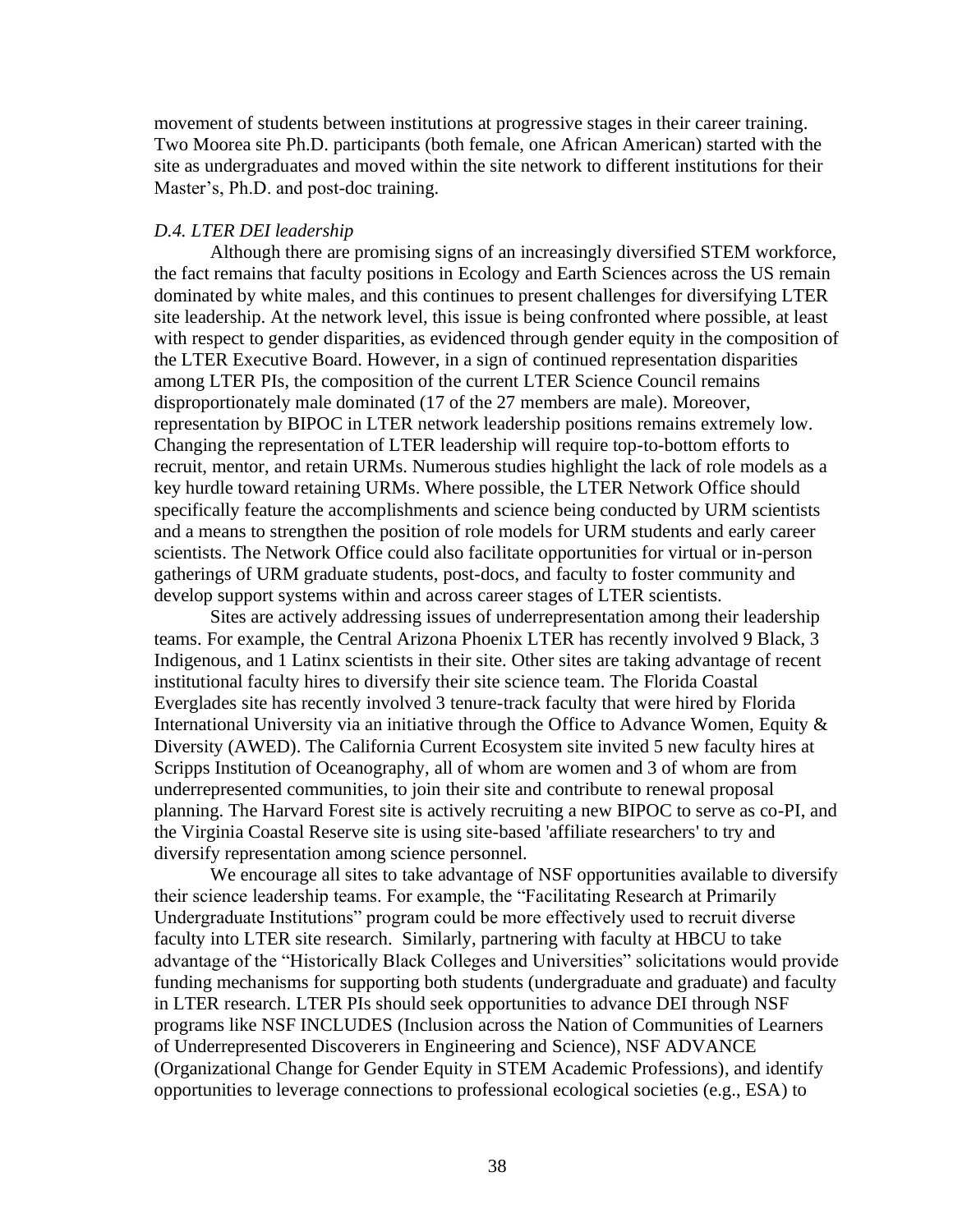movement of students between institutions at progressive stages in their career training. Two Moorea site Ph.D. participants (both female, one African American) started with the site as undergraduates and moved within the site network to different institutions for their Master's, Ph.D. and post-doc training.

*D.4. LTER DEI leadership*

Although there are promising signs of an increasingly diversified STEM workforce, the fact remains that faculty positions in Ecology and Earth Sciences across the US remain dominated by white males, and this continues to present challenges for diversifying LTER site leadership. At the network level, this issue is being confronted where possible, at least with respect to gender disparities, as evidenced through gender equity in the composition of the LTER Executive Board. However, in a sign of continued representation disparities among LTER PIs, the composition of the current LTER Science Council remains disproportionately male dominated (17 of the 27 members are male). Moreover, representation by BIPOC in LTER network leadership positions remains extremely low. Changing the representation of LTER leadership will require top-to-bottom efforts to recruit, mentor, and retain URMs. Numerous studies highlight the lack of role models as a key hurdle toward retaining URMs. Where possible, the LTER Network Office should specifically feature the accomplishments and science being conducted by URM scientists and a means to strengthen the position of role models for URM students and early career scientists. The Network Office could also facilitate opportunities for virtual or in-person gatherings of URM graduate students, post-docs, and faculty to foster community and develop support systems within and across career stages of LTER scientists.

Sites are actively addressing issues of underrepresentation among their leadership teams. For example, the Central Arizona Phoenix LTER has recently involved 9 Black, 3 Indigenous, and 1 Latinx scientists in their site. Other sites are taking advantage of recent institutional faculty hires to diversify their site science team. The Florida Coastal Everglades site has recently involved 3 tenure-track faculty that were hired by Florida International University via an initiative through the Office to Advance Women, Equity & Diversity (AWED). The California Current Ecosystem site invited 5 new faculty hires at Scripps Institution of Oceanography, all of whom are women and 3 of whom are from underrepresented communities, to join their site and contribute to renewal proposal planning. The Harvard Forest site is actively recruiting a new BIPOC to serve as co-PI, and the Virginia Coastal Reserve site is using site-based 'affiliate researchers' to try and diversify representation among science personnel.

We encourage all sites to take advantage of NSF opportunities available to diversify their science leadership teams. For example, the "Facilitating Research at Primarily Undergraduate Institutions" program could be more effectively used to recruit diverse faculty into LTER site research. Similarly, partnering with faculty at HBCU to take advantage of the "Historically Black Colleges and Universities" solicitations would provide funding mechanisms for supporting both students (undergraduate and graduate) and faculty in LTER research. LTER PIs should seek opportunities to advance DEI through NSF programs like NSF INCLUDES (Inclusion across the Nation of Communities of Learners of Underrepresented Discoverers in Engineering and Science), NSF ADVANCE (Organizational Change for Gender Equity in STEM Academic Professions), and identify opportunities to leverage connections to professional ecological societies (e.g., ESA) to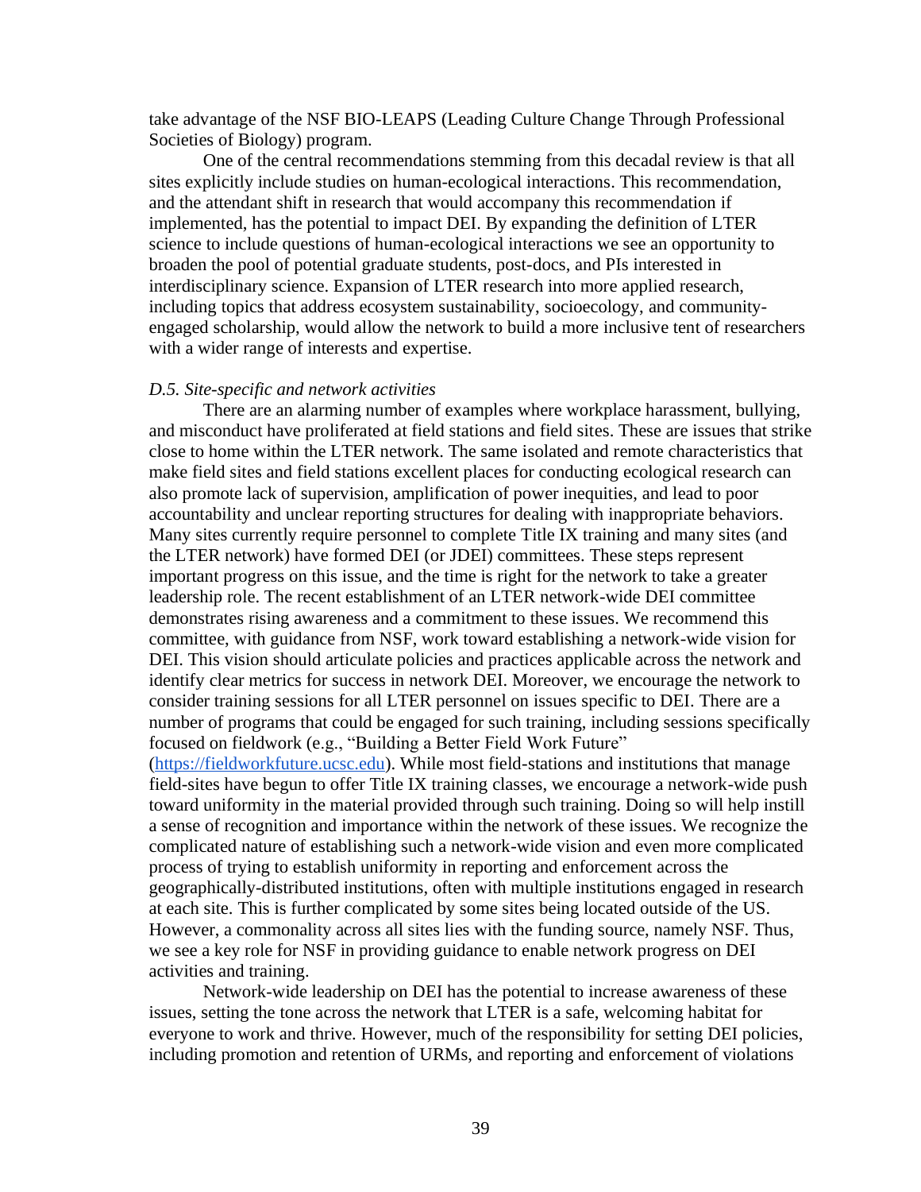take advantage of the NSF BIO-LEAPS (Leading Culture Change Through Professional Societies of Biology) program.

One of the central recommendations stemming from this decadal review is that all sites explicitly include studies on human-ecological interactions. This recommendation, and the attendant shift in research that would accompany this recommendation if implemented, has the potential to impact DEI. By expanding the definition of LTER science to include questions of human-ecological interactions we see an opportunity to broaden the pool of potential graduate students, post-docs, and PIs interested in interdisciplinary science. Expansion of LTER research into more applied research, including topics that address ecosystem sustainability, socioecology, and community-engaged scholarship, would allow the network to build a more inclusive tent of researchers with a wider range of interests and expertise.

*D.5. Site-specific and network activities*

There are an alarming number of examples where workplace harassment, bullying, and misconduct have proliferated at field stations and field sites. These are issues that strike close to home within the LTER network. The same isolated and remote characteristics that make field sites and field stations excellent places for conducting ecological research can also promote lack of supervision, amplification of power inequities, and lead to poor accountability and unclear reporting structures for dealing with inappropriate behaviors. Many sites currently require personnel to complete Title IX training and many sites (and the LTER network) have formed DEI (or JDEI) committees. These steps represent important progress on this issue, and the time is right for the network to take a greater leadership role. The recent establishment of an LTER network-wide DEI committee demonstrates rising awareness and a commitment to these issues. We recommend this committee, with guidance from NSF, work toward establishing a network-wide vision for DEI. This vision should articulate policies and practices applicable across the network and identify clear metrics for success in network DEI. Moreover, we encourage the network to consider training sessions for all LTER personnel on issues specific to DEI. There are a number of programs that could be engaged for such training, including sessions specifically focused on fieldwork (e.g., "Building a Better Field Work Future" (https://fieldworkfuture.ucsc.edu). While most field-stations and institutions that manage field-sites have begun to offer Title IX training classes, we encourage a network-wide push toward uniformity in the material provided through such training. Doing so will help instill a sense of recognition and importance within the network of these issues. We recognize the complicated nature of establishing such a network-wide vision and even more complicated process of trying to establish uniformity in reporting and enforcement across the geographically-distributed institutions, often with multiple institutions engaged in research at each site. This is further complicated by some sites being located outside of the US. However, a commonality across all sites lies with the funding source, namely NSF. Thus, we see a key role for NSF in providing guidance to enable network progress on DEI activities and training.

Network-wide leadership on DEI has the potential to increase awareness of these issues, setting the tone across the network that LTER is a safe, welcoming habitat for everyone to work and thrive. However, much of the responsibility for setting DEI policies, including promotion and retention of URMs, and reporting and enforcement of violations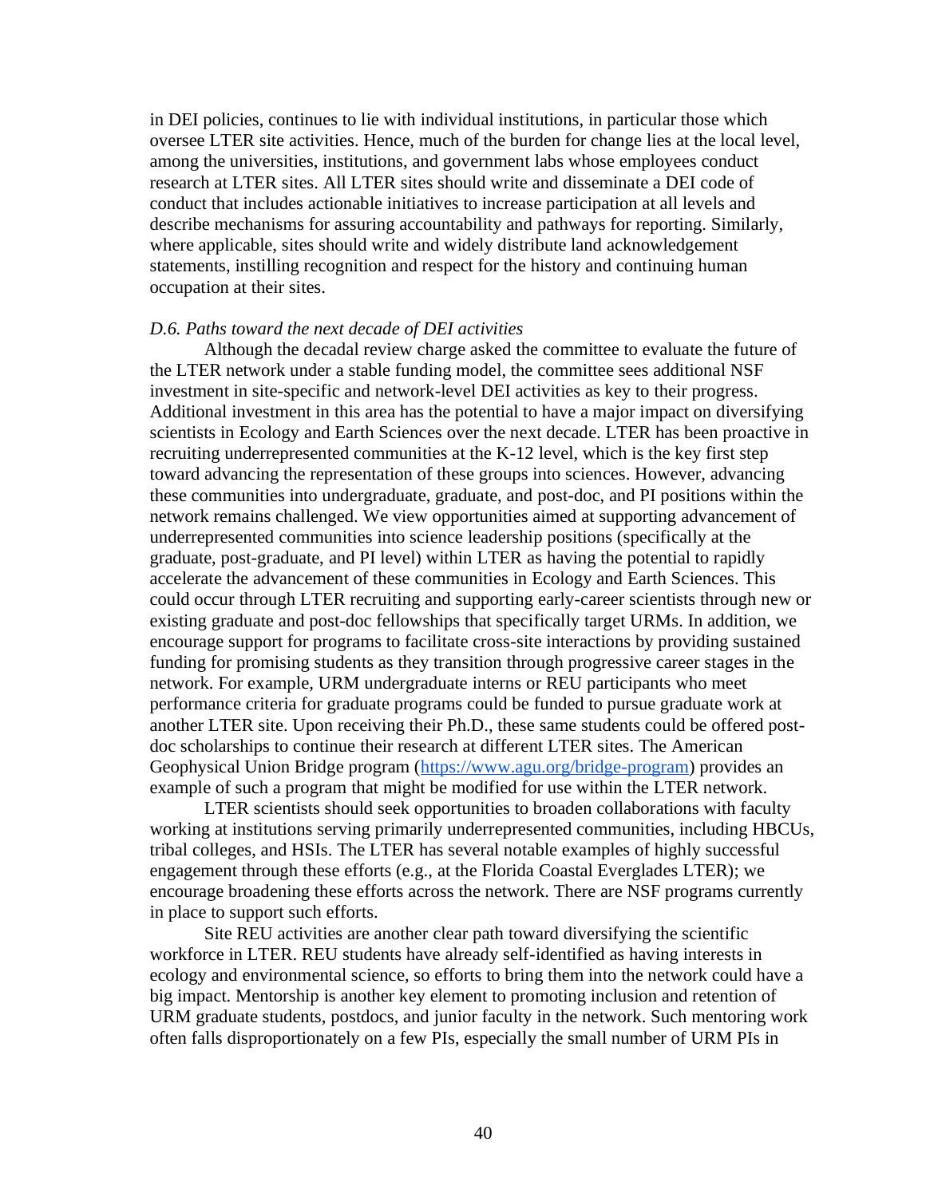in DEI policies, continues to lie with individual institutions, in particular those which oversee LTER site activities. Hence, much of the burden for change lies at the local level, among the universities, institutions, and government labs whose employees conduct research at LTER sites. All LTER sites should write and disseminate a DEI code of conduct that includes actionable initiatives to increase participation at all levels and describe mechanisms for assuring accountability and pathways for reporting. Similarly, where applicable, sites should write and widely distribute land acknowledgement statements, instilling recognition and respect for the history and continuing human occupation at their sites.

*D.6. Paths toward the next decade of DEI activities*

Although the decadal review charge asked the committee to evaluate the future of the LTER network under a stable funding model, the committee sees additional NSF investment in site-specific and network-level DEI activities as key to their progress. Additional investment in this area has the potential to have a major impact on diversifying scientists in Ecology and Earth Sciences over the next decade. LTER has been proactive in recruiting underrepresented communities at the K-12 level, which is the key first step toward advancing the representation of these groups into sciences. However, advancing these communities into undergraduate, graduate, and post-doc, and PI positions within the network remains challenged. We view opportunities aimed at supporting advancement of underrepresented communities into science leadership positions (specifically at the graduate, post-graduate, and PI level) within LTER as having the potential to rapidly accelerate the advancement of these communities in Ecology and Earth Sciences. This could occur through LTER recruiting and supporting early-career scientists through new or existing graduate and post-doc fellowships that specifically target URMs. In addition, we encourage support for programs to facilitate cross-site interactions by providing sustained funding for promising students as they transition through progressive career stages in the network. For example, URM undergraduate interns or REU participants who meet performance criteria for graduate programs could be funded to pursue graduate work at another LTER site. Upon receiving their Ph.D., these same students could be offered post-doc scholarships to continue their research at different LTER sites. The American Geophysical Union Bridge program ([https://www.agu.org/bridge-program](https://www.agu.org/bridge-program)) provides an example of such a program that might be modified for use within the LTER network.

LTER scientists should seek opportunities to broaden collaborations with faculty working at institutions serving primarily underrepresented communities, including HBCUs, tribal colleges, and HSIs. The LTER has several notable examples of highly successful engagement through these efforts (e.g., at the Florida Coastal Everglades LTER); we encourage broadening these efforts across the network. There are NSF programs currently in place to support such efforts.

Site REU activities are another clear path toward diversifying the scientific workforce in LTER. REU students have already self-identified as having interests in ecology and environmental science, so efforts to bring them into the network could have a big impact. Mentorship is another key element to promoting inclusion and retention of URM graduate students, postdocs, and junior faculty in the network. Such mentoring work often falls disproportionately on a few PIs, especially the small number of URM PIs in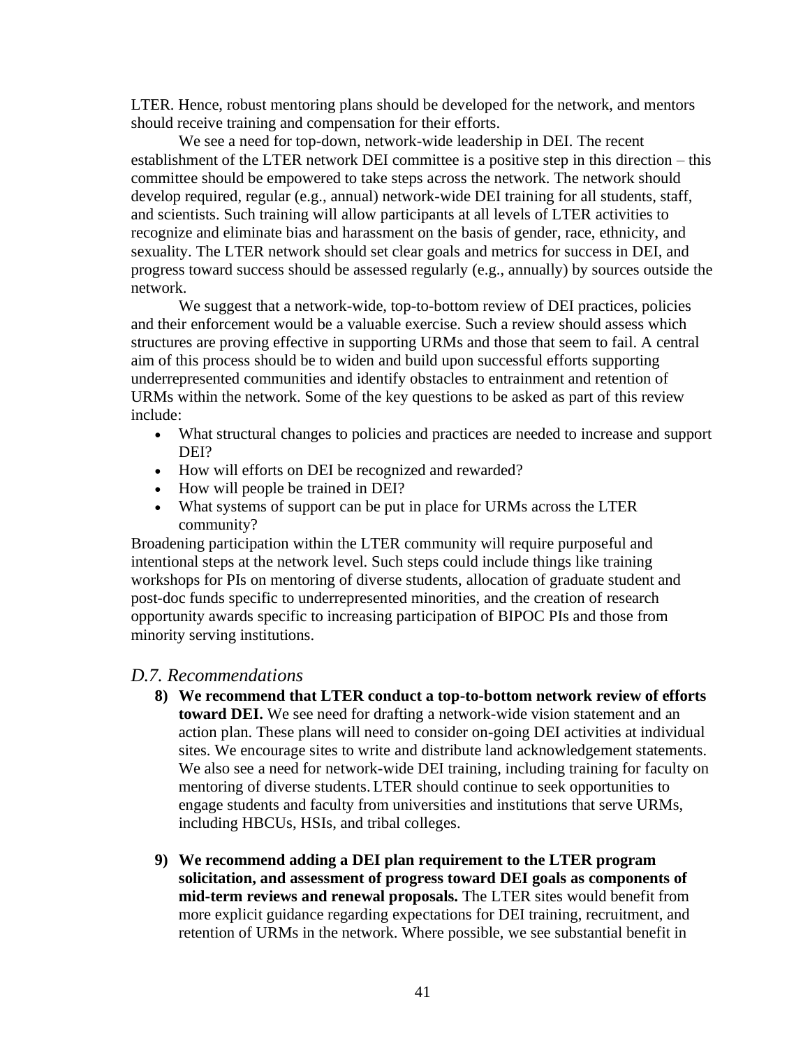LTER. Hence, robust mentoring plans should be developed for the network, and mentors should receive training and compensation for their efforts.

We see a need for top-down, network-wide leadership in DEI. The recent establishment of the LTER network DEI committee is a positive step in this direction – this committee should be empowered to take steps across the network. The network should develop required, regular (e.g., annual) network-wide DEI training for all students, staff, and scientists. Such training will allow participants at all levels of LTER activities to recognize and eliminate bias and harassment on the basis of gender, race, ethnicity, and sexuality. The LTER network should set clear goals and metrics for success in DEI, and progress toward success should be assessed regularly (e.g., annually) by sources outside the network.

We suggest that a network-wide, top-to-bottom review of DEI practices, policies and their enforcement would be a valuable exercise. Such a review should assess which structures are proving effective in supporting URMs and those that seem to fail. A central aim of this process should be to widen and build upon successful efforts supporting underrepresented communities and identify obstacles to entrainment and retention of URMs within the network. Some of the key questions to be asked as part of this review include:

- What structural changes to policies and practices are needed to increase and support DEI?
- How will efforts on DEI be recognized and rewarded?
- How will people be trained in DEI?
- What systems of support can be put in place for URMs across the LTER community?

Broadening participation within the LTER community will require purposeful and intentional steps at the network level. Such steps could include things like training workshops for PIs on mentoring of diverse students, allocation of graduate student and post-doc funds specific to underrepresented minorities, and the creation of research opportunity awards specific to increasing participation of BIPOC PIs and those from minority serving institutions.

### *D.7. Recommendations*

8) **We recommend that LTER conduct a top-to-bottom network review of efforts toward DEI.** We see need for drafting a network-wide vision statement and an action plan. These plans will need to consider on-going DEI activities at individual sites. We encourage sites to write and distribute land acknowledgement statements. We also see a need for network-wide DEI training, including training for faculty on mentoring of diverse students. LTER should continue to seek opportunities to engage students and faculty from universities and institutions that serve URMs, including HBCUs, HSIs, and tribal colleges.

9) **We recommend adding a DEI plan requirement to the LTER program solicitation, and assessment of progress toward DEI goals as components of mid-term reviews and renewal proposals.** The LTER sites would benefit from more explicit guidance regarding expectations for DEI training, recruitment, and retention of URMs in the network. Where possible, we see substantial benefit in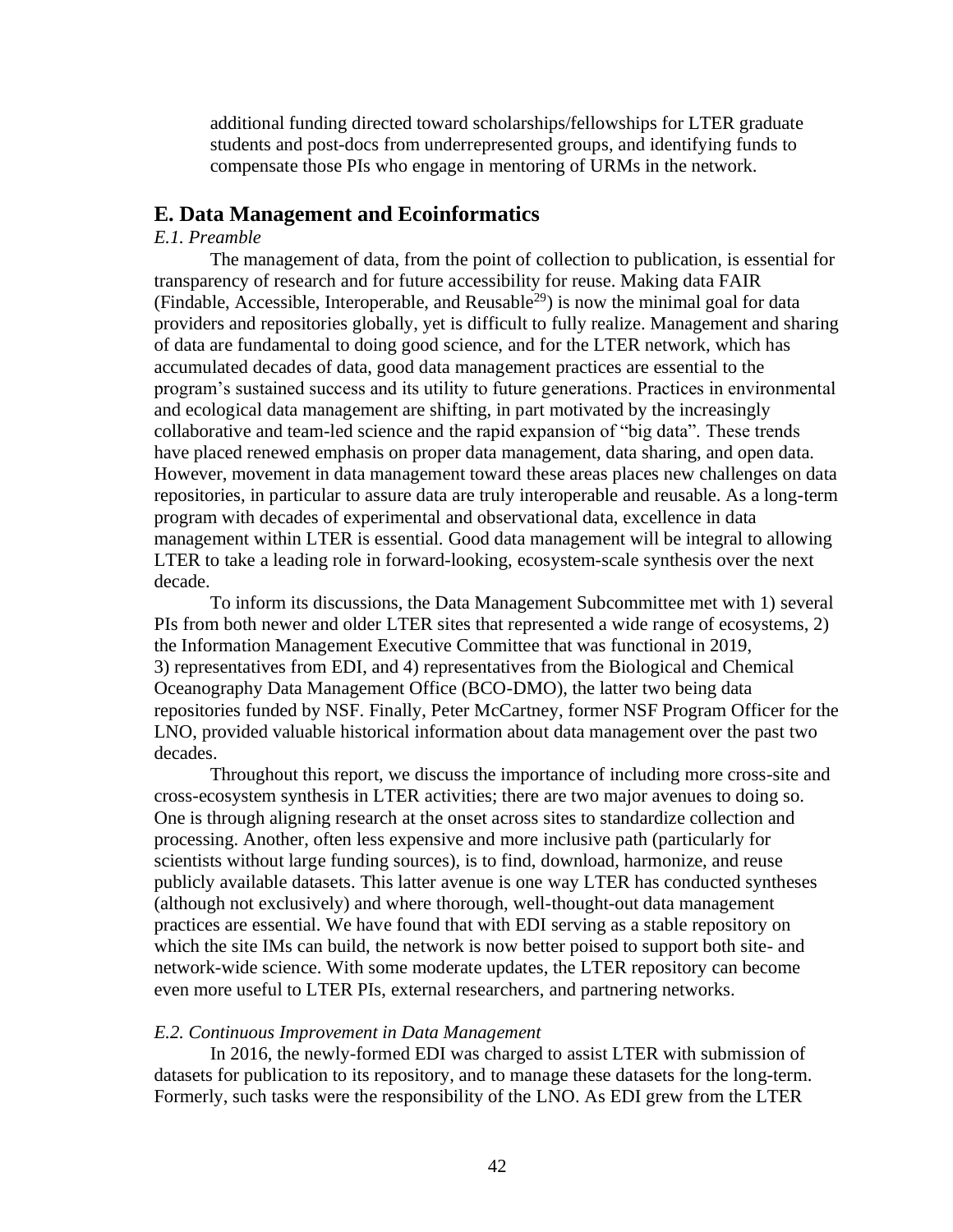additional funding directed toward scholarships/fellowships for LTER graduate students and post-docs from underrepresented groups, and identifying funds to compensate those PIs who engage in mentoring of URMs in the network.

## E. Data Management and Ecoinformatics

### *E.1. Preamble*

The management of data, from the point of collection to publication, is essential for transparency of research and for future accessibility for reuse. Making data FAIR (Findable, Accessible, Interoperable, and Reusable[29]) is now the minimal goal for data providers and repositories globally, yet is difficult to fully realize. Management and sharing of data are fundamental to doing good science, and for the LTER network, which has accumulated decades of data, good data management practices are essential to the program's sustained success and its utility to future generations. Practices in environmental and ecological data management are shifting, in part motivated by the increasingly collaborative and team-led science and the rapid expansion of "big data". These trends have placed renewed emphasis on proper data management, data sharing, and open data. However, movement in data management toward these areas places new challenges on data repositories, in particular to assure data are truly interoperable and reusable. As a long-term program with decades of experimental and observational data, excellence in data management within LTER is essential. Good data management will be integral to allowing LTER to take a leading role in forward-looking, ecosystem-scale synthesis over the next decade.

To inform its discussions, the Data Management Subcommittee met with 1) several PIs from both newer and older LTER sites that represented a wide range of ecosystems, 2) the Information Management Executive Committee that was functional in 2019, 3) representatives from EDI, and 4) representatives from the Biological and Chemical Oceanography Data Management Office (BCO-DMO), the latter two being data repositories funded by NSF. Finally, Peter McCartney, former NSF Program Officer for the LNO, provided valuable historical information about data management over the past two decades.

Throughout this report, we discuss the importance of including more cross-site and cross-ecosystem synthesis in LTER activities; there are two major avenues to doing so. One is through aligning research at the onset across sites to standardize collection and processing. Another, often less expensive and more inclusive path (particularly for scientists without large funding sources), is to find, download, harmonize, and reuse publicly available datasets. This latter avenue is one way LTER has conducted syntheses (although not exclusively) and where thorough, well-thought-out data management practices are essential. We have found that with EDI serving as a stable repository on which the site IMs can build, the network is now better poised to support both site- and network-wide science. With some moderate updates, the LTER repository can become even more useful to LTER PIs, external researchers, and partnering networks.

### *E.2. Continuous Improvement in Data Management*

In 2016, the newly-formed EDI was charged to assist LTER with submission of datasets for publication to its repository, and to manage these datasets for the long-term. Formerly, such tasks were the responsibility of the LNO. As EDI grew from the LTER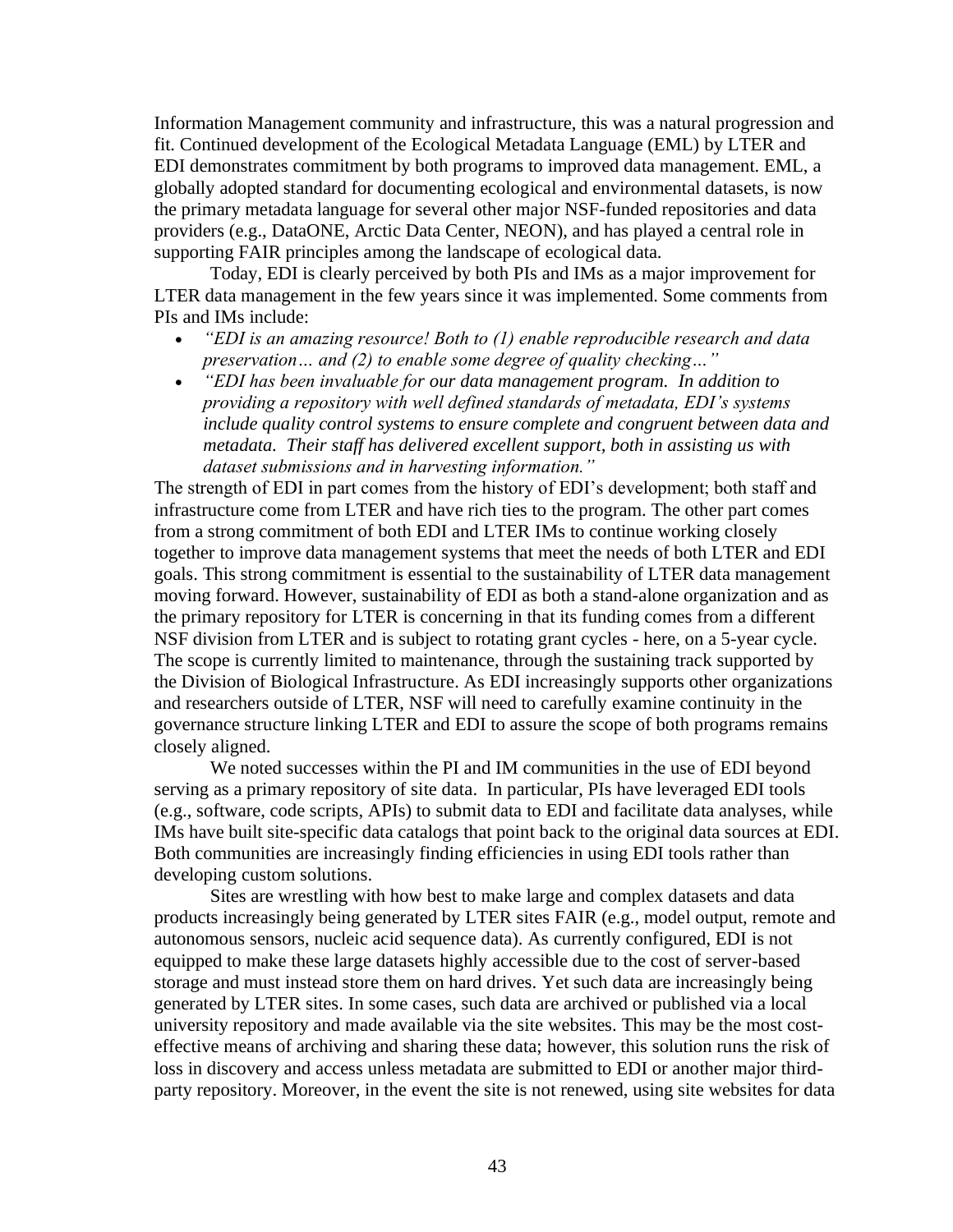Information Management community and infrastructure, this was a natural progression and fit. Continued development of the Ecological Metadata Language (EML) by LTER and EDI demonstrates commitment by both programs to improved data management. EML, a globally adopted standard for documenting ecological and environmental datasets, is now the primary metadata language for several other major NSF-funded repositories and data providers (e.g., DataONE, Arctic Data Center, NEON), and has played a central role in supporting FAIR principles among the landscape of ecological data.

Today, EDI is clearly perceived by both PIs and IMs as a major improvement for LTER data management in the few years since it was implemented. Some comments from PIs and IMs include:

- *"EDI is an amazing resource! Both to (1) enable reproducible research and data preservation… and (2) to enable some degree of quality checking…"*
- *"EDI has been invaluable for our data management program. In addition to providing a repository with well defined standards of metadata, EDI's systems include quality control systems to ensure complete and congruent between data and metadata. Their staff has delivered excellent support, both in assisting us with dataset submissions and in harvesting information."*

The strength of EDI in part comes from the history of EDI's development; both staff and infrastructure come from LTER and have rich ties to the program. The other part comes from a strong commitment of both EDI and LTER IMs to continue working closely together to improve data management systems that meet the needs of both LTER and EDI goals. This strong commitment is essential to the sustainability of LTER data management moving forward. However, sustainability of EDI as both a stand-alone organization and as the primary repository for LTER is concerning in that its funding comes from a different NSF division from LTER and is subject to rotating grant cycles - here, on a 5-year cycle. The scope is currently limited to maintenance, through the sustaining track supported by the Division of Biological Infrastructure. As EDI increasingly supports other organizations and researchers outside of LTER, NSF will need to carefully examine continuity in the governance structure linking LTER and EDI to assure the scope of both programs remains closely aligned.

We noted successes within the PI and IM communities in the use of EDI beyond serving as a primary repository of site data. In particular, PIs have leveraged EDI tools (e.g., software, code scripts, APIs) to submit data to EDI and facilitate data analyses, while IMs have built site-specific data catalogs that point back to the original data sources at EDI. Both communities are increasingly finding efficiencies in using EDI tools rather than developing custom solutions.

Sites are wrestling with how best to make large and complex datasets and data products increasingly being generated by LTER sites FAIR (e.g., model output, remote and autonomous sensors, nucleic acid sequence data). As currently configured, EDI is not equipped to make these large datasets highly accessible due to the cost of server-based storage and must instead store them on hard drives. Yet such data are increasingly being generated by LTER sites. In some cases, such data are archived or published via a local university repository and made available via the site websites. This may be the most cost-effective means of archiving and sharing these data; however, this solution runs the risk of loss in discovery and access unless metadata are submitted to EDI or another major third-party repository. Moreover, in the event the site is not renewed, using site websites for data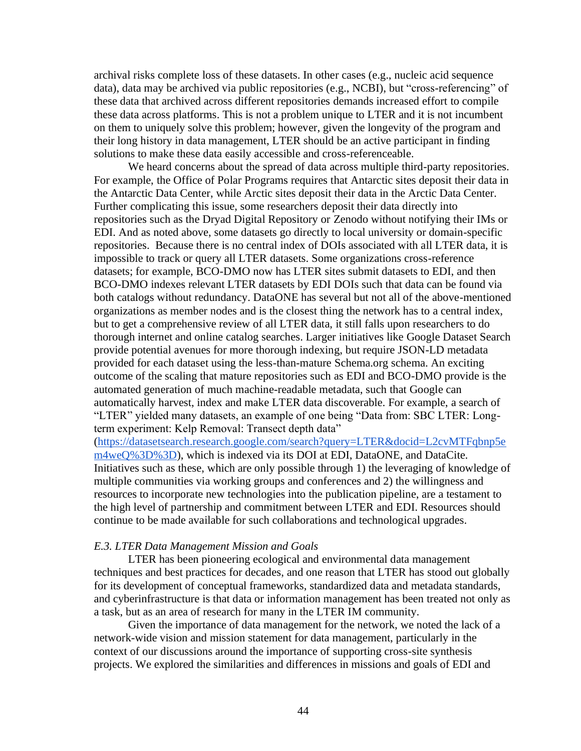archival risks complete loss of these datasets. In other cases (e.g., nucleic acid sequence data), data may be archived via public repositories (e.g., NCBI), but "cross-referencing" of these data that archived across different repositories demands increased effort to compile these data across platforms. This is not a problem unique to LTER and it is not incumbent on them to uniquely solve this problem; however, given the longevity of the program and their long history in data management, LTER should be an active participant in finding solutions to make these data easily accessible and cross-referenceable.

We heard concerns about the spread of data across multiple third-party repositories. For example, the Office of Polar Programs requires that Antarctic sites deposit their data in the Antarctic Data Center, while Arctic sites deposit their data in the Arctic Data Center. Further complicating this issue, some researchers deposit their data directly into repositories such as the Dryad Digital Repository or Zenodo without notifying their IMs or EDI. And as noted above, some datasets go directly to local university or domain-specific repositories. Because there is no central index of DOIs associated with all LTER data, it is impossible to track or query all LTER datasets. Some organizations cross-reference datasets; for example, BCO-DMO now has LTER sites submit datasets to EDI, and then BCO-DMO indexes relevant LTER datasets by EDI DOIs such that data can be found via both catalogs without redundancy. DataONE has several but not all of the above-mentioned organizations as member nodes and is the closest thing the network has to a central index, but to get a comprehensive review of all LTER data, it still falls upon researchers to do thorough internet and online catalog searches. Larger initiatives like Google Dataset Search provide potential avenues for more thorough indexing, but require JSON-LD metadata provided for each dataset using the less-than-mature Schema.org schema. An exciting outcome of the scaling that mature repositories such as EDI and BCO-DMO provide is the automated generation of much machine-readable metadata, such that Google can automatically harvest, index and make LTER data discoverable. For example, a search of "LTER" yielded many datasets, an example of one being "Data from: SBC LTER: Long-term experiment: Kelp Removal: Transect depth data" ([https://datasetsearch.research.google.com/search?query=LTER&docid=L2cvMTFqbnp5em4weQ%3D%3D](https://datasetsearch.research.google.com/search?query=LTER&docid=L2cvMTFqbnp5em4weQ%3D%3D)), which is indexed via its DOI at EDI, DataONE, and DataCite. Initiatives such as these, which are only possible through 1) the leveraging of knowledge of multiple communities via working groups and conferences and 2) the willingness and resources to incorporate new technologies into the publication pipeline, are a testament to the high level of partnership and commitment between LTER and EDI. Resources should continue to be made available for such collaborations and technological upgrades.

### *E.3. LTER Data Management Mission and Goals*

LTER has been pioneering ecological and environmental data management techniques and best practices for decades, and one reason that LTER has stood out globally for its development of conceptual frameworks, standardized data and metadata standards, and cyberinfrastructure is that data or information management has been treated not only as a task, but as an area of research for many in the LTER IM community.

Given the importance of data management for the network, we noted the lack of a network-wide vision and mission statement for data management, particularly in the context of our discussions around the importance of supporting cross-site synthesis projects. We explored the similarities and differences in missions and goals of EDI and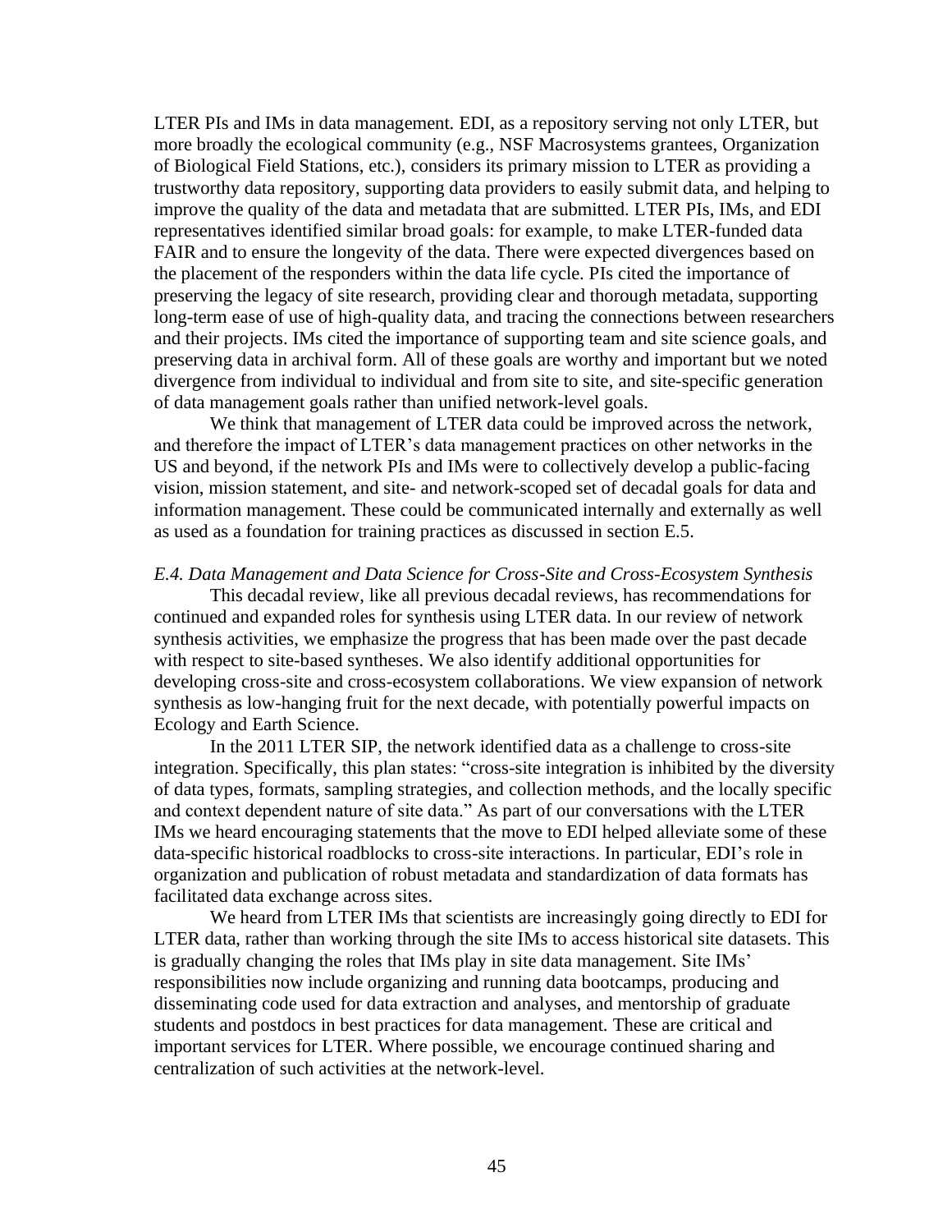LTER PIs and IMs in data management. EDI, as a repository serving not only LTER, but more broadly the ecological community (e.g., NSF Macrosystems grantees, Organization of Biological Field Stations, etc.), considers its primary mission to LTER as providing a trustworthy data repository, supporting data providers to easily submit data, and helping to improve the quality of the data and metadata that are submitted. LTER PIs, IMs, and EDI representatives identified similar broad goals: for example, to make LTER-funded data FAIR and to ensure the longevity of the data. There were expected divergences based on the placement of the responders within the data life cycle. PIs cited the importance of preserving the legacy of site research, providing clear and thorough metadata, supporting long-term ease of use of high-quality data, and tracing the connections between researchers and their projects. IMs cited the importance of supporting team and site science goals, and preserving data in archival form. All of these goals are worthy and important but we noted divergence from individual to individual and from site to site, and site-specific generation of data management goals rather than unified network-level goals.

We think that management of LTER data could be improved across the network, and therefore the impact of LTER's data management practices on other networks in the US and beyond, if the network PIs and IMs were to collectively develop a public-facing vision, mission statement, and site- and network-scoped set of decadal goals for data and information management. These could be communicated internally and externally as well as used as a foundation for training practices as discussed in section E.5.

### *E.4. Data Management and Data Science for Cross-Site and Cross-Ecosystem Synthesis*

This decadal review, like all previous decadal reviews, has recommendations for continued and expanded roles for synthesis using LTER data. In our review of network synthesis activities, we emphasize the progress that has been made over the past decade with respect to site-based syntheses. We also identify additional opportunities for developing cross-site and cross-ecosystem collaborations. We view expansion of network synthesis as low-hanging fruit for the next decade, with potentially powerful impacts on Ecology and Earth Science.

In the 2011 LTER SIP, the network identified data as a challenge to cross-site integration. Specifically, this plan states: "cross-site integration is inhibited by the diversity of data types, formats, sampling strategies, and collection methods, and the locally specific and context dependent nature of site data." As part of our conversations with the LTER IMs we heard encouraging statements that the move to EDI helped alleviate some of these data-specific historical roadblocks to cross-site interactions. In particular, EDI's role in organization and publication of robust metadata and standardization of data formats has facilitated data exchange across sites.

We heard from LTER IMs that scientists are increasingly going directly to EDI for LTER data, rather than working through the site IMs to access historical site datasets. This is gradually changing the roles that IMs play in site data management. Site IMs' responsibilities now include organizing and running data bootcamps, producing and disseminating code used for data extraction and analyses, and mentorship of graduate students and postdocs in best practices for data management. These are critical and important services for LTER. Where possible, we encourage continued sharing and centralization of such activities at the network-level.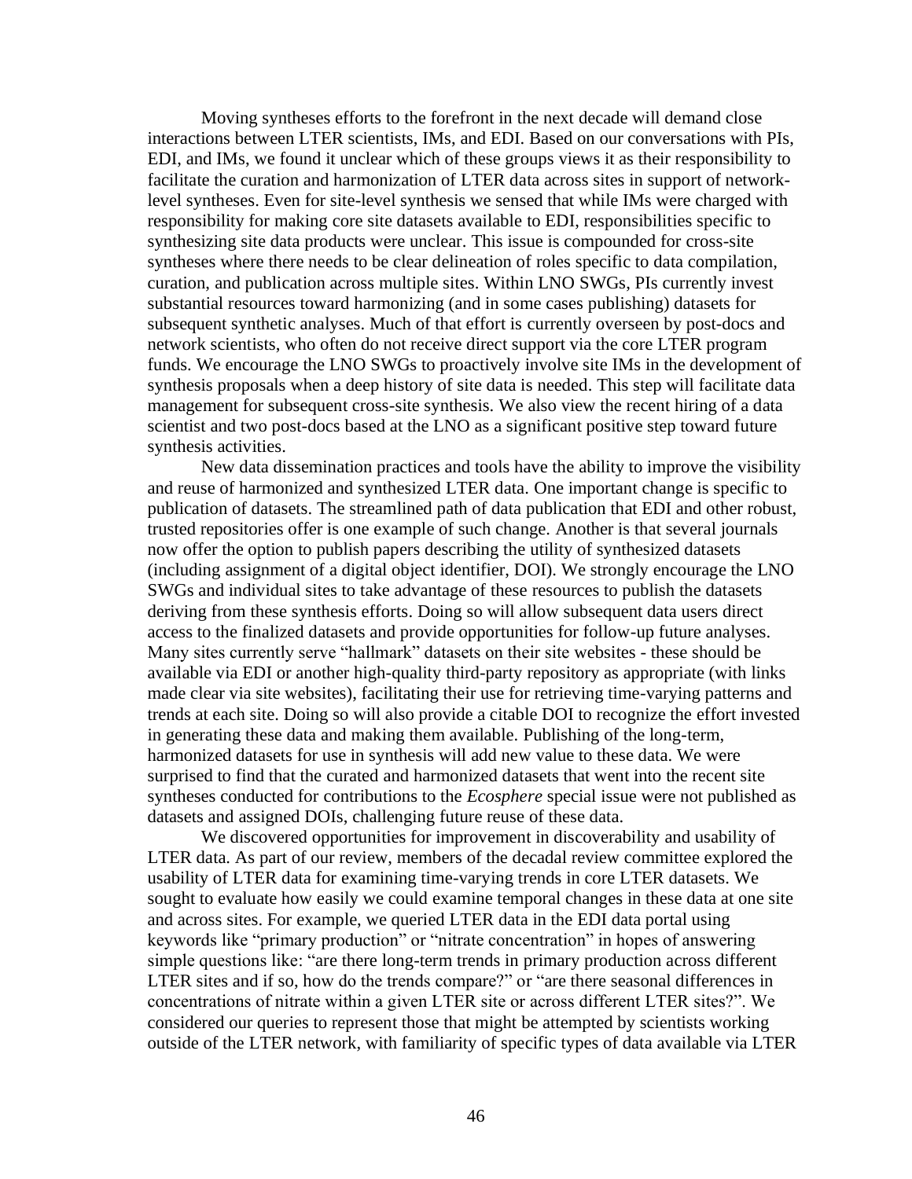Moving syntheses efforts to the forefront in the next decade will demand close interactions between LTER scientists, IMs, and EDI. Based on our conversations with PIs, EDI, and IMs, we found it unclear which of these groups views it as their responsibility to facilitate the curation and harmonization of LTER data across sites in support of network-level syntheses. Even for site-level synthesis we sensed that while IMs were charged with responsibility for making core site datasets available to EDI, responsibilities specific to synthesizing site data products were unclear. This issue is compounded for cross-site syntheses where there needs to be clear delineation of roles specific to data compilation, curation, and publication across multiple sites. Within LNO SWGs, PIs currently invest substantial resources toward harmonizing (and in some cases publishing) datasets for subsequent synthetic analyses. Much of that effort is currently overseen by post-docs and network scientists, who often do not receive direct support via the core LTER program funds. We encourage the LNO SWGs to proactively involve site IMs in the development of synthesis proposals when a deep history of site data is needed. This step will facilitate data management for subsequent cross-site synthesis. We also view the recent hiring of a data scientist and two post-docs based at the LNO as a significant positive step toward future synthesis activities.

New data dissemination practices and tools have the ability to improve the visibility and reuse of harmonized and synthesized LTER data. One important change is specific to publication of datasets. The streamlined path of data publication that EDI and other robust, trusted repositories offer is one example of such change. Another is that several journals now offer the option to publish papers describing the utility of synthesized datasets (including assignment of a digital object identifier, DOI). We strongly encourage the LNO SWGs and individual sites to take advantage of these resources to publish the datasets deriving from these synthesis efforts. Doing so will allow subsequent data users direct access to the finalized datasets and provide opportunities for follow-up future analyses. Many sites currently serve "hallmark" datasets on their site websites - these should be available via EDI or another high-quality third-party repository as appropriate (with links made clear via site websites), facilitating their use for retrieving time-varying patterns and trends at each site. Doing so will also provide a citable DOI to recognize the effort invested in generating these data and making them available. Publishing of the long-term, harmonized datasets for use in synthesis will add new value to these data. We were surprised to find that the curated and harmonized datasets that went into the recent site syntheses conducted for contributions to the *Ecosphere* special issue were not published as datasets and assigned DOIs, challenging future reuse of these data.

We discovered opportunities for improvement in discoverability and usability of LTER data. As part of our review, members of the decadal review committee explored the usability of LTER data for examining time-varying trends in core LTER datasets. We sought to evaluate how easily we could examine temporal changes in these data at one site and across sites. For example, we queried LTER data in the EDI data portal using keywords like "primary production" or "nitrate concentration" in hopes of answering simple questions like: "are there long-term trends in primary production across different LTER sites and if so, how do the trends compare?" or "are there seasonal differences in concentrations of nitrate within a given LTER site or across different LTER sites?". We considered our queries to represent those that might be attempted by scientists working outside of the LTER network, with familiarity of specific types of data available via LTER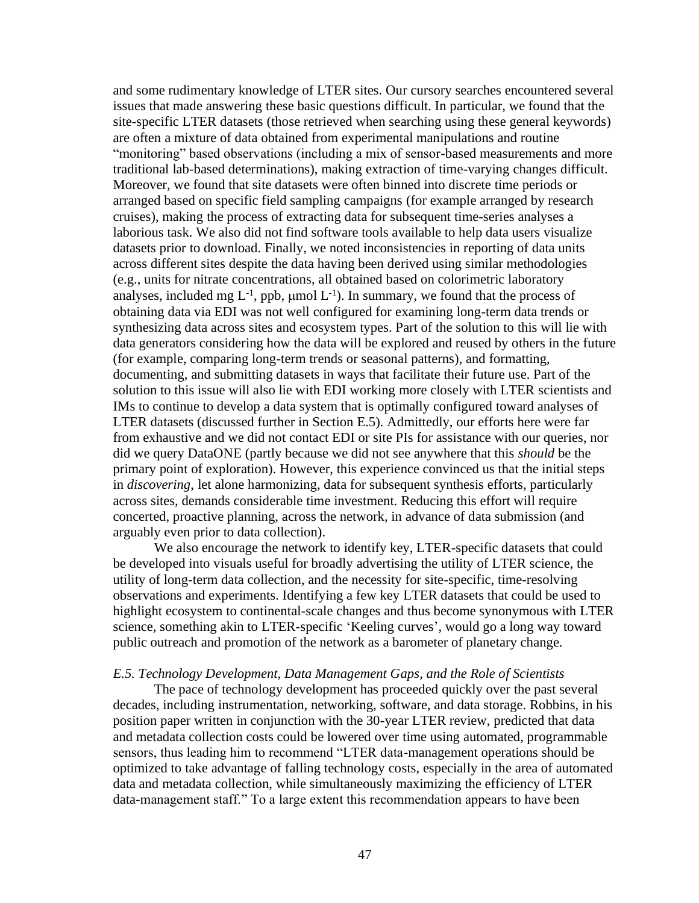and some rudimentary knowledge of LTER sites. Our cursory searches encountered several issues that made answering these basic questions difficult. In particular, we found that the site-specific LTER datasets (those retrieved when searching using these general keywords) are often a mixture of data obtained from experimental manipulations and routine "monitoring" based observations (including a mix of sensor-based measurements and more traditional lab-based determinations), making extraction of time-varying changes difficult. Moreover, we found that site datasets were often binned into discrete time periods or arranged based on specific field sampling campaigns (for example arranged by research cruises), making the process of extracting data for subsequent time-series analyses a laborious task. We also did not find software tools available to help data users visualize datasets prior to download. Finally, we noted inconsistencies in reporting of data units across different sites despite the data having been derived using similar methodologies (e.g., units for nitrate concentrations, all obtained based on colorimetric laboratory analyses, included mg $L^{-1}$, ppb, μmol $L^{-1}$). In summary, we found that the process of obtaining data via EDI was not well configured for examining long-term data trends or synthesizing data across sites and ecosystem types. Part of the solution to this will lie with data generators considering how the data will be explored and reused by others in the future (for example, comparing long-term trends or seasonal patterns), and formatting, documenting, and submitting datasets in ways that facilitate their future use. Part of the solution to this issue will also lie with EDI working more closely with LTER scientists and IMs to continue to develop a data system that is optimally configured toward analyses of LTER datasets (discussed further in Section E.5). Admittedly, our efforts here were far from exhaustive and we did not contact EDI or site PIs for assistance with our queries, nor did we query DataONE (partly because we did not see anywhere that this *should* be the primary point of exploration). However, this experience convinced us that the initial steps in *discovering*, let alone harmonizing, data for subsequent synthesis efforts, particularly across sites, demands considerable time investment. Reducing this effort will require concerted, proactive planning, across the network, in advance of data submission (and arguably even prior to data collection).

We also encourage the network to identify key, LTER-specific datasets that could be developed into visuals useful for broadly advertising the utility of LTER science, the utility of long-term data collection, and the necessity for site-specific, time-resolving observations and experiments. Identifying a few key LTER datasets that could be used to highlight ecosystem to continental-scale changes and thus become synonymous with LTER science, something akin to LTER-specific 'Keeling curves', would go a long way toward public outreach and promotion of the network as a barometer of planetary change.

### *E.5. Technology Development, Data Management Gaps, and the Role of Scientists*

The pace of technology development has proceeded quickly over the past several decades, including instrumentation, networking, software, and data storage. Robbins, in his position paper written in conjunction with the 30-year LTER review, predicted that data and metadata collection costs could be lowered over time using automated, programmable sensors, thus leading him to recommend "LTER data-management operations should be optimized to take advantage of falling technology costs, especially in the area of automated data and metadata collection, while simultaneously maximizing the efficiency of LTER data-management staff." To a large extent this recommendation appears to have been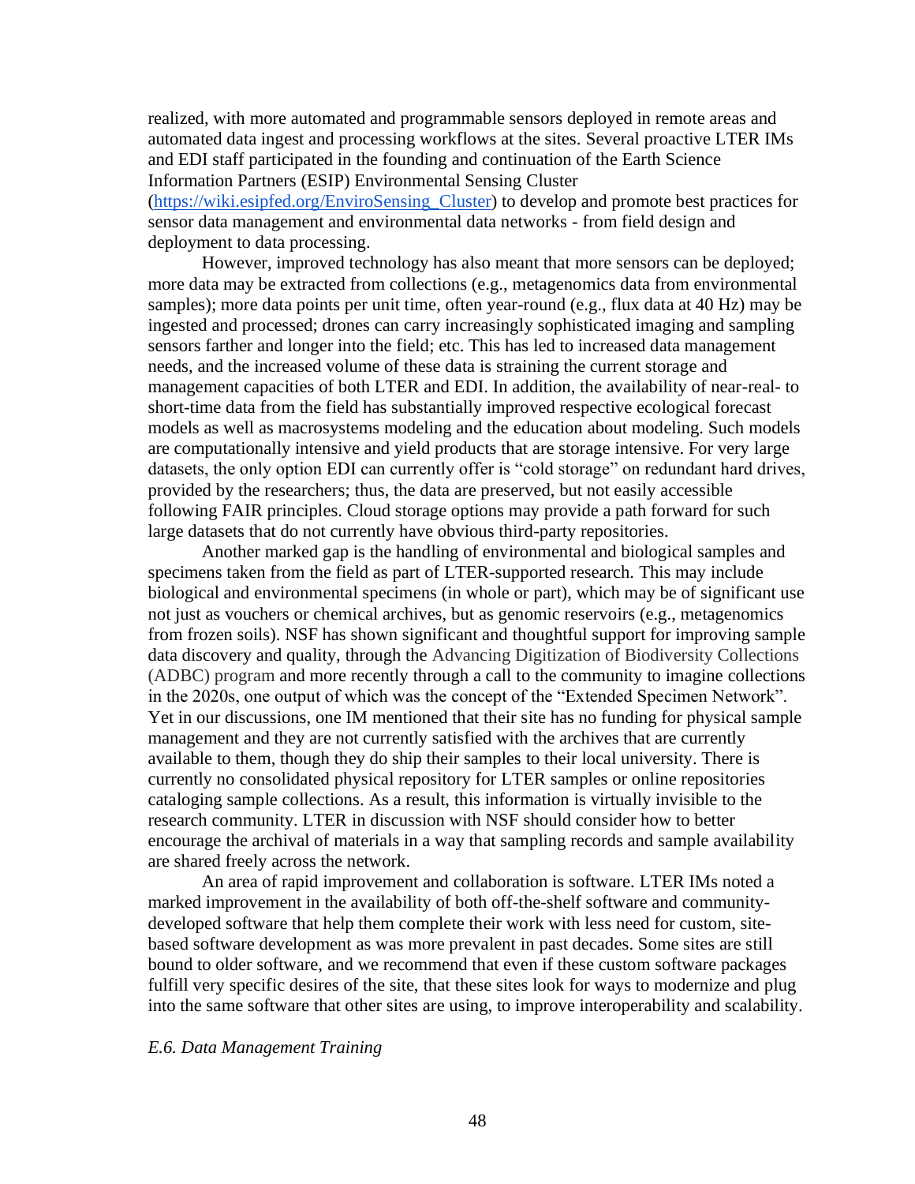realized, with more automated and programmable sensors deployed in remote areas and automated data ingest and processing workflows at the sites. Several proactive LTER IMs and EDI staff participated in the founding and continuation of the Earth Science Information Partners (ESIP) Environmental Sensing Cluster (https://wiki.esipfed.org/EnviroSensing_Cluster) to develop and promote best practices for sensor data management and environmental data networks - from field design and deployment to data processing.

However, improved technology has also meant that more sensors can be deployed; more data may be extracted from collections (e.g., metagenomics data from environmental samples); more data points per unit time, often year-round (e.g., flux data at 40 Hz) may be ingested and processed; drones can carry increasingly sophisticated imaging and sampling sensors farther and longer into the field; etc. This has led to increased data management needs, and the increased volume of these data is straining the current storage and management capacities of both LTER and EDI. In addition, the availability of near-real- to short-time data from the field has substantially improved respective ecological forecast models as well as macrosystems modeling and the education about modeling. Such models are computationally intensive and yield products that are storage intensive. For very large datasets, the only option EDI can currently offer is "cold storage" on redundant hard drives, provided by the researchers; thus, the data are preserved, but not easily accessible following FAIR principles. Cloud storage options may provide a path forward for such large datasets that do not currently have obvious third-party repositories.

Another marked gap is the handling of environmental and biological samples and specimens taken from the field as part of LTER-supported research. This may include biological and environmental specimens (in whole or part), which may be of significant use not just as vouchers or chemical archives, but as genomic reservoirs (e.g., metagenomics from frozen soils). NSF has shown significant and thoughtful support for improving sample data discovery and quality, through the Advancing Digitization of Biodiversity Collections (ADBC) program and more recently through a call to the community to imagine collections in the 2020s, one output of which was the concept of the "Extended Specimen Network". Yet in our discussions, one IM mentioned that their site has no funding for physical sample management and they are not currently satisfied with the archives that are currently available to them, though they do ship their samples to their local university. There is currently no consolidated physical repository for LTER samples or online repositories cataloging sample collections. As a result, this information is virtually invisible to the research community. LTER in discussion with NSF should consider how to better encourage the archival of materials in a way that sampling records and sample availability are shared freely across the network.

An area of rapid improvement and collaboration is software. LTER IMs noted a marked improvement in the availability of both off-the-shelf software and community-developed software that help them complete their work with less need for custom, site-based software development as was more prevalent in past decades. Some sites are still bound to older software, and we recommend that even if these custom software packages fulfill very specific desires of the site, that these sites look for ways to modernize and plug into the same software that other sites are using, to improve interoperability and scalability.

### *E.6. Data Management Training*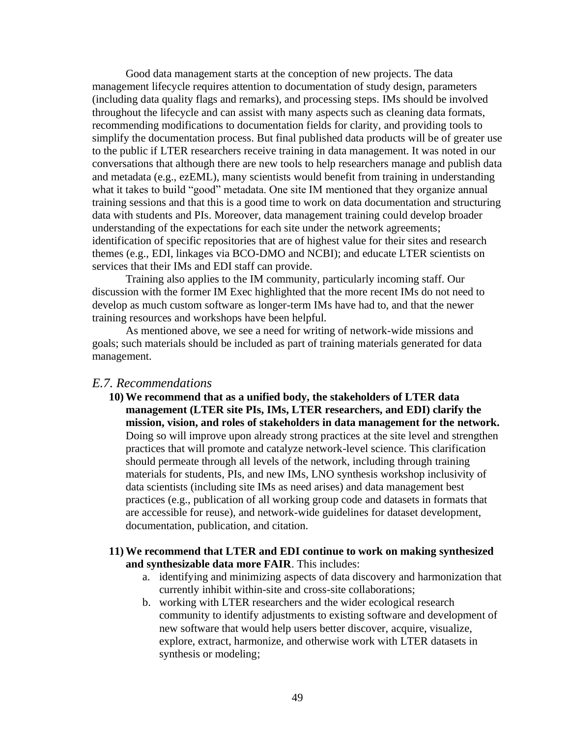Good data management starts at the conception of new projects. The data management lifecycle requires attention to documentation of study design, parameters (including data quality flags and remarks), and processing steps. IMs should be involved throughout the lifecycle and can assist with many aspects such as cleaning data formats, recommending modifications to documentation fields for clarity, and providing tools to simplify the documentation process. But final published data products will be of greater use to the public if LTER researchers receive training in data management. It was noted in our conversations that although there are new tools to help researchers manage and publish data and metadata (e.g., ezEML), many scientists would benefit from training in understanding what it takes to build "good" metadata. One site IM mentioned that they organize annual training sessions and that this is a good time to work on data documentation and structuring data with students and PIs. Moreover, data management training could develop broader understanding of the expectations for each site under the network agreements; identification of specific repositories that are of highest value for their sites and research themes (e.g., EDI, linkages via BCO-DMO and NCBI); and educate LTER scientists on services that their IMs and EDI staff can provide.

Training also applies to the IM community, particularly incoming staff. Our discussion with the former IM Exec highlighted that the more recent IMs do not need to develop as much custom software as longer-term IMs have had to, and that the newer training resources and workshops have been helpful.

As mentioned above, we see a need for writing of network-wide missions and goals; such materials should be included as part of training materials generated for data management.

## *E.7. Recommendations*

10) **We recommend that as a unified body, the stakeholders of LTER data management (LTER site PIs, IMs, LTER researchers, and EDI) clarify the mission, vision, and roles of stakeholders in data management for the network.** Doing so will improve upon already strong practices at the site level and strengthen practices that will promote and catalyze network-level science. This clarification should permeate through all levels of the network, including through training materials for students, PIs, and new IMs, LNO synthesis workshop inclusivity of data scientists (including site IMs as need arises) and data management best practices (e.g., publication of all working group code and datasets in formats that are accessible for reuse), and network-wide guidelines for dataset development, documentation, publication, and citation.

11) **We recommend that LTER and EDI continue to work on making synthesized and synthesizable data more FAIR**. This includes:
    a. identifying and minimizing aspects of data discovery and harmonization that currently inhibit within-site and cross-site collaborations;
    b. working with LTER researchers and the wider ecological research community to identify adjustments to existing software and development of new software that would help users better discover, acquire, visualize, explore, extract, harmonize, and otherwise work with LTER datasets in synthesis or modeling;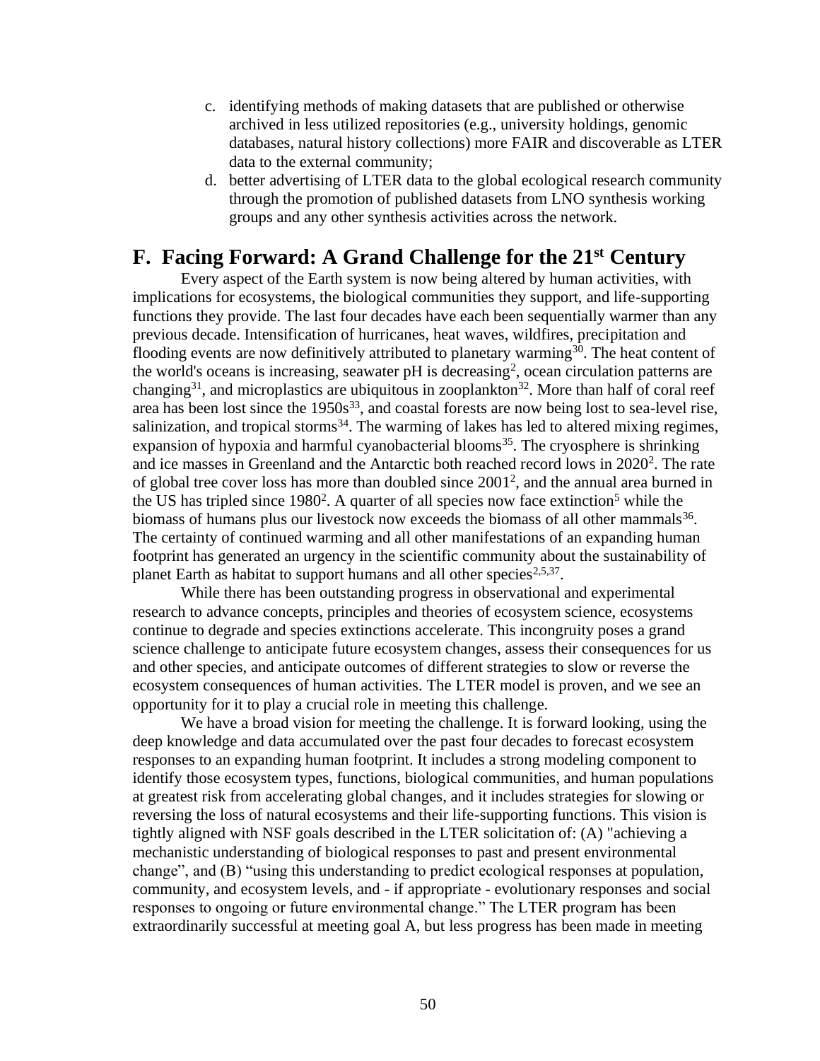c. identifying methods of making datasets that are published or otherwise archived in less utilized repositories (e.g., university holdings, genomic databases, natural history collections) more FAIR and discoverable as LTER data to the external community;
d. better advertising of LTER data to the global ecological research community through the promotion of published datasets from LNO synthesis working groups and any other synthesis activities across the network.

## F. Facing Forward: A Grand Challenge for the 21st Century

Every aspect of the Earth system is now being altered by human activities, with implications for ecosystems, the biological communities they support, and life-supporting functions they provide. The last four decades have each been sequentially warmer than any previous decade. Intensification of hurricanes, heat waves, wildfires, precipitation and flooding events are now definitively attributed to planetary warming[30]. The heat content of the world's oceans is increasing, seawater pH is decreasing[2], ocean circulation patterns are changing[31], and microplastics are ubiquitous in zooplankton[32]. More than half of coral reef area has been lost since the 1950s[33], and coastal forests are now being lost to sea-level rise, salinization, and tropical storms[34]. The warming of lakes has led to altered mixing regimes, expansion of hypoxia and harmful cyanobacterial blooms[35]. The cryosphere is shrinking and ice masses in Greenland and the Antarctic both reached record lows in 2020[2]. The rate of global tree cover loss has more than doubled since 2001[2], and the annual area burned in the US has tripled since 1980[2]. A quarter of all species now face extinction[5] while the biomass of humans plus our livestock now exceeds the biomass of all other mammals[36]. The certainty of continued warming and all other manifestations of an expanding human footprint has generated an urgency in the scientific community about the sustainability of planet Earth as habitat to support humans and all other species[2,5,37].

While there has been outstanding progress in observational and experimental research to advance concepts, principles and theories of ecosystem science, ecosystems continue to degrade and species extinctions accelerate. This incongruity poses a grand science challenge to anticipate future ecosystem changes, assess their consequences for us and other species, and anticipate outcomes of different strategies to slow or reverse the ecosystem consequences of human activities. The LTER model is proven, and we see an opportunity for it to play a crucial role in meeting this challenge.

We have a broad vision for meeting the challenge. It is forward looking, using the deep knowledge and data accumulated over the past four decades to forecast ecosystem responses to an expanding human footprint. It includes a strong modeling component to identify those ecosystem types, functions, biological communities, and human populations at greatest risk from accelerating global changes, and it includes strategies for slowing or reversing the loss of natural ecosystems and their life-supporting functions. This vision is tightly aligned with NSF goals described in the LTER solicitation of: (A) "achieving a mechanistic understanding of biological responses to past and present environmental change", and (B) "using this understanding to predict ecological responses at population, community, and ecosystem levels, and - if appropriate - evolutionary responses and social responses to ongoing or future environmental change." The LTER program has been extraordinarily successful at meeting goal A, but less progress has been made in meeting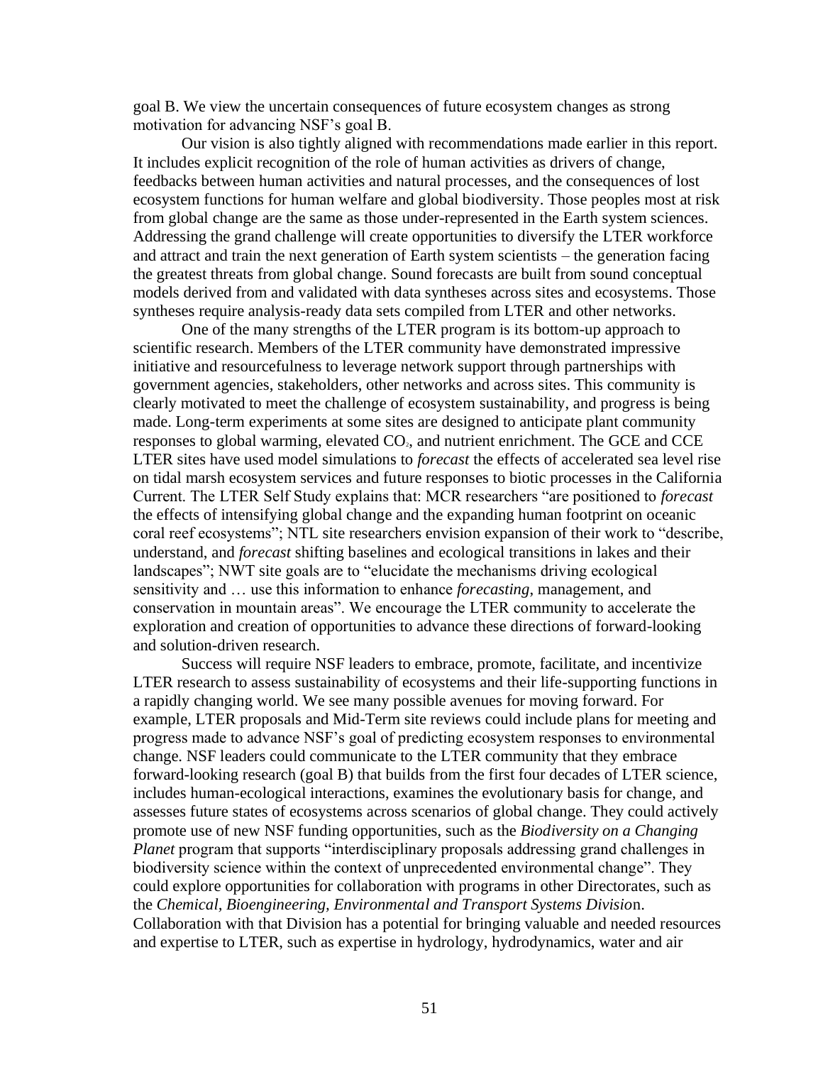goal B. We view the uncertain consequences of future ecosystem changes as strong motivation for advancing NSF's goal B.

Our vision is also tightly aligned with recommendations made earlier in this report. It includes explicit recognition of the role of human activities as drivers of change, feedbacks between human activities and natural processes, and the consequences of lost ecosystem functions for human welfare and global biodiversity. Those peoples most at risk from global change are the same as those under-represented in the Earth system sciences. Addressing the grand challenge will create opportunities to diversify the LTER workforce and attract and train the next generation of Earth system scientists – the generation facing the greatest threats from global change. Sound forecasts are built from sound conceptual models derived from and validated with data syntheses across sites and ecosystems. Those syntheses require analysis-ready data sets compiled from LTER and other networks.

One of the many strengths of the LTER program is its bottom-up approach to scientific research. Members of the LTER community have demonstrated impressive initiative and resourcefulness to leverage network support through partnerships with government agencies, stakeholders, other networks and across sites. This community is clearly motivated to meet the challenge of ecosystem sustainability, and progress is being made. Long-term experiments at some sites are designed to anticipate plant community responses to global warming, elevated $CO_2$, and nutrient enrichment. The GCE and CCE LTER sites have used model simulations to *forecast* the effects of accelerated sea level rise on tidal marsh ecosystem services and future responses to biotic processes in the California Current. The LTER Self Study explains that: MCR researchers "are positioned to *forecast* the effects of intensifying global change and the expanding human footprint on oceanic coral reef ecosystems"; NTL site researchers envision expansion of their work to "describe, understand, and *forecast* shifting baselines and ecological transitions in lakes and their landscapes"; NWT site goals are to "elucidate the mechanisms driving ecological sensitivity and … use this information to enhance *forecasting*, management, and conservation in mountain areas". We encourage the LTER community to accelerate the exploration and creation of opportunities to advance these directions of forward-looking and solution-driven research.

Success will require NSF leaders to embrace, promote, facilitate, and incentivize LTER research to assess sustainability of ecosystems and their life-supporting functions in a rapidly changing world. We see many possible avenues for moving forward. For example, LTER proposals and Mid-Term site reviews could include plans for meeting and progress made to advance NSF's goal of predicting ecosystem responses to environmental change. NSF leaders could communicate to the LTER community that they embrace forward-looking research (goal B) that builds from the first four decades of LTER science, includes human-ecological interactions, examines the evolutionary basis for change, and assesses future states of ecosystems across scenarios of global change. They could actively promote use of new NSF funding opportunities, such as the *Biodiversity on a Changing Planet* program that supports "interdisciplinary proposals addressing grand challenges in biodiversity science within the context of unprecedented environmental change". They could explore opportunities for collaboration with programs in other Directorates, such as the *Chemical, Bioengineering, Environmental and Transport Systems Division*. Collaboration with that Division has a potential for bringing valuable and needed resources and expertise to LTER, such as expertise in hydrology, hydrodynamics, water and air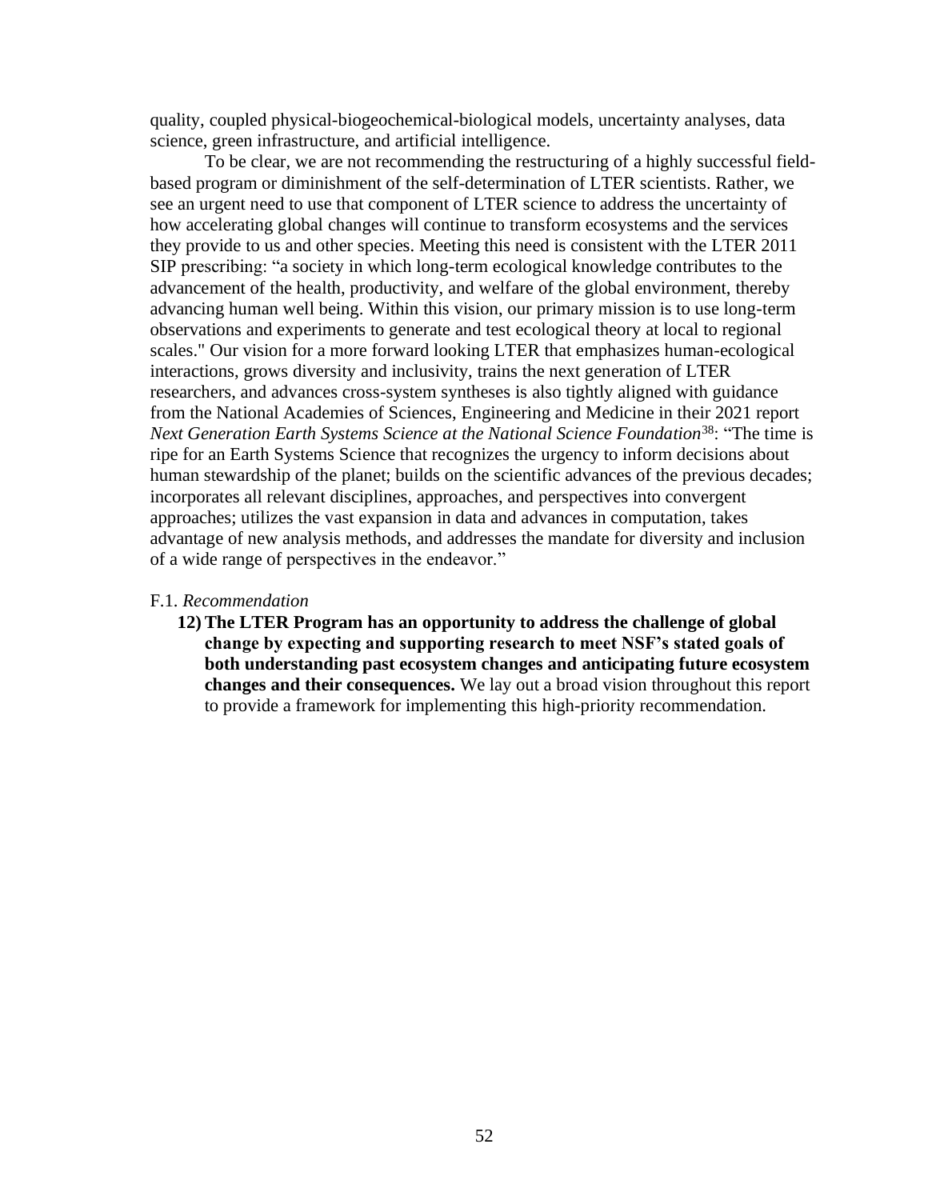quality, coupled physical-biogeochemical-biological models, uncertainty analyses, data science, green infrastructure, and artificial intelligence.

To be clear, we are not recommending the restructuring of a highly successful field-based program or diminishment of the self-determination of LTER scientists. Rather, we see an urgent need to use that component of LTER science to address the uncertainty of how accelerating global changes will continue to transform ecosystems and the services they provide to us and other species. Meeting this need is consistent with the LTER 2011 SIP prescribing: "a society in which long-term ecological knowledge contributes to the advancement of the health, productivity, and welfare of the global environment, thereby advancing human well being. Within this vision, our primary mission is to use long-term observations and experiments to generate and test ecological theory at local to regional scales." Our vision for a more forward looking LTER that emphasizes human-ecological interactions, grows diversity and inclusivity, trains the next generation of LTER researchers, and advances cross-system syntheses is also tightly aligned with guidance from the National Academies of Sciences, Engineering and Medicine in their 2021 report *Next Generation Earth Systems Science at the National Science Foundation*[38]: "The time is ripe for an Earth Systems Science that recognizes the urgency to inform decisions about human stewardship of the planet; builds on the scientific advances of the previous decades; incorporates all relevant disciplines, approaches, and perspectives into convergent approaches; utilizes the vast expansion in data and advances in computation, takes advantage of new analysis methods, and addresses the mandate for diversity and inclusion of a wide range of perspectives in the endeavor."

F.1. *Recommendation*

12) **The LTER Program has an opportunity to address the challenge of global change by expecting and supporting research to meet NSF's stated goals of both understanding past ecosystem changes and anticipating future ecosystem changes and their consequences.** We lay out a broad vision throughout this report to provide a framework for implementing this high-priority recommendation.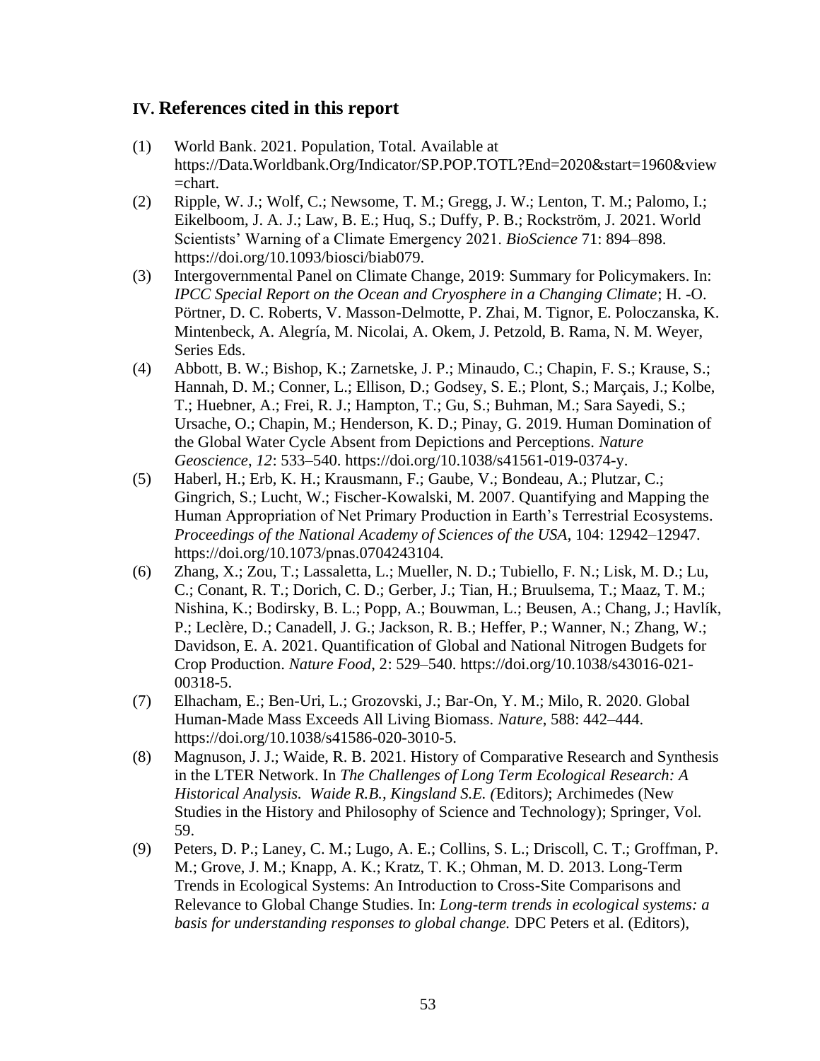## IV. References cited in this report

(1) World Bank. 2021. Population, Total. Available at https://Data.Worldbank.Org/Indicator/SP.POP.TOTL?End=2020&start=1960&view=chart.

(2) Ripple, W. J.; Wolf, C.; Newsome, T. M.; Gregg, J. W.; Lenton, T. M.; Palomo, I.; Eikelboom, J. A. J.; Law, B. E.; Huq, S.; Duffy, P. B.; Rockström, J. 2021. World Scientists' Warning of a Climate Emergency 2021. *BioScience* 71: 894–898. https://doi.org/10.1093/biosci/biab079.

(3) Intergovernmental Panel on Climate Change, 2019: Summary for Policymakers. In: *IPCC Special Report on the Ocean and Cryosphere in a Changing Climate*; H. -O. Pörtner, D. C. Roberts, V. Masson-Delmotte, P. Zhai, M. Tignor, E. Poloczanska, K. Mintenbeck, A. Alegría, M. Nicolai, A. Okem, J. Petzold, B. Rama, N. M. Weyer, Series Eds.

(4) Abbott, B. W.; Bishop, K.; Zarnetske, J. P.; Minaudo, C.; Chapin, F. S.; Krause, S.; Hannah, D. M.; Conner, L.; Ellison, D.; Godsey, S. E.; Plont, S.; Marçais, J.; Kolbe, T.; Huebner, A.; Frei, R. J.; Hampton, T.; Gu, S.; Buhman, M.; Sara Sayedi, S.; Ursache, O.; Chapin, M.; Henderson, K. D.; Pinay, G. 2019. Human Domination of the Global Water Cycle Absent from Depictions and Perceptions. *Nature Geoscience*, *12*: 533–540. https://doi.org/10.1038/s41561-019-0374-y.

(5) Haberl, H.; Erb, K. H.; Krausmann, F.; Gaube, V.; Bondeau, A.; Plutzar, C.; Gingrich, S.; Lucht, W.; Fischer-Kowalski, M. 2007. Quantifying and Mapping the Human Appropriation of Net Primary Production in Earth's Terrestrial Ecosystems. *Proceedings of the National Academy of Sciences of the USA*, 104: 12942–12947. https://doi.org/10.1073/pnas.0704243104.

(6) Zhang, X.; Zou, T.; Lassaletta, L.; Mueller, N. D.; Tubiello, F. N.; Lisk, M. D.; Lu, C.; Conant, R. T.; Dorich, C. D.; Gerber, J.; Tian, H.; Bruulsema, T.; Maaz, T. M.; Nishina, K.; Bodirsky, B. L.; Popp, A.; Bouwman, L.; Beusen, A.; Chang, J.; Havlík, P.; Leclère, D.; Canadell, J. G.; Jackson, R. B.; Heffer, P.; Wanner, N.; Zhang, W.; Davidson, E. A. 2021. Quantification of Global and National Nitrogen Budgets for Crop Production. *Nature Food*, 2: 529–540. https://doi.org/10.1038/s43016-021-00318-5.

(7) Elhacham, E.; Ben-Uri, L.; Grozovski, J.; Bar-On, Y. M.; Milo, R. 2020. Global Human-Made Mass Exceeds All Living Biomass. *Nature*, 588: 442–444. https://doi.org/10.1038/s41586-020-3010-5.

(8) Magnuson, J. J.; Waide, R. B. 2021. History of Comparative Research and Synthesis in the LTER Network. In *The Challenges of Long Term Ecological Research: A Historical Analysis. Waide R.B., Kingsland S.E. (*Editors*)*; Archimedes (New Studies in the History and Philosophy of Science and Technology); Springer, Vol. 59.

(9) Peters, D. P.; Laney, C. M.; Lugo, A. E.; Collins, S. L.; Driscoll, C. T.; Groffman, P. M.; Grove, J. M.; Knapp, A. K.; Kratz, T. K.; Ohman, M. D. 2013. Long-Term Trends in Ecological Systems: An Introduction to Cross-Site Comparisons and Relevance to Global Change Studies. In: *Long-term trends in ecological systems: a basis for understanding responses to global change.* DPC Peters et al. (Editors),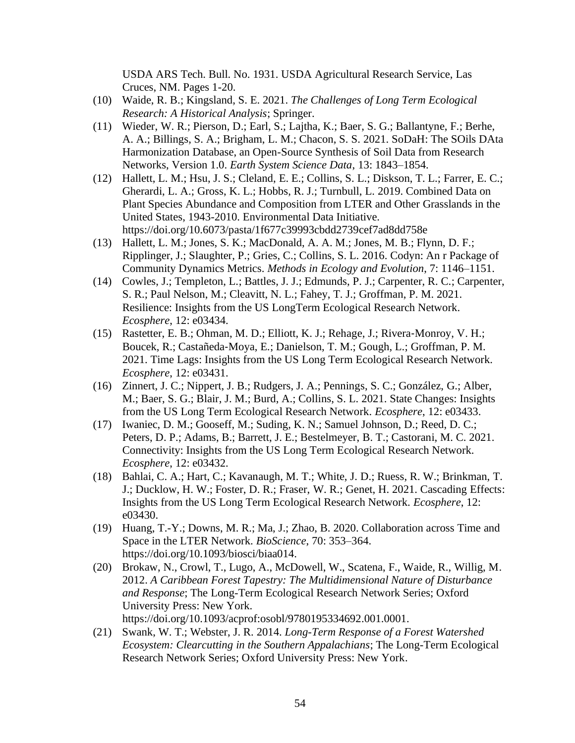USDA ARS Tech. Bull. No. 1931. USDA Agricultural Research Service, Las Cruces, NM. Pages 1-20.

(10) Waide, R. B.; Kingsland, S. E. 2021. *The Challenges of Long Term Ecological Research: A Historical Analysis*; Springer.

(11) Wieder, W. R.; Pierson, D.; Earl, S.; Lajtha, K.; Baer, S. G.; Ballantyne, F.; Berhe, A. A.; Billings, S. A.; Brigham, L. M.; Chacon, S. S. 2021. SoDaH: The SOils DAta Harmonization Database, an Open-Source Synthesis of Soil Data from Research Networks, Version 1.0. *Earth System Science Data*, 13: 1843–1854.

(12) Hallett, L. M.; Hsu, J. S.; Cleland, E. E.; Collins, S. L.; Diskson, T. L.; Farrer, E. C.; Gherardi, L. A.; Gross, K. L.; Hobbs, R. J.; Turnbull, L. 2019. Combined Data on Plant Species Abundance and Composition from LTER and Other Grasslands in the United States, 1943-2010. Environmental Data Initiative. https://doi.org/10.6073/pasta/1f677c39993cbdd2739cef7ad8dd758e

(13) Hallett, L. M.; Jones, S. K.; MacDonald, A. A. M.; Jones, M. B.; Flynn, D. F.; Ripplinger, J.; Slaughter, P.; Gries, C.; Collins, S. L. 2016. Codyn: An r Package of Community Dynamics Metrics. *Methods in Ecology and Evolution*, 7: 1146–1151.

(14) Cowles, J.; Templeton, L.; Battles, J. J.; Edmunds, P. J.; Carpenter, R. C.; Carpenter, S. R.; Paul Nelson, M.; Cleavitt, N. L.; Fahey, T. J.; Groffman, P. M. 2021. Resilience: Insights from the US LongTerm Ecological Research Network. *Ecosphere*, 12: e03434.

(15) Rastetter, E. B.; Ohman, M. D.; Elliott, K. J.; Rehage, J.; Rivera-Monroy, V. H.; Boucek, R.; Castañeda-Moya, E.; Danielson, T. M.; Gough, L.; Groffman, P. M. 2021. Time Lags: Insights from the US Long Term Ecological Research Network. *Ecosphere*, 12: e03431.

(16) Zinnert, J. C.; Nippert, J. B.; Rudgers, J. A.; Pennings, S. C.; González, G.; Alber, M.; Baer, S. G.; Blair, J. M.; Burd, A.; Collins, S. L. 2021. State Changes: Insights from the US Long Term Ecological Research Network. *Ecosphere*, 12: e03433.

(17) Iwaniec, D. M.; Gooseff, M.; Suding, K. N.; Samuel Johnson, D.; Reed, D. C.; Peters, D. P.; Adams, B.; Barrett, J. E.; Bestelmeyer, B. T.; Castorani, M. C. 2021. Connectivity: Insights from the US Long Term Ecological Research Network. *Ecosphere*, 12: e03432.

(18) Bahlai, C. A.; Hart, C.; Kavanaugh, M. T.; White, J. D.; Ruess, R. W.; Brinkman, T. J.; Ducklow, H. W.; Foster, D. R.; Fraser, W. R.; Genet, H. 2021. Cascading Effects: Insights from the US Long Term Ecological Research Network. *Ecosphere*, 12: e03430.

(19) Huang, T.-Y.; Downs, M. R.; Ma, J.; Zhao, B. 2020. Collaboration across Time and Space in the LTER Network. *BioScience*, 70: 353–364. https://doi.org/10.1093/biosci/biaa014.

(20) Brokaw, N., Crowl, T., Lugo, A., McDowell, W., Scatena, F., Waide, R., Willig, M. 2012. *A Caribbean Forest Tapestry: The Multidimensional Nature of Disturbance and Response*; The Long-Term Ecological Research Network Series; Oxford University Press: New York. https://doi.org/10.1093/acprof:osobl/9780195334692.001.0001.

(21) Swank, W. T.; Webster, J. R. 2014. *Long-Term Response of a Forest Watershed Ecosystem: Clearcutting in the Southern Appalachians*; The Long-Term Ecological Research Network Series; Oxford University Press: New York.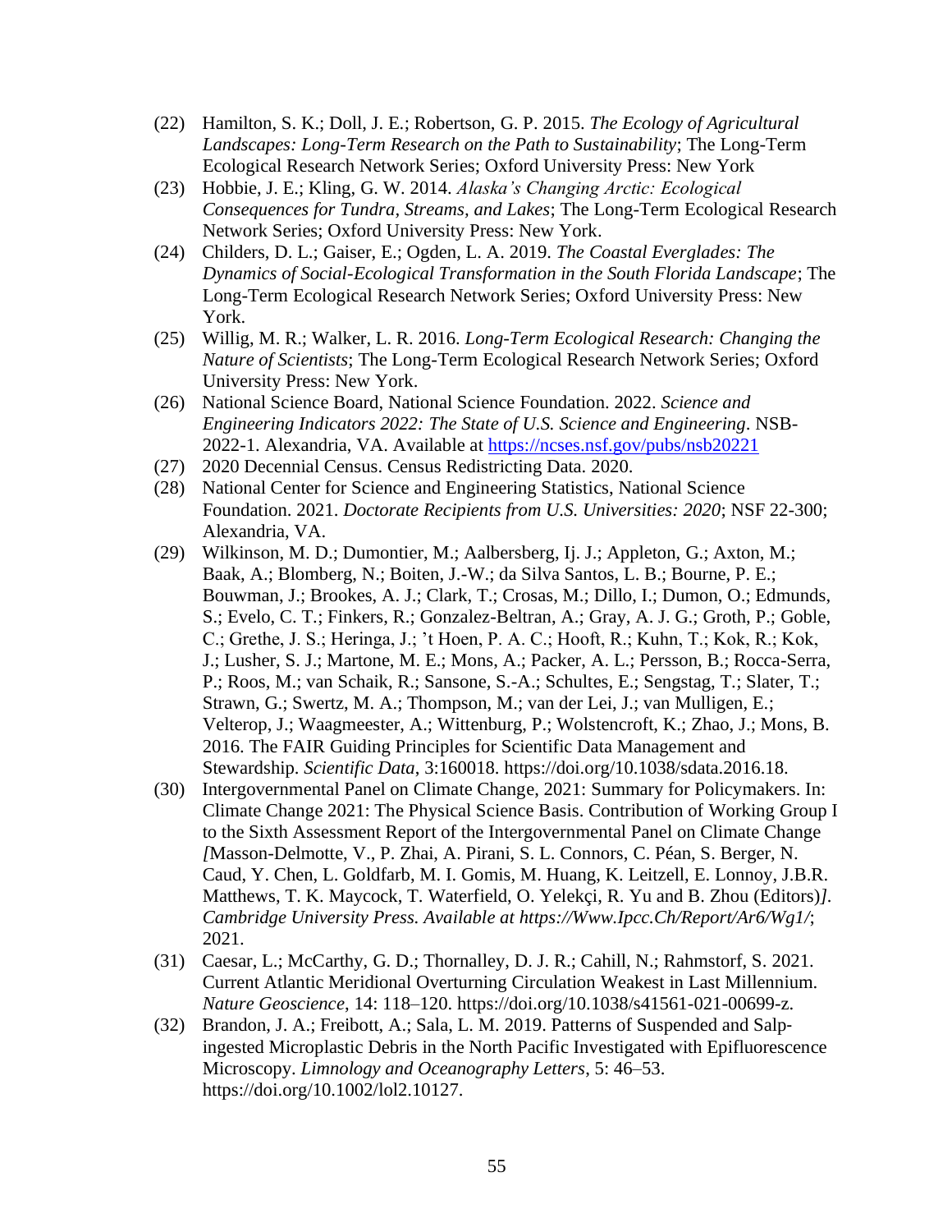(22) Hamilton, S. K.; Doll, J. E.; Robertson, G. P. 2015. *The Ecology of Agricultural Landscapes: Long-Term Research on the Path to Sustainability*; The Long-Term Ecological Research Network Series; Oxford University Press: New York

(23) Hobbie, J. E.; Kling, G. W. 2014. *Alaska's Changing Arctic: Ecological Consequences for Tundra, Streams, and Lakes*; The Long-Term Ecological Research Network Series; Oxford University Press: New York.

(24) Childers, D. L.; Gaiser, E.; Ogden, L. A. 2019. *The Coastal Everglades: The Dynamics of Social-Ecological Transformation in the South Florida Landscape*; The Long-Term Ecological Research Network Series; Oxford University Press: New York.

(25) Willig, M. R.; Walker, L. R. 2016. *Long-Term Ecological Research: Changing the Nature of Scientists*; The Long-Term Ecological Research Network Series; Oxford University Press: New York.

(26) National Science Board, National Science Foundation. 2022. *Science and Engineering Indicators 2022: The State of U.S. Science and Engineering*. NSB-2022-1. Alexandria, VA. Available at https://ncses.nsf.gov/pubs/nsb20221

(27) 2020 Decennial Census. Census Redistricting Data. 2020.

(28) National Center for Science and Engineering Statistics, National Science Foundation. 2021. *Doctorate Recipients from U.S. Universities: 2020*; NSF 22-300; Alexandria, VA.

(29) Wilkinson, M. D.; Dumontier, M.; Aalbersberg, Ij. J.; Appleton, G.; Axton, M.; Baak, A.; Blomberg, N.; Boiten, J.-W.; da Silva Santos, L. B.; Bourne, P. E.; Bouwman, J.; Brookes, A. J.; Clark, T.; Crosas, M.; Dillo, I.; Dumon, O.; Edmunds, S.; Evelo, C. T.; Finkers, R.; Gonzalez-Beltran, A.; Gray, A. J. G.; Groth, P.; Goble, C.; Grethe, J. S.; Heringa, J.; 't Hoen, P. A. C.; Hooft, R.; Kuhn, T.; Kok, R.; Kok, J.; Lusher, S. J.; Martone, M. E.; Mons, A.; Packer, A. L.; Persson, B.; Rocca-Serra, P.; Roos, M.; van Schaik, R.; Sansone, S.-A.; Schultes, E.; Sengstag, T.; Slater, T.; Strawn, G.; Swertz, M. A.; Thompson, M.; van der Lei, J.; van Mulligen, E.; Velterop, J.; Waagmeester, A.; Wittenburg, P.; Wolstencroft, K.; Zhao, J.; Mons, B. 2016. The FAIR Guiding Principles for Scientific Data Management and Stewardship. *Scientific Data*, 3:160018. https://doi.org/10.1038/sdata.2016.18.

(30) Intergovernmental Panel on Climate Change, 2021: Summary for Policymakers. In: Climate Change 2021: The Physical Science Basis. Contribution of Working Group I to the Sixth Assessment Report of the Intergovernmental Panel on Climate Change *[*Masson-Delmotte, V., P. Zhai, A. Pirani, S. L. Connors, C. Péan, S. Berger, N. Caud, Y. Chen, L. Goldfarb, M. I. Gomis, M. Huang, K. Leitzell, E. Lonnoy, J.B.R. Matthews, T. K. Maycock, T. Waterfield, O. Yelekçi, R. Yu and B. Zhou (Editors)*]*. *Cambridge University Press. Available at https://Www.Ipcc.Ch/Report/Ar6/Wg1/*; 2021.

(31) Caesar, L.; McCarthy, G. D.; Thornalley, D. J. R.; Cahill, N.; Rahmstorf, S. 2021. Current Atlantic Meridional Overturning Circulation Weakest in Last Millennium. *Nature Geoscience*, 14: 118–120. https://doi.org/10.1038/s41561-021-00699-z.

(32) Brandon, J. A.; Freibott, A.; Sala, L. M. 2019. Patterns of Suspended and Salp-ingested Microplastic Debris in the North Pacific Investigated with Epifluorescence Microscopy. *Limnology and Oceanography Letters*, 5: 46–53. https://doi.org/10.1002/lol2.10127.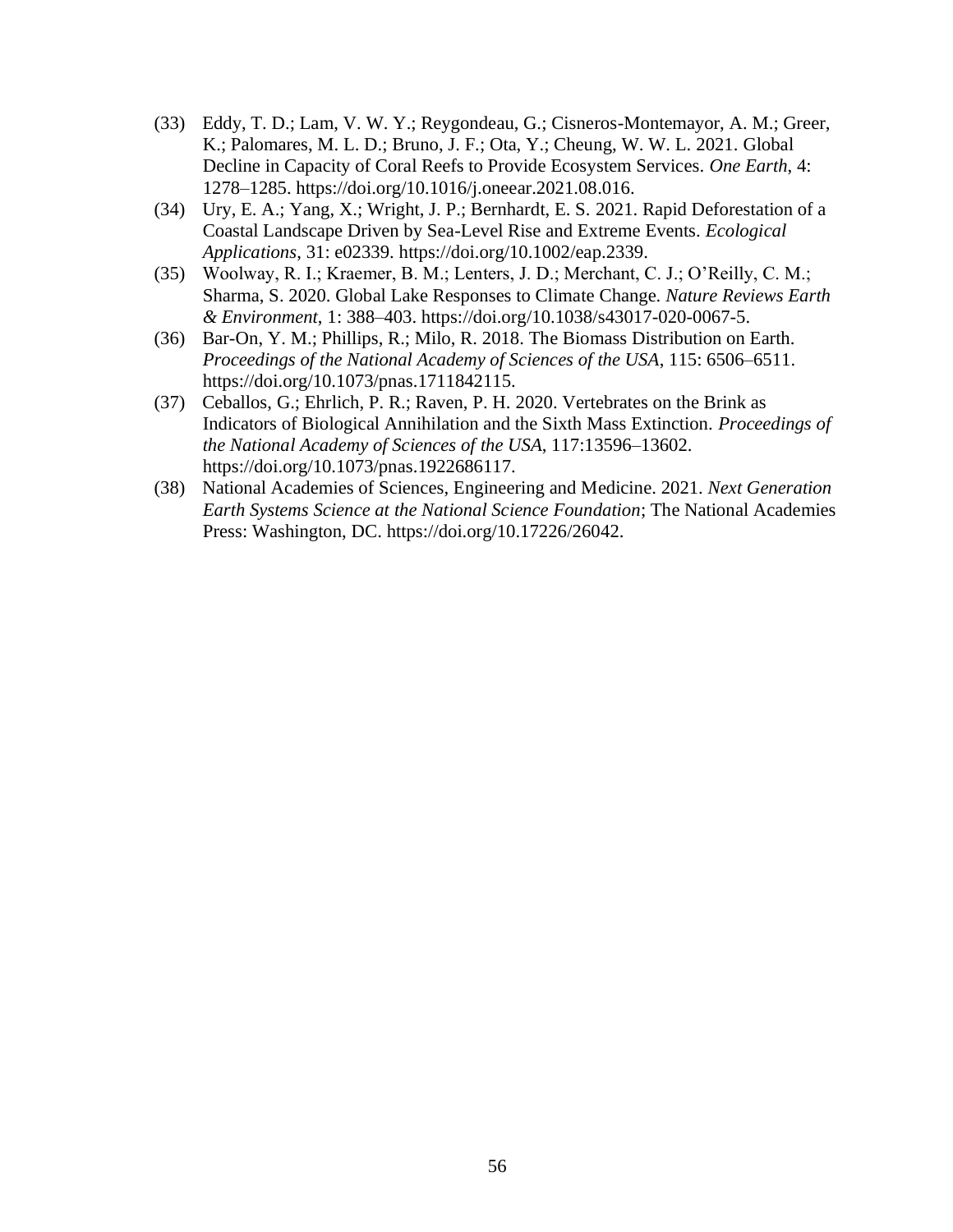(33) Eddy, T. D.; Lam, V. W. Y.; Reygondeau, G.; Cisneros-Montemayor, A. M.; Greer, K.; Palomares, M. L. D.; Bruno, J. F.; Ota, Y.; Cheung, W. W. L. 2021. Global Decline in Capacity of Coral Reefs to Provide Ecosystem Services. *One Earth*, 4: 1278–1285. https://doi.org/10.1016/j.oneear.2021.08.016.

(34) Ury, E. A.; Yang, X.; Wright, J. P.; Bernhardt, E. S. 2021. Rapid Deforestation of a Coastal Landscape Driven by Sea-Level Rise and Extreme Events. *Ecological Applications*, 31: e02339. https://doi.org/10.1002/eap.2339.

(35) Woolway, R. I.; Kraemer, B. M.; Lenters, J. D.; Merchant, C. J.; O'Reilly, C. M.; Sharma, S. 2020. Global Lake Responses to Climate Change. *Nature Reviews Earth & Environment*, 1: 388–403. https://doi.org/10.1038/s43017-020-0067-5.

(36) Bar-On, Y. M.; Phillips, R.; Milo, R. 2018. The Biomass Distribution on Earth. *Proceedings of the National Academy of Sciences of the USA*, 115: 6506–6511. https://doi.org/10.1073/pnas.1711842115.

(37) Ceballos, G.; Ehrlich, P. R.; Raven, P. H. 2020. Vertebrates on the Brink as Indicators of Biological Annihilation and the Sixth Mass Extinction. *Proceedings of the National Academy of Sciences of the USA*, 117:13596–13602. https://doi.org/10.1073/pnas.1922686117.

(38) National Academies of Sciences, Engineering and Medicine. 2021. *Next Generation Earth Systems Science at the National Science Foundation*; The National Academies Press: Washington, DC. https://doi.org/10.17226/26042.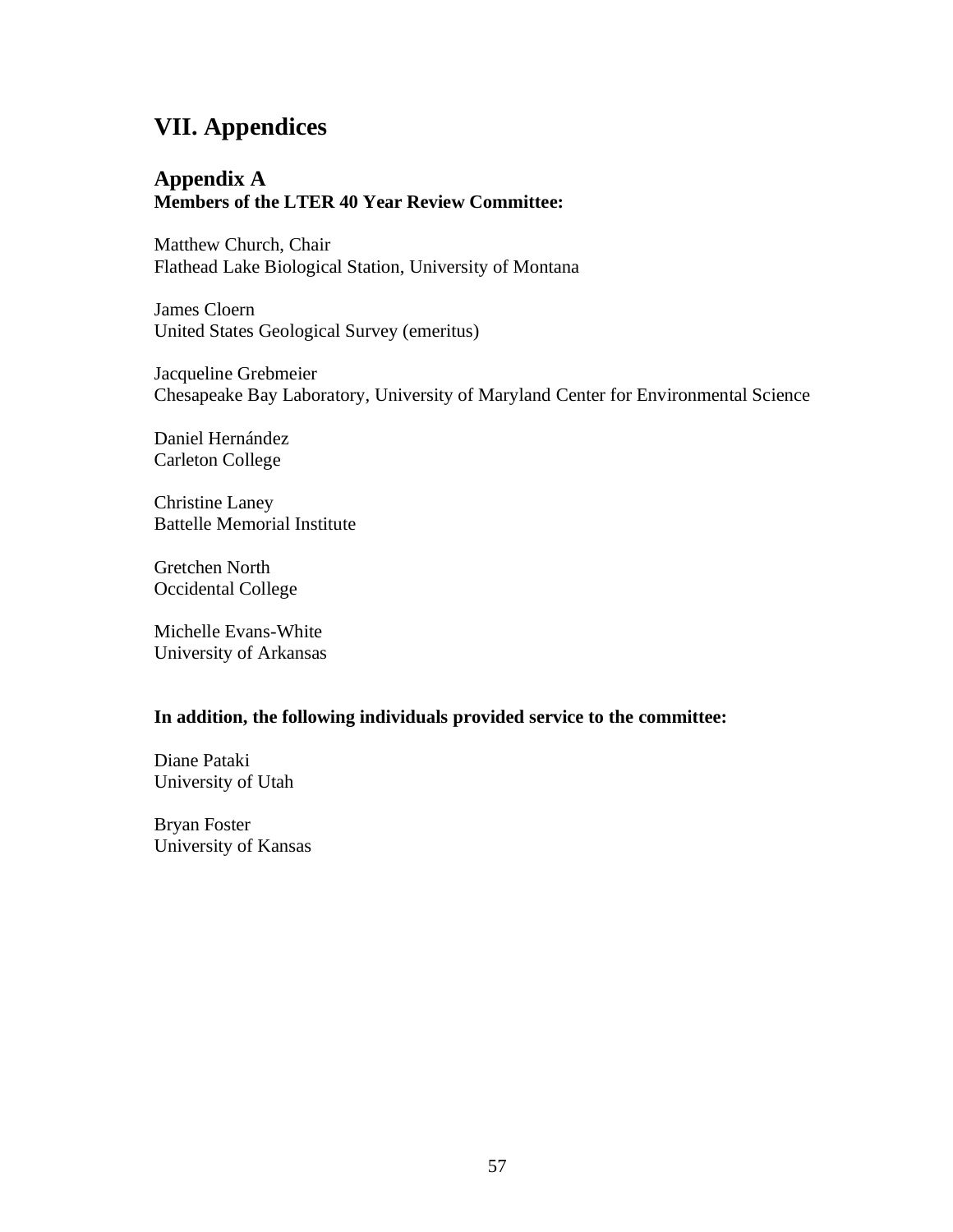# VII. Appendices

## Appendix A

**Members of the LTER 40 Year Review Committee:**

Matthew Church, Chair
Flathead Lake Biological Station, University of Montana

James Cloern
United States Geological Survey (emeritus)

Jacqueline Grebmeier
Chesapeake Bay Laboratory, University of Maryland Center for Environmental Science

Daniel Hernández
Carleton College

Christine Laney
Battelle Memorial Institute

Gretchen North
Occidental College

Michelle Evans-White
University of Arkansas

**In addition, the following individuals provided service to the committee:**

Diane Pataki
University of Utah

Bryan Foster
University of Kansas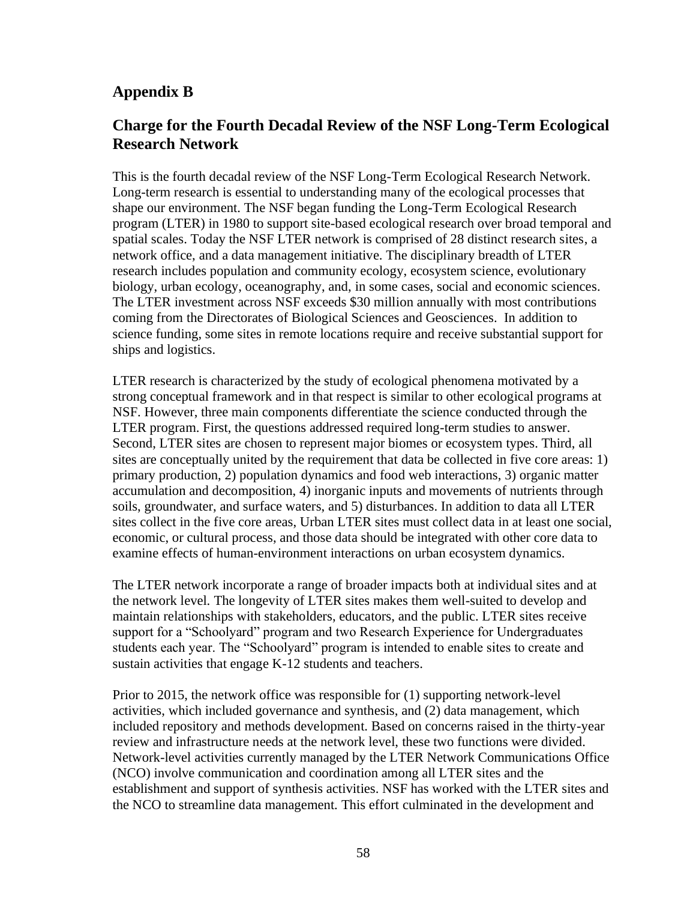## Appendix B

## Charge for the Fourth Decadal Review of the NSF Long-Term Ecological Research Network

This is the fourth decadal review of the NSF Long-Term Ecological Research Network. Long-term research is essential to understanding many of the ecological processes that shape our environment. The NSF began funding the Long-Term Ecological Research program (LTER) in 1980 to support site-based ecological research over broad temporal and spatial scales. Today the NSF LTER network is comprised of 28 distinct research sites, a network office, and a data management initiative. The disciplinary breadth of LTER research includes population and community ecology, ecosystem science, evolutionary biology, urban ecology, oceanography, and, in some cases, social and economic sciences. The LTER investment across NSF exceeds $30 million annually with most contributions coming from the Directorates of Biological Sciences and Geosciences. In addition to science funding, some sites in remote locations require and receive substantial support for ships and logistics.

LTER research is characterized by the study of ecological phenomena motivated by a strong conceptual framework and in that respect is similar to other ecological programs at NSF. However, three main components differentiate the science conducted through the LTER program. First, the questions addressed required long-term studies to answer. Second, LTER sites are chosen to represent major biomes or ecosystem types. Third, all sites are conceptually united by the requirement that data be collected in five core areas: 1) primary production, 2) population dynamics and food web interactions, 3) organic matter accumulation and decomposition, 4) inorganic inputs and movements of nutrients through soils, groundwater, and surface waters, and 5) disturbances. In addition to data all LTER sites collect in the five core areas, Urban LTER sites must collect data in at least one social, economic, or cultural process, and those data should be integrated with other core data to examine effects of human-environment interactions on urban ecosystem dynamics.

The LTER network incorporate a range of broader impacts both at individual sites and at the network level. The longevity of LTER sites makes them well-suited to develop and maintain relationships with stakeholders, educators, and the public. LTER sites receive support for a "Schoolyard" program and two Research Experience for Undergraduates students each year. The "Schoolyard" program is intended to enable sites to create and sustain activities that engage K-12 students and teachers.

Prior to 2015, the network office was responsible for (1) supporting network-level activities, which included governance and synthesis, and (2) data management, which included repository and methods development. Based on concerns raised in the thirty-year review and infrastructure needs at the network level, these two functions were divided. Network-level activities currently managed by the LTER Network Communications Office (NCO) involve communication and coordination among all LTER sites and the establishment and support of synthesis activities. NSF has worked with the LTER sites and the NCO to streamline data management. This effort culminated in the development and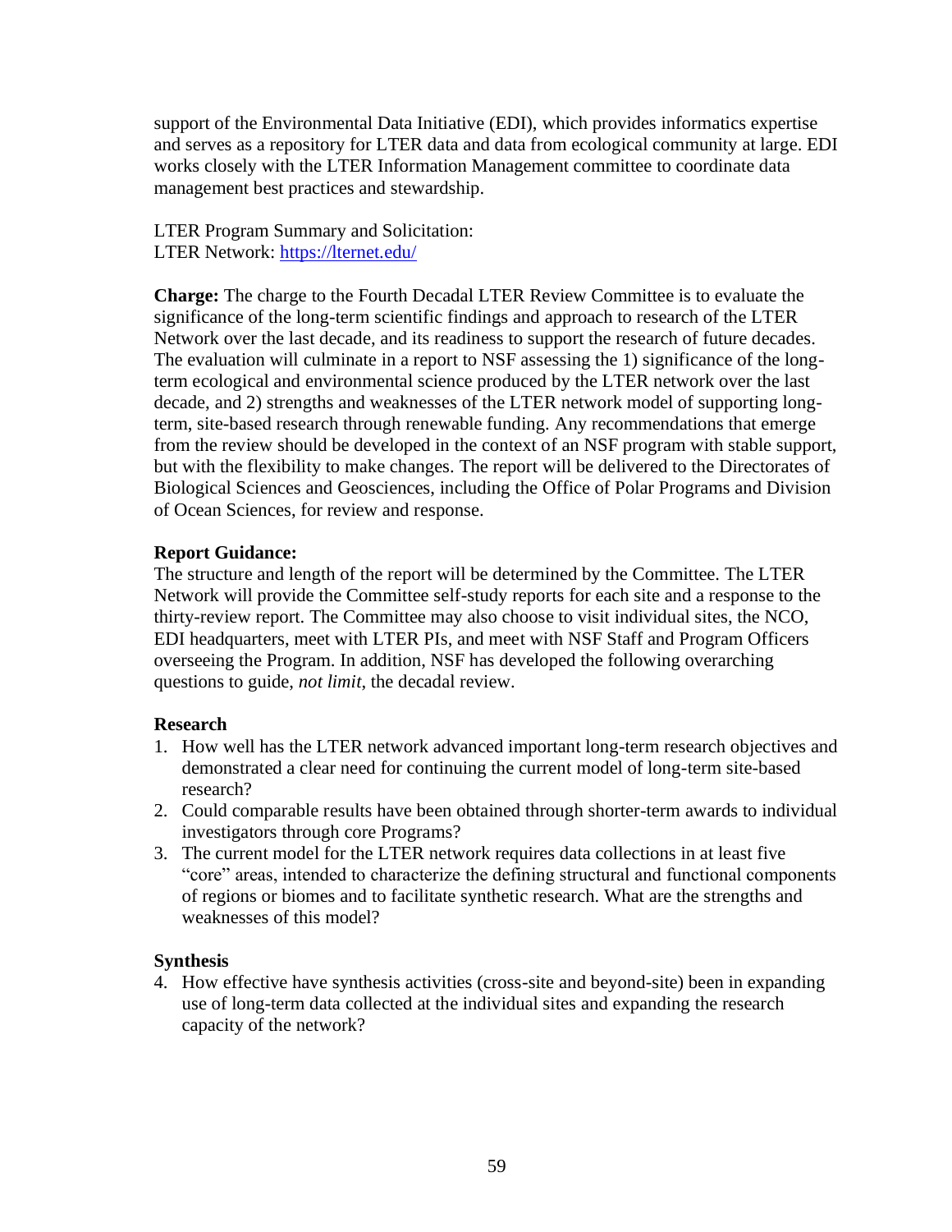support of the Environmental Data Initiative (EDI), which provides informatics expertise and serves as a repository for LTER data and data from ecological community at large. EDI works closely with the LTER Information Management committee to coordinate data management best practices and stewardship.

LTER Program Summary and Solicitation:
LTER Network: [https://lternet.edu/](https://lternet.edu/)

**Charge:** The charge to the Fourth Decadal LTER Review Committee is to evaluate the significance of the long-term scientific findings and approach to research of the LTER Network over the last decade, and its readiness to support the research of future decades. The evaluation will culminate in a report to NSF assessing the 1) significance of the long-term ecological and environmental science produced by the LTER network over the last decade, and 2) strengths and weaknesses of the LTER network model of supporting long-term, site-based research through renewable funding. Any recommendations that emerge from the review should be developed in the context of an NSF program with stable support, but with the flexibility to make changes. The report will be delivered to the Directorates of Biological Sciences and Geosciences, including the Office of Polar Programs and Division of Ocean Sciences, for review and response.

**Report Guidance:**
The structure and length of the report will be determined by the Committee. The LTER Network will provide the Committee self-study reports for each site and a response to the thirty-review report. The Committee may also choose to visit individual sites, the NCO, EDI headquarters, meet with LTER PIs, and meet with NSF Staff and Program Officers overseeing the Program. In addition, NSF has developed the following overarching questions to guide, *not limit*, the decadal review.

**Research**

1. How well has the LTER network advanced important long-term research objectives and demonstrated a clear need for continuing the current model of long-term site-based research?
2. Could comparable results have been obtained through shorter-term awards to individual investigators through core Programs?
3. The current model for the LTER network requires data collections in at least five "core" areas, intended to characterize the defining structural and functional components of regions or biomes and to facilitate synthetic research. What are the strengths and weaknesses of this model?

**Synthesis**

4. How effective have synthesis activities (cross-site and beyond-site) been in expanding use of long-term data collected at the individual sites and expanding the research capacity of the network?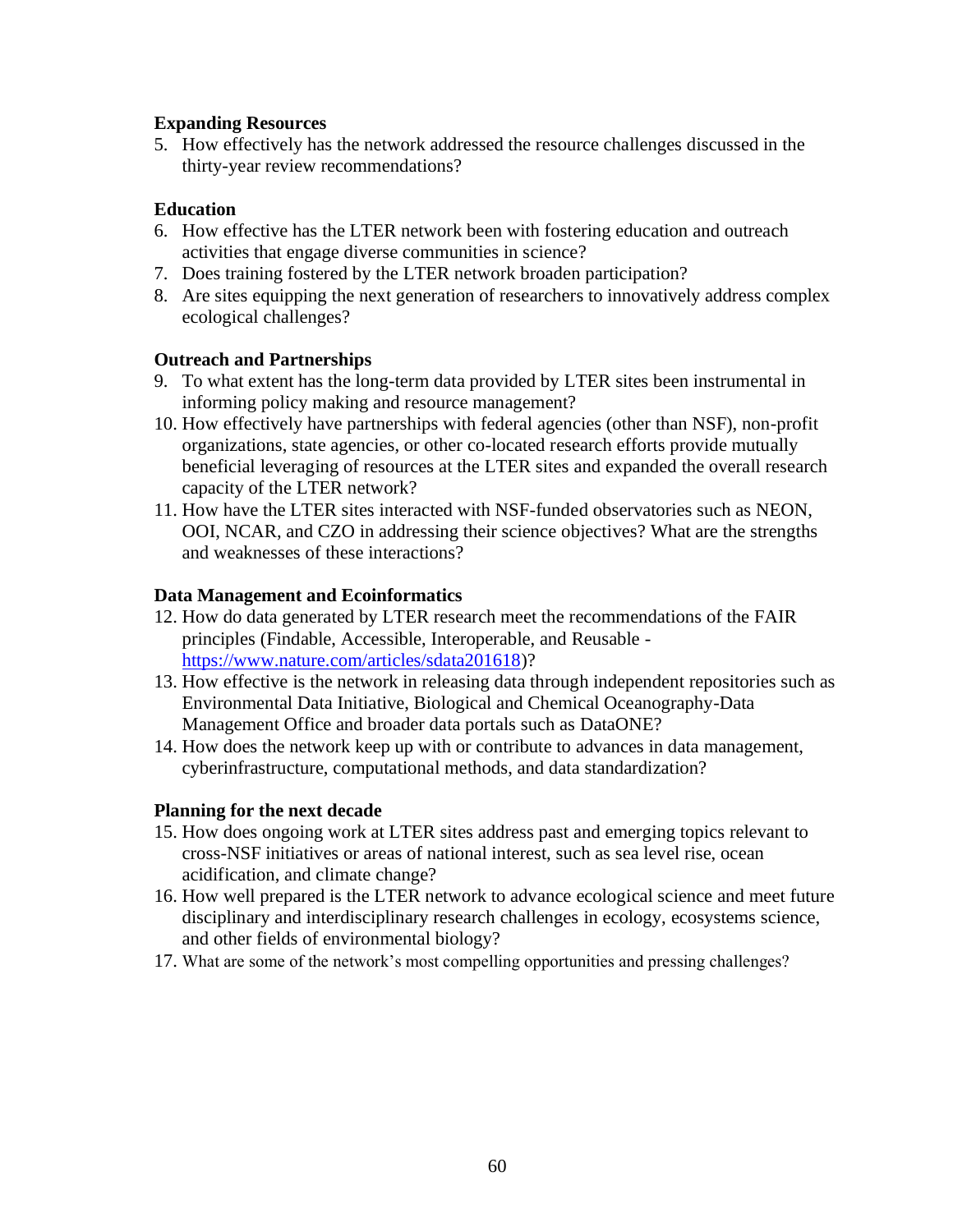**Expanding Resources**

5. How effectively has the network addressed the resource challenges discussed in the thirty-year review recommendations?

**Education**

6. How effective has the LTER network been with fostering education and outreach activities that engage diverse communities in science?
7. Does training fostered by the LTER network broaden participation?
8. Are sites equipping the next generation of researchers to innovatively address complex ecological challenges?

**Outreach and Partnerships**

9. To what extent has the long-term data provided by LTER sites been instrumental in informing policy making and resource management?
10. How effectively have partnerships with federal agencies (other than NSF), non-profit organizations, state agencies, or other co-located research efforts provide mutually beneficial leveraging of resources at the LTER sites and expanded the overall research capacity of the LTER network?
11. How have the LTER sites interacted with NSF-funded observatories such as NEON, OOI, NCAR, and CZO in addressing their science objectives? What are the strengths and weaknesses of these interactions?

**Data Management and Ecoinformatics**

12. How do data generated by LTER research meet the recommendations of the FAIR principles (Findable, Accessible, Interoperable, and Reusable - https://www.nature.com/articles/sdata201618)?
13. How effective is the network in releasing data through independent repositories such as Environmental Data Initiative, Biological and Chemical Oceanography-Data Management Office and broader data portals such as DataONE?
14. How does the network keep up with or contribute to advances in data management, cyberinfrastructure, computational methods, and data standardization?

**Planning for the next decade**

15. How does ongoing work at LTER sites address past and emerging topics relevant to cross-NSF initiatives or areas of national interest, such as sea level rise, ocean acidification, and climate change?
16. How well prepared is the LTER network to advance ecological science and meet future disciplinary and interdisciplinary research challenges in ecology, ecosystems science, and other fields of environmental biology?
17. What are some of the network's most compelling opportunities and pressing challenges?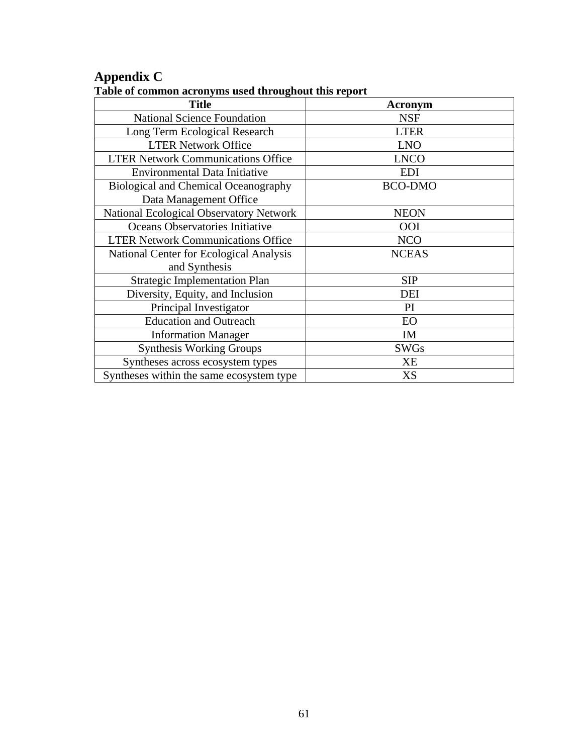# Appendix C

**Table of common acronyms used throughout this report**

| Title | Acronym |
|---|---|
| National Science Foundation | NSF |
| Long Term Ecological Research | LTER |
| LTER Network Office | LNO |
| LTER Network Communications Office | LNCO |
| Environmental Data Initiative | EDI |
| Biological and Chemical Oceanography Data Management Office | BCO-DMO |
| National Ecological Observatory Network | NEON |
| Oceans Observatories Initiative | OOI |
| LTER Network Communications Office | NCO |
| National Center for Ecological Analysis and Synthesis | NCEAS |
| Strategic Implementation Plan | SIP |
| Diversity, Equity, and Inclusion | DEI |
| Principal Investigator | PI |
| Education and Outreach | EO |
| Information Manager | IM |
| Synthesis Working Groups | SWGs |
| Syntheses across ecosystem types | XE |
| Syntheses within the same ecosystem type | XS |